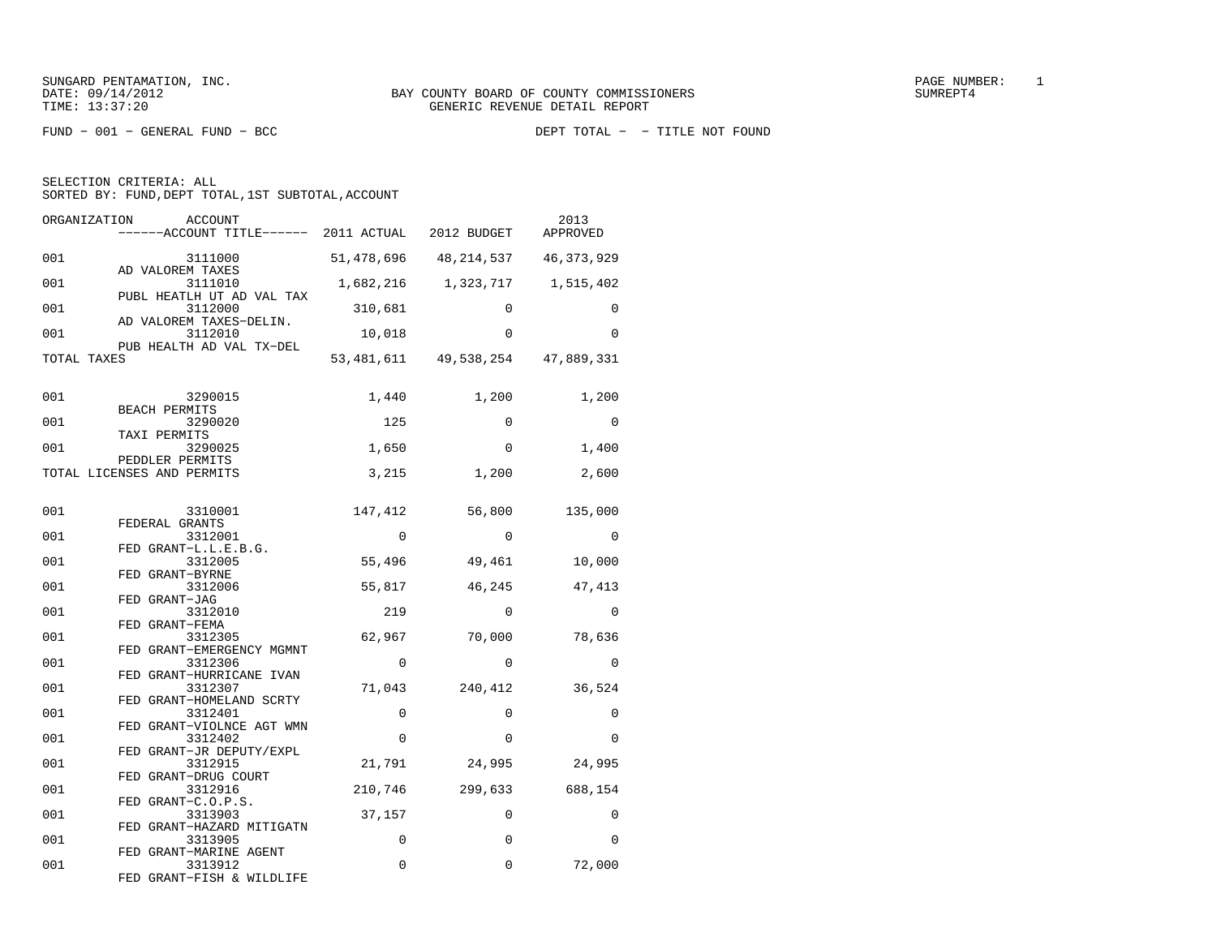SUNGARD PENTAMATION, INC.
DATE: 09/14/2012
TIME: 13:37:20

BAY COUNTY BOARD OF COUNTY COMMISSIONERS
GENERIC REVENUE DETAIL REPORT

PAGE NUMBER: 1
SUMREPT4

FUND - 001 - GENERAL FUND - BCC

DEPT TOTAL - - TITLE NOT FOUND

SELECTION CRITERIA: ALL
SORTED BY: FUND,DEPT TOTAL,1ST SUBTOTAL,ACCOUNT

| ORGANIZATION | ACCOUNT / ACCOUNT TITLE | 2011 ACTUAL | 2012 BUDGET | 2013 APPROVED |
|---|---|---|---|---|
| 001 | 3111000 AD VALOREM TAXES | 51,478,696 | 48,214,537 | 46,373,929 |
| 001 | 3111010 PUBL HEATLH UT AD VAL TAX | 1,682,216 | 1,323,717 | 1,515,402 |
| 001 | 3112000 AD VALOREM TAXES-DELIN. | 310,681 | 0 | 0 |
| 001 | 3112010 PUB HEALTH AD VAL TX-DEL | 10,018 | 0 | 0 |
| TOTAL TAXES | | 53,481,611 | 49,538,254 | 47,889,331 |
| 001 | 3290015 BEACH PERMITS | 1,440 | 1,200 | 1,200 |
| 001 | 3290020 TAXI PERMITS | 125 | 0 | 0 |
| 001 | 3290025 PEDDLER PERMITS | 1,650 | 0 | 1,400 |
| TOTAL LICENSES AND PERMITS | | 3,215 | 1,200 | 2,600 |
| 001 | 3310001 FEDERAL GRANTS | 147,412 | 56,800 | 135,000 |
| 001 | 3312001 FED GRANT-L.L.E.B.G. | 0 | 0 | 0 |
| 001 | 3312005 FED GRANT-BYRNE | 55,496 | 49,461 | 10,000 |
| 001 | 3312006 FED GRANT-JAG | 55,817 | 46,245 | 47,413 |
| 001 | 3312010 FED GRANT-FEMA | 219 | 0 | 0 |
| 001 | 3312305 FED GRANT-EMERGENCY MGMNT | 62,967 | 70,000 | 78,636 |
| 001 | 3312306 FED GRANT-HURRICANE IVAN | 0 | 0 | 0 |
| 001 | 3312307 FED GRANT-HOMELAND SCRTY | 71,043 | 240,412 | 36,524 |
| 001 | 3312401 FED GRANT-VIOLNCE AGT WMN | 0 | 0 | 0 |
| 001 | 3312402 FED GRANT-JR DEPUTY/EXPL | 0 | 0 | 0 |
| 001 | 3312915 FED GRANT-DRUG COURT | 21,791 | 24,995 | 24,995 |
| 001 | 3312916 FED GRANT-C.O.P.S. | 210,746 | 299,633 | 688,154 |
| 001 | 3313903 FED GRANT-HAZARD MITIGATN | 37,157 | 0 | 0 |
| 001 | 3313905 FED GRANT-MARINE AGENT | 0 | 0 | 0 |
| 001 | 3313912 FED GRANT-FISH & WILDLIFE | 0 | 0 | 72,000 |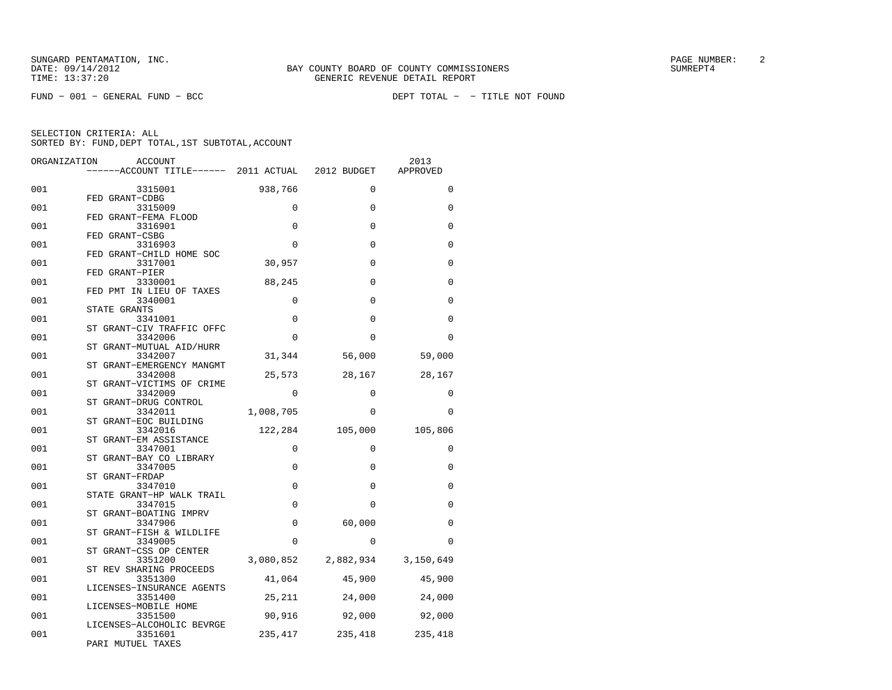SUNGARD PENTAMATION, INC.
DATE: 09/14/2012
TIME: 13:37:20

BAY COUNTY BOARD OF COUNTY COMMISSIONERS
GENERIC REVENUE DETAIL REPORT

SUMREPT4

FUND − 001 − GENERAL FUND − BCC

DEPT TOTAL − − TITLE NOT FOUND

SELECTION CRITERIA: ALL
SORTED BY: FUND,DEPT TOTAL,1ST SUBTOTAL,ACCOUNT

| ORGANIZATION | ACCOUNT / ACCOUNT TITLE | 2011 ACTUAL | 2012 BUDGET | 2013 APPROVED |
|---|---|---|---|---|
| 001 | 3315001 FED GRANT−CDBG | 938,766 | 0 | 0 |
| 001 | 3315009 FED GRANT−FEMA FLOOD | 0 | 0 | 0 |
| 001 | 3316901 FED GRANT−CSBG | 0 | 0 | 0 |
| 001 | 3316903 FED GRANT−CHILD HOME SOC | 0 | 0 | 0 |
| 001 | 3317001 FED GRANT−PIER | 30,957 | 0 | 0 |
| 001 | 3330001 FED PMT IN LIEU OF TAXES | 88,245 | 0 | 0 |
| 001 | 3340001 STATE GRANTS | 0 | 0 | 0 |
| 001 | 3341001 ST GRANT−CIV TRAFFIC OFFC | 0 | 0 | 0 |
| 001 | 3342006 ST GRANT−MUTUAL AID/HURR | 0 | 0 | 0 |
| 001 | 3342007 ST GRANT−EMERGENCY MANGMT | 31,344 | 56,000 | 59,000 |
| 001 | 3342008 ST GRANT−VICTIMS OF CRIME | 25,573 | 28,167 | 28,167 |
| 001 | 3342009 ST GRANT−DRUG CONTROL | 0 | 0 | 0 |
| 001 | 3342011 ST GRANT−EOC BUILDING | 1,008,705 | 0 | 0 |
| 001 | 3342016 ST GRANT−EM ASSISTANCE | 122,284 | 105,000 | 105,806 |
| 001 | 3347001 ST GRANT−BAY CO LIBRARY | 0 | 0 | 0 |
| 001 | 3347005 ST GRANT−FRDAP | 0 | 0 | 0 |
| 001 | 3347010 STATE GRANT−HP WALK TRAIL | 0 | 0 | 0 |
| 001 | 3347015 ST GRANT−BOATING IMPRV | 0 | 0 | 0 |
| 001 | 3347906 ST GRANT−FISH & WILDLIFE | 0 | 60,000 | 0 |
| 001 | 3349005 ST GRANT−CSS OP CENTER | 0 | 0 | 0 |
| 001 | 3351200 ST REV SHARING PROCEEDS | 3,080,852 | 2,882,934 | 3,150,649 |
| 001 | 3351300 LICENSES−INSURANCE AGENTS | 41,064 | 45,900 | 45,900 |
| 001 | 3351400 LICENSES−MOBILE HOME | 25,211 | 24,000 | 24,000 |
| 001 | 3351500 LICENSES−ALCOHOLIC BEVRGE | 90,916 | 92,000 | 92,000 |
| 001 | 3351601 PARI MUTUEL TAXES | 235,417 | 235,418 | 235,418 |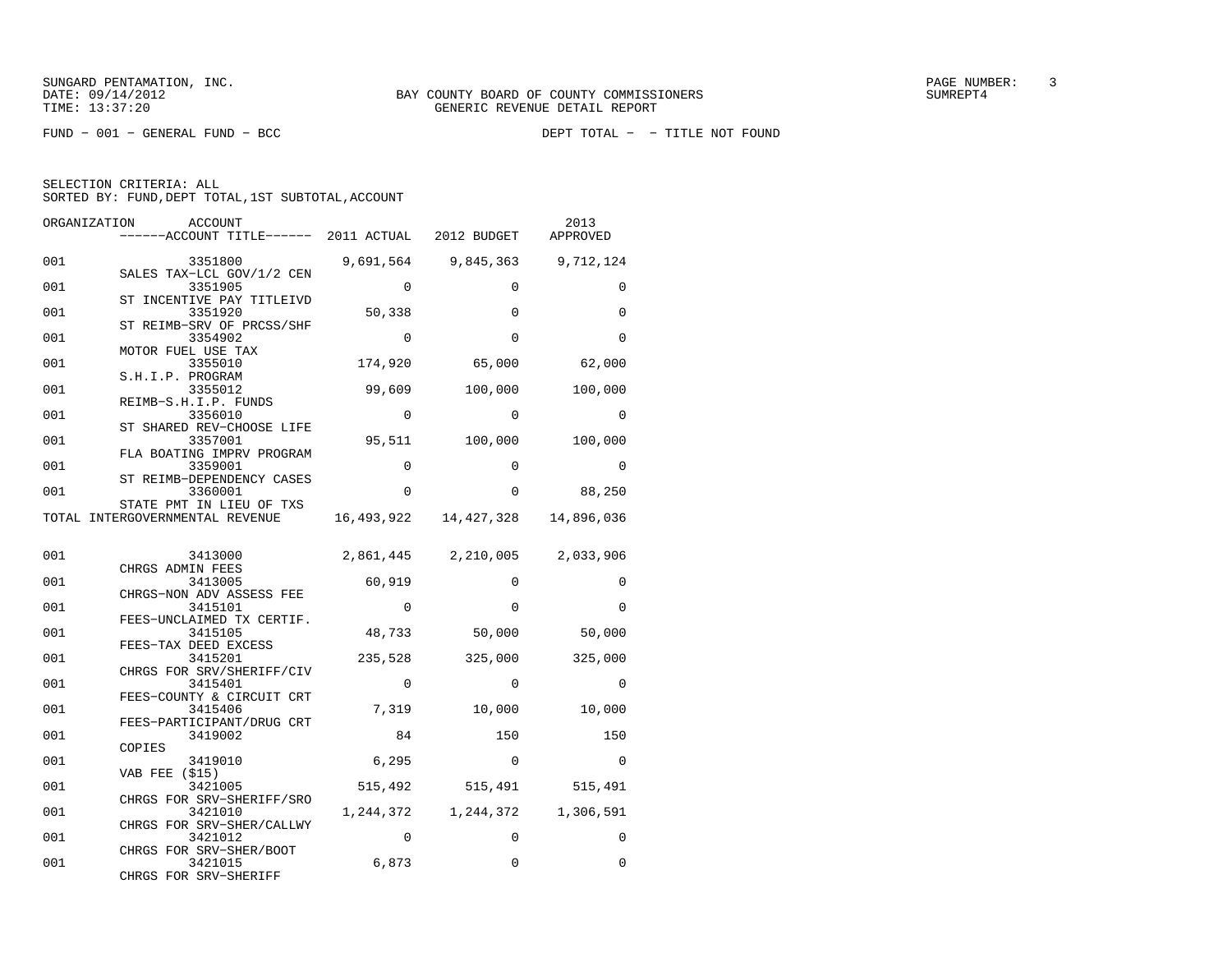SUNGARD PENTAMATION, INC.
DATE: 09/14/2012
TIME: 13:37:20

BAY COUNTY BOARD OF COUNTY COMMISSIONERS
GENERIC REVENUE DETAIL REPORT

SUMREPT4

FUND - 001 - GENERAL FUND - BCC

DEPT TOTAL - - TITLE NOT FOUND

SELECTION CRITERIA: ALL
SORTED BY: FUND,DEPT TOTAL,1ST SUBTOTAL,ACCOUNT

| ORGANIZATION | ACCOUNT / ------ACCOUNT TITLE------ | 2011 ACTUAL | 2012 BUDGET | 2013 APPROVED |
|---|---|---|---|---|
| 001 | 3351800 SALES TAX-LCL GOV/1/2 CEN | 9,691,564 | 9,845,363 | 9,712,124 |
| 001 | 3351905 ST INCENTIVE PAY TITLEIVD | 0 | 0 | 0 |
| 001 | 3351920 ST REIMB-SRV OF PRCSS/SHF | 50,338 | 0 | 0 |
| 001 | 3354902 MOTOR FUEL USE TAX | 0 | 0 | 0 |
| 001 | 3355010 S.H.I.P. PROGRAM | 174,920 | 65,000 | 62,000 |
| 001 | 3355012 REIMB-S.H.I.P. FUNDS | 99,609 | 100,000 | 100,000 |
| 001 | 3356010 ST SHARED REV-CHOOSE LIFE | 0 | 0 | 0 |
| 001 | 3357001 FLA BOATING IMPRV PROGRAM | 95,511 | 100,000 | 100,000 |
| 001 | 3359001 ST REIMB-DEPENDENCY CASES | 0 | 0 | 0 |
| 001 | 3360001 STATE PMT IN LIEU OF TXS | 0 | 0 | 88,250 |
| TOTAL INTERGOVERNMENTAL REVENUE | | 16,493,922 | 14,427,328 | 14,896,036 |
| | | | | |
| 001 | 3413000 CHRGS ADMIN FEES | 2,861,445 | 2,210,005 | 2,033,906 |
| 001 | 3413005 CHRGS-NON ADV ASSESS FEE | 60,919 | 0 | 0 |
| 001 | 3415101 FEES-UNCLAIMED TX CERTIF. | 0 | 0 | 0 |
| 001 | 3415105 FEES-TAX DEED EXCESS | 48,733 | 50,000 | 50,000 |
| 001 | 3415201 CHRGS FOR SRV/SHERIFF/CIV | 235,528 | 325,000 | 325,000 |
| 001 | 3415401 FEES-COUNTY & CIRCUIT CRT | 0 | 0 | 0 |
| 001 | 3415406 FEES-PARTICIPANT/DRUG CRT | 7,319 | 10,000 | 10,000 |
| 001 | 3419002 COPIES | 84 | 150 | 150 |
| 001 | 3419010 VAB FEE ($15) | 6,295 | 0 | 0 |
| 001 | 3421005 CHRGS FOR SRV-SHERIFF/SRO | 515,492 | 515,491 | 515,491 |
| 001 | 3421010 CHRGS FOR SRV-SHER/CALLWY | 1,244,372 | 1,244,372 | 1,306,591 |
| 001 | 3421012 CHRGS FOR SRV-SHER/BOOT | 0 | 0 | 0 |
| 001 | 3421015 CHRGS FOR SRV-SHERIFF | 6,873 | 0 | 0 |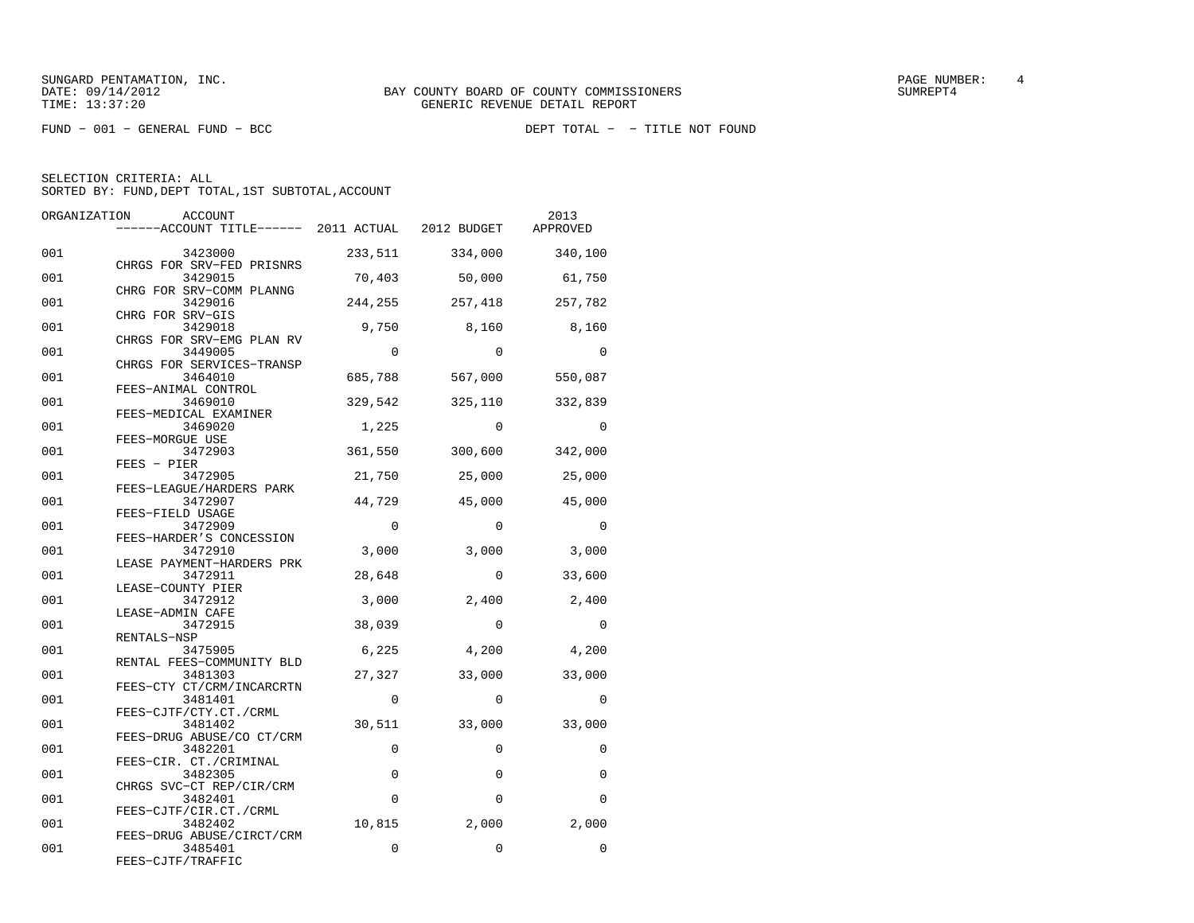SUNGARD PENTAMATION, INC.
DATE: 09/14/2012
TIME: 13:37:20

BAY COUNTY BOARD OF COUNTY COMMISSIONERS
GENERIC REVENUE DETAIL REPORT

SUMREPT4

FUND − 001 − GENERAL FUND − BCC

DEPT TOTAL − − TITLE NOT FOUND

SELECTION CRITERIA: ALL
SORTED BY: FUND,DEPT TOTAL,1ST SUBTOTAL,ACCOUNT

| ORGANIZATION | ACCOUNT / ACCOUNT TITLE | 2011 ACTUAL | 2012 BUDGET | 2013 APPROVED |
|---|---|---|---|---|
| 001 | 3423000 CHRGS FOR SRV−FED PRISNRS | 233,511 | 334,000 | 340,100 |
| 001 | 3429015 CHRG FOR SRV−COMM PLANNG | 70,403 | 50,000 | 61,750 |
| 001 | 3429016 CHRG FOR SRV−GIS | 244,255 | 257,418 | 257,782 |
| 001 | 3429018 CHRGS FOR SRV−EMG PLAN RV | 9,750 | 8,160 | 8,160 |
| 001 | 3449005 CHRGS FOR SERVICES−TRANSP | 0 | 0 | 0 |
| 001 | 3464010 FEES−ANIMAL CONTROL | 685,788 | 567,000 | 550,087 |
| 001 | 3469010 FEES−MEDICAL EXAMINER | 329,542 | 325,110 | 332,839 |
| 001 | 3469020 FEES−MORGUE USE | 1,225 | 0 | 0 |
| 001 | 3472903 FEES − PIER | 361,550 | 300,600 | 342,000 |
| 001 | 3472905 FEES−LEAGUE/HARDERS PARK | 21,750 | 25,000 | 25,000 |
| 001 | 3472907 FEES−FIELD USAGE | 44,729 | 45,000 | 45,000 |
| 001 | 3472909 FEES−HARDER'S CONCESSION | 0 | 0 | 0 |
| 001 | 3472910 LEASE PAYMENT−HARDERS PRK | 3,000 | 3,000 | 3,000 |
| 001 | 3472911 LEASE−COUNTY PIER | 28,648 | 0 | 33,600 |
| 001 | 3472912 LEASE−ADMIN CAFE | 3,000 | 2,400 | 2,400 |
| 001 | 3472915 RENTALS−NSP | 38,039 | 0 | 0 |
| 001 | 3475905 RENTAL FEES−COMMUNITY BLD | 6,225 | 4,200 | 4,200 |
| 001 | 3481303 FEES−CTY CT/CRM/INCARCRTN | 27,327 | 33,000 | 33,000 |
| 001 | 3481401 FEES−CJTF/CTY.CT./CRML | 0 | 0 | 0 |
| 001 | 3481402 FEES−DRUG ABUSE/CO CT/CRM | 30,511 | 33,000 | 33,000 |
| 001 | 3482201 FEES−CIR. CT./CRIMINAL | 0 | 0 | 0 |
| 001 | 3482305 CHRGS SVC−CT REP/CIR/CRM | 0 | 0 | 0 |
| 001 | 3482401 FEES−CJTF/CIR.CT./CRML | 0 | 0 | 0 |
| 001 | 3482402 FEES−DRUG ABUSE/CIRCT/CRM | 10,815 | 2,000 | 2,000 |
| 001 | 3485401 FEES−CJTF/TRAFFIC | 0 | 0 | 0 |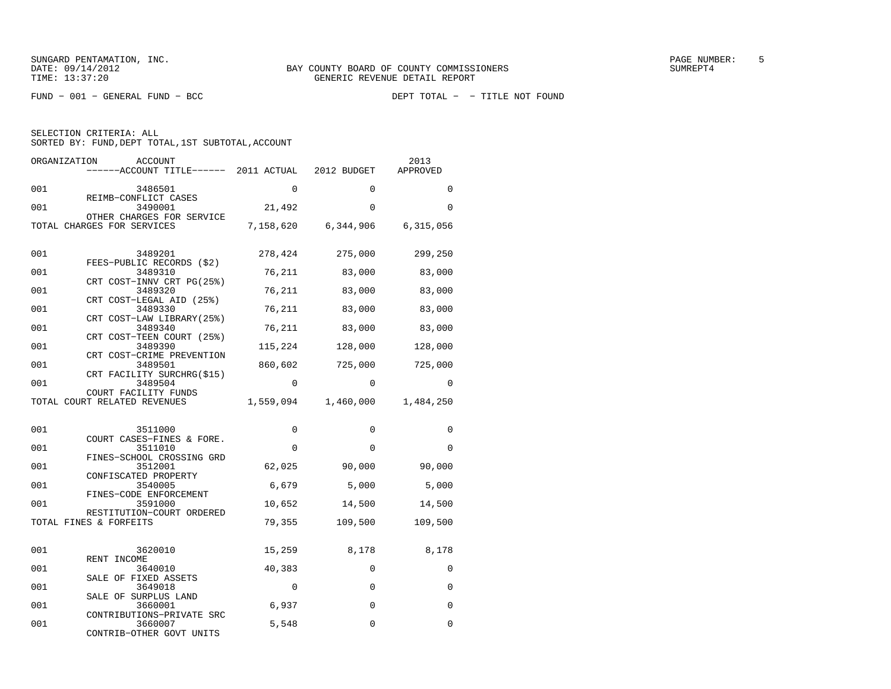SUNGARD PENTAMATION, INC.
DATE: 09/14/2012
TIME: 13:37:20

BAY COUNTY BOARD OF COUNTY COMMISSIONERS
GENERIC REVENUE DETAIL REPORT

SUMREPT4

FUND − 001 − GENERAL FUND − BCC

DEPT TOTAL − − TITLE NOT FOUND

SELECTION CRITERIA: ALL
SORTED BY: FUND,DEPT TOTAL,1ST SUBTOTAL,ACCOUNT

| ORGANIZATION | ACCOUNT / ACCOUNT TITLE | 2011 ACTUAL | 2012 BUDGET | 2013 APPROVED |
|---|---|---|---|---|
| 001 | 3486501 REIMB−CONFLICT CASES | 0 | 0 | 0 |
| 001 | 3490001 OTHER CHARGES FOR SERVICE | 21,492 | 0 | 0 |
| TOTAL CHARGES FOR SERVICES | | 7,158,620 | 6,344,906 | 6,315,056 |
| 001 | 3489201 FEES−PUBLIC RECORDS ($2) | 278,424 | 275,000 | 299,250 |
| 001 | 3489310 CRT COST−INNV CRT PG(25%) | 76,211 | 83,000 | 83,000 |
| 001 | 3489320 CRT COST−LEGAL AID (25%) | 76,211 | 83,000 | 83,000 |
| 001 | 3489330 CRT COST−LAW LIBRARY(25%) | 76,211 | 83,000 | 83,000 |
| 001 | 3489340 CRT COST−TEEN COURT (25%) | 76,211 | 83,000 | 83,000 |
| 001 | 3489390 CRT COST−CRIME PREVENTION | 115,224 | 128,000 | 128,000 |
| 001 | 3489501 CRT FACILITY SURCHRG($15) | 860,602 | 725,000 | 725,000 |
| 001 | 3489504 COURT FACILITY FUNDS | 0 | 0 | 0 |
| TOTAL COURT RELATED REVENUES | | 1,559,094 | 1,460,000 | 1,484,250 |
| 001 | 3511000 COURT CASES−FINES & FORE. | 0 | 0 | 0 |
| 001 | 3511010 FINES−SCHOOL CROSSING GRD | 0 | 0 | 0 |
| 001 | 3512001 CONFISCATED PROPERTY | 62,025 | 90,000 | 90,000 |
| 001 | 3540005 FINES−CODE ENFORCEMENT | 6,679 | 5,000 | 5,000 |
| 001 | 3591000 RESTITUTION−COURT ORDERED | 10,652 | 14,500 | 14,500 |
| TOTAL FINES & FORFEITS | | 79,355 | 109,500 | 109,500 |
| 001 | 3620010 RENT INCOME | 15,259 | 8,178 | 8,178 |
| 001 | 3640010 SALE OF FIXED ASSETS | 40,383 | 0 | 0 |
| 001 | 3649018 SALE OF SURPLUS LAND | 0 | 0 | 0 |
| 001 | 3660001 CONTRIBUTIONS−PRIVATE SRC | 6,937 | 0 | 0 |
| 001 | 3660007 CONTRIB−OTHER GOVT UNITS | 5,548 | 0 | 0 |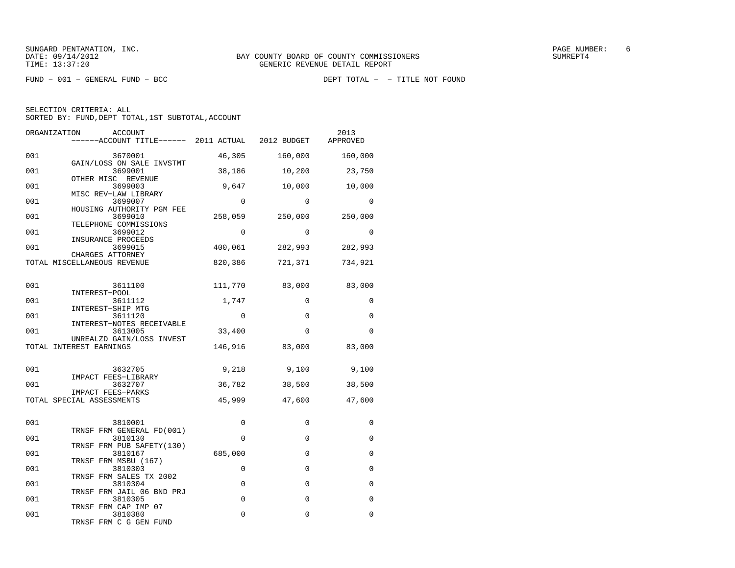SUNGARD PENTAMATION, INC.
DATE: 09/14/2012
TIME: 13:37:20

BAY COUNTY BOARD OF COUNTY COMMISSIONERS
GENERIC REVENUE DETAIL REPORT

PAGE NUMBER: 6
SUMREPT4

FUND - 001 - GENERAL FUND - BCC

DEPT TOTAL - - TITLE NOT FOUND

SELECTION CRITERIA: ALL
SORTED BY: FUND,DEPT TOTAL,1ST SUBTOTAL,ACCOUNT

| ORGANIZATION | ACCOUNT / ACCOUNT TITLE | 2011 ACTUAL | 2012 BUDGET | 2013 APPROVED |
|---|---|---|---|---|
| 001 | 3670001 GAIN/LOSS ON SALE INVSTMT | 46,305 | 160,000 | 160,000 |
| 001 | 3699001 OTHER MISC REVENUE | 38,186 | 10,200 | 23,750 |
| 001 | 3699003 MISC REV-LAW LIBRARY | 9,647 | 10,000 | 10,000 |
| 001 | 3699007 HOUSING AUTHORITY PGM FEE | 0 | 0 | 0 |
| 001 | 3699010 TELEPHONE COMMISSIONS | 258,059 | 250,000 | 250,000 |
| 001 | 3699012 INSURANCE PROCEEDS | 0 | 0 | 0 |
| 001 | 3699015 CHARGES ATTORNEY | 400,061 | 282,993 | 282,993 |
| TOTAL MISCELLANEOUS REVENUE | | 820,386 | 721,371 | 734,921 |
| 001 | 3611100 INTEREST-POOL | 111,770 | 83,000 | 83,000 |
| 001 | 3611112 INTEREST-SHIP MTG | 1,747 | 0 | 0 |
| 001 | 3611120 INTEREST-NOTES RECEIVABLE | 0 | 0 | 0 |
| 001 | 3613005 UNREALZD GAIN/LOSS INVEST | 33,400 | 0 | 0 |
| TOTAL INTEREST EARNINGS | | 146,916 | 83,000 | 83,000 |
| 001 | 3632705 IMPACT FEES-LIBRARY | 9,218 | 9,100 | 9,100 |
| 001 | 3632707 IMPACT FEES-PARKS | 36,782 | 38,500 | 38,500 |
| TOTAL SPECIAL ASSESSMENTS | | 45,999 | 47,600 | 47,600 |
| 001 | 3810001 TRNSF FRM GENERAL FD(001) | 0 | 0 | 0 |
| 001 | 3810130 TRNSF FRM PUB SAFETY(130) | 0 | 0 | 0 |
| 001 | 3810167 TRNSF FRM MSBU (167) | 685,000 | 0 | 0 |
| 001 | 3810303 TRNSF FRM SALES TX 2002 | 0 | 0 | 0 |
| 001 | 3810304 TRNSF FRM JAIL 06 BND PRJ | 0 | 0 | 0 |
| 001 | 3810305 TRNSF FRM CAP IMP 07 | 0 | 0 | 0 |
| 001 | 3810380 TRNSF FRM C G GEN FUND | 0 | 0 | 0 |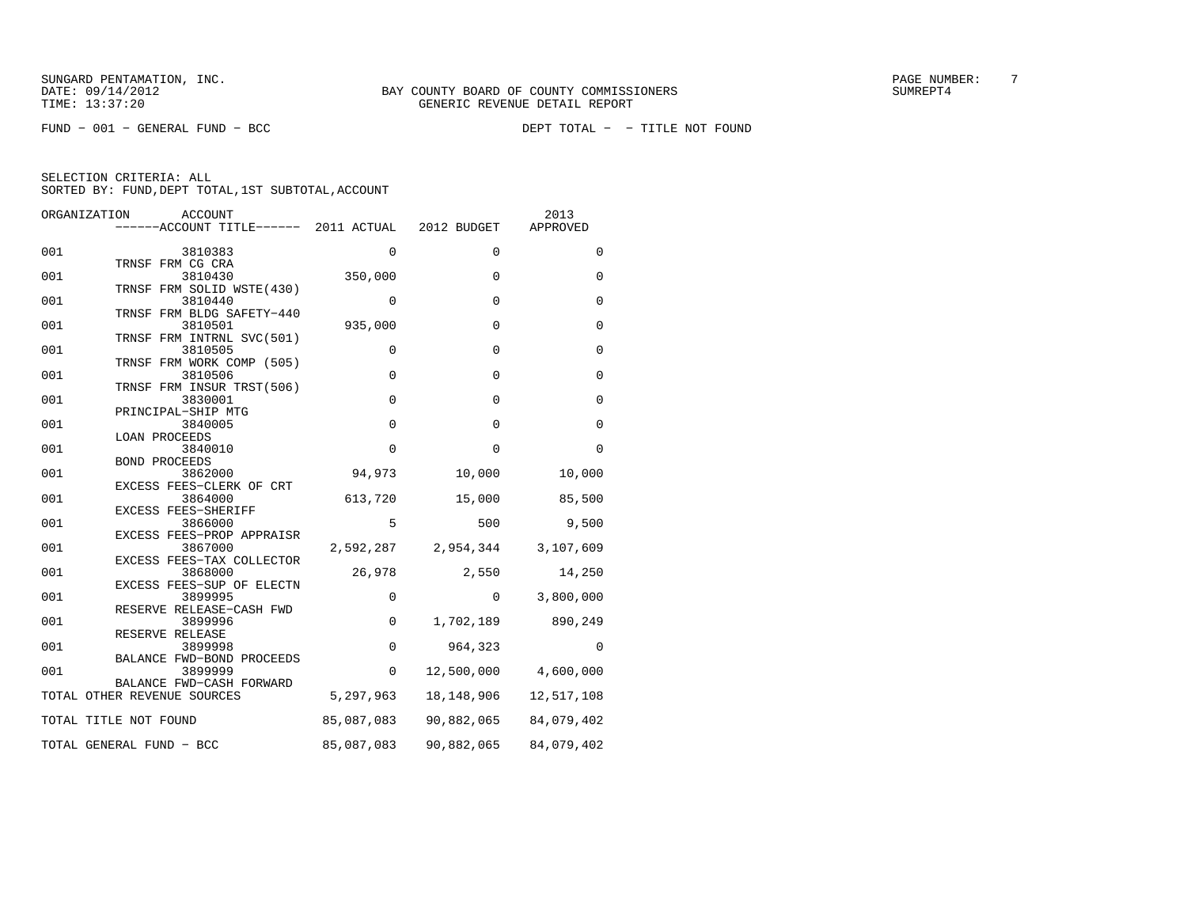SUNGARD PENTAMATION, INC.
DATE: 09/14/2012
TIME: 13:37:20

BAY COUNTY BOARD OF COUNTY COMMISSIONERS
GENERIC REVENUE DETAIL REPORT

PAGE NUMBER: 7
SUMREPT4

FUND - 001 - GENERAL FUND - BCC

DEPT TOTAL - - TITLE NOT FOUND

SELECTION CRITERIA: ALL
SORTED BY: FUND,DEPT TOTAL,1ST SUBTOTAL,ACCOUNT

| ORGANIZATION | ACCOUNT / ACCOUNT TITLE | 2011 ACTUAL | 2012 BUDGET | 2013 APPROVED |
|---|---|---|---|---|
| 001 | 3810383 TRNSF FRM CG CRA | 0 | 0 | 0 |
| 001 | 3810430 TRNSF FRM SOLID WSTE(430) | 350,000 | 0 | 0 |
| 001 | 3810440 TRNSF FRM BLDG SAFETY-440 | 0 | 0 | 0 |
| 001 | 3810501 TRNSF FRM INTRNL SVC(501) | 935,000 | 0 | 0 |
| 001 | 3810505 TRNSF FRM WORK COMP (505) | 0 | 0 | 0 |
| 001 | 3810506 TRNSF FRM INSUR TRST(506) | 0 | 0 | 0 |
| 001 | 3830001 PRINCIPAL-SHIP MTG | 0 | 0 | 0 |
| 001 | 3840005 LOAN PROCEEDS | 0 | 0 | 0 |
| 001 | 3840010 BOND PROCEEDS | 0 | 0 | 0 |
| 001 | 3862000 EXCESS FEES-CLERK OF CRT | 94,973 | 10,000 | 10,000 |
| 001 | 3864000 EXCESS FEES-SHERIFF | 613,720 | 15,000 | 85,500 |
| 001 | 3866000 EXCESS FEES-PROP APPRAISR | 5 | 500 | 9,500 |
| 001 | 3867000 EXCESS FEES-TAX COLLECTOR | 2,592,287 | 2,954,344 | 3,107,609 |
| 001 | 3868000 EXCESS FEES-SUP OF ELECTN | 26,978 | 2,550 | 14,250 |
| 001 | 3899995 RESERVE RELEASE-CASH FWD | 0 | 0 | 3,800,000 |
| 001 | 3899996 RESERVE RELEASE | 0 | 1,702,189 | 890,249 |
| 001 | 3899998 BALANCE FWD-BOND PROCEEDS | 0 | 964,323 | 0 |
| 001 | 3899999 BALANCE FWD-CASH FORWARD | 0 | 12,500,000 | 4,600,000 |
| TOTAL OTHER REVENUE SOURCES | | 5,297,963 | 18,148,906 | 12,517,108 |
| TOTAL TITLE NOT FOUND | | 85,087,083 | 90,882,065 | 84,079,402 |
| TOTAL GENERAL FUND - BCC | | 85,087,083 | 90,882,065 | 84,079,402 |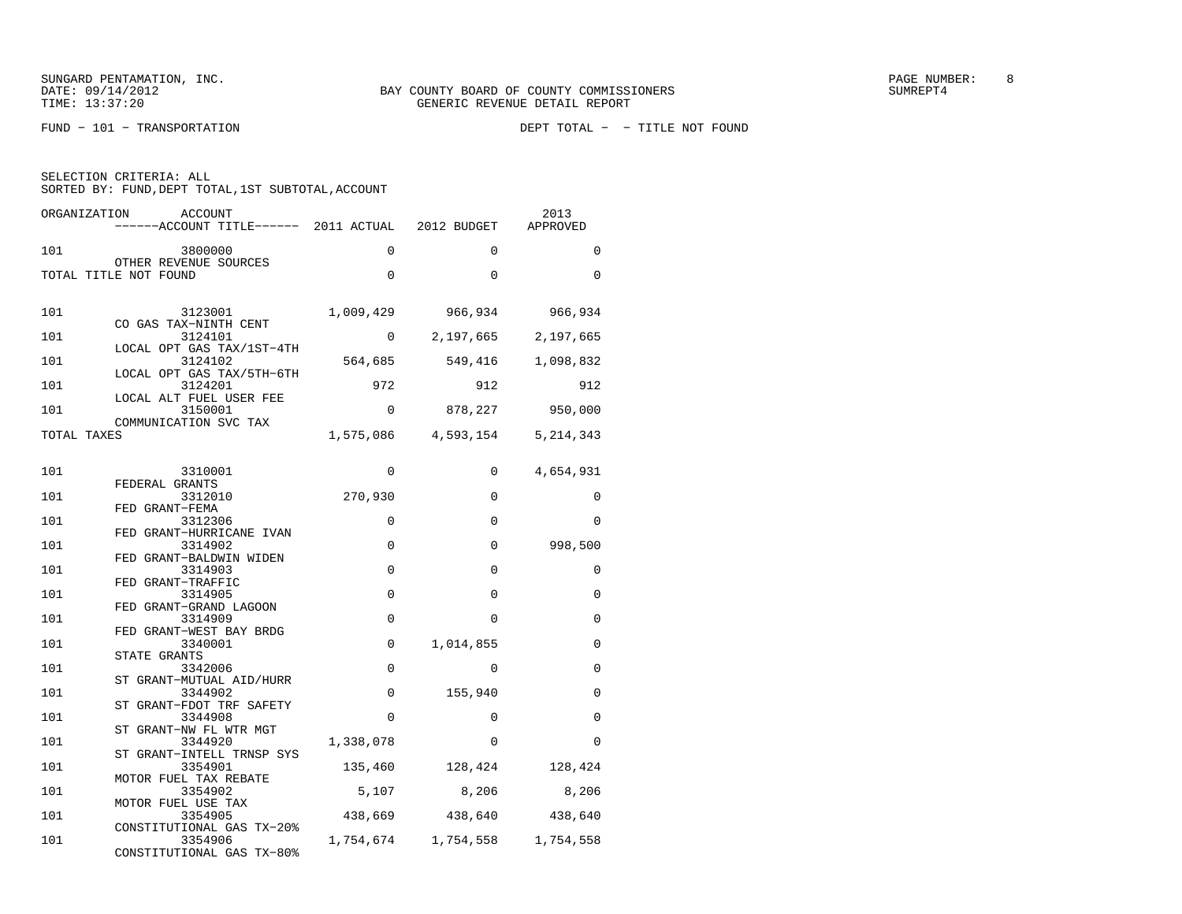SUNGARD PENTAMATION, INC.
DATE: 09/14/2012
TIME: 13:37:20

BAY COUNTY BOARD OF COUNTY COMMISSIONERS
GENERIC REVENUE DETAIL REPORT

SUMREPT4

FUND - 101 - TRANSPORTATION

DEPT TOTAL - - TITLE NOT FOUND

SELECTION CRITERIA: ALL
SORTED BY: FUND,DEPT TOTAL,1ST SUBTOTAL,ACCOUNT

| ORGANIZATION | ACCOUNT / ACCOUNT TITLE | 2011 ACTUAL | 2012 BUDGET | 2013 APPROVED |
|---|---|---|---|---|
| 101 | 3800000 OTHER REVENUE SOURCES | 0 | 0 | 0 |
| TOTAL TITLE NOT FOUND | | 0 | 0 | 0 |
| 101 | 3123001 CO GAS TAX-NINTH CENT | 1,009,429 | 966,934 | 966,934 |
| 101 | 3124101 LOCAL OPT GAS TAX/1ST-4TH | 0 | 2,197,665 | 2,197,665 |
| 101 | 3124102 LOCAL OPT GAS TAX/5TH-6TH | 564,685 | 549,416 | 1,098,832 |
| 101 | 3124201 LOCAL ALT FUEL USER FEE | 972 | 912 | 912 |
| 101 | 3150001 COMMUNICATION SVC TAX | 0 | 878,227 | 950,000 |
| TOTAL TAXES | | 1,575,086 | 4,593,154 | 5,214,343 |
| 101 | 3310001 FEDERAL GRANTS | 0 | 0 | 4,654,931 |
| 101 | 3312010 FED GRANT-FEMA | 270,930 | 0 | 0 |
| 101 | 3312306 FED GRANT-HURRICANE IVAN | 0 | 0 | 0 |
| 101 | 3314902 FED GRANT-BALDWIN WIDEN | 0 | 0 | 998,500 |
| 101 | 3314903 FED GRANT-TRAFFIC | 0 | 0 | 0 |
| 101 | 3314905 FED GRANT-GRAND LAGOON | 0 | 0 | 0 |
| 101 | 3314909 FED GRANT-WEST BAY BRDG | 0 | 0 | 0 |
| 101 | 3340001 STATE GRANTS | 0 | 1,014,855 | 0 |
| 101 | 3342006 ST GRANT-MUTUAL AID/HURR | 0 | 0 | 0 |
| 101 | 3344902 ST GRANT-FDOT TRF SAFETY | 0 | 155,940 | 0 |
| 101 | 3344908 ST GRANT-NW FL WTR MGT | 0 | 0 | 0 |
| 101 | 3344920 ST GRANT-INTELL TRNSP SYS | 1,338,078 | 0 | 0 |
| 101 | 3354901 MOTOR FUEL TAX REBATE | 135,460 | 128,424 | 128,424 |
| 101 | 3354902 MOTOR FUEL USE TAX | 5,107 | 8,206 | 8,206 |
| 101 | 3354905 CONSTITUTIONAL GAS TX-20% | 438,669 | 438,640 | 438,640 |
| 101 | 3354906 CONSTITUTIONAL GAS TX-80% | 1,754,674 | 1,754,558 | 1,754,558 |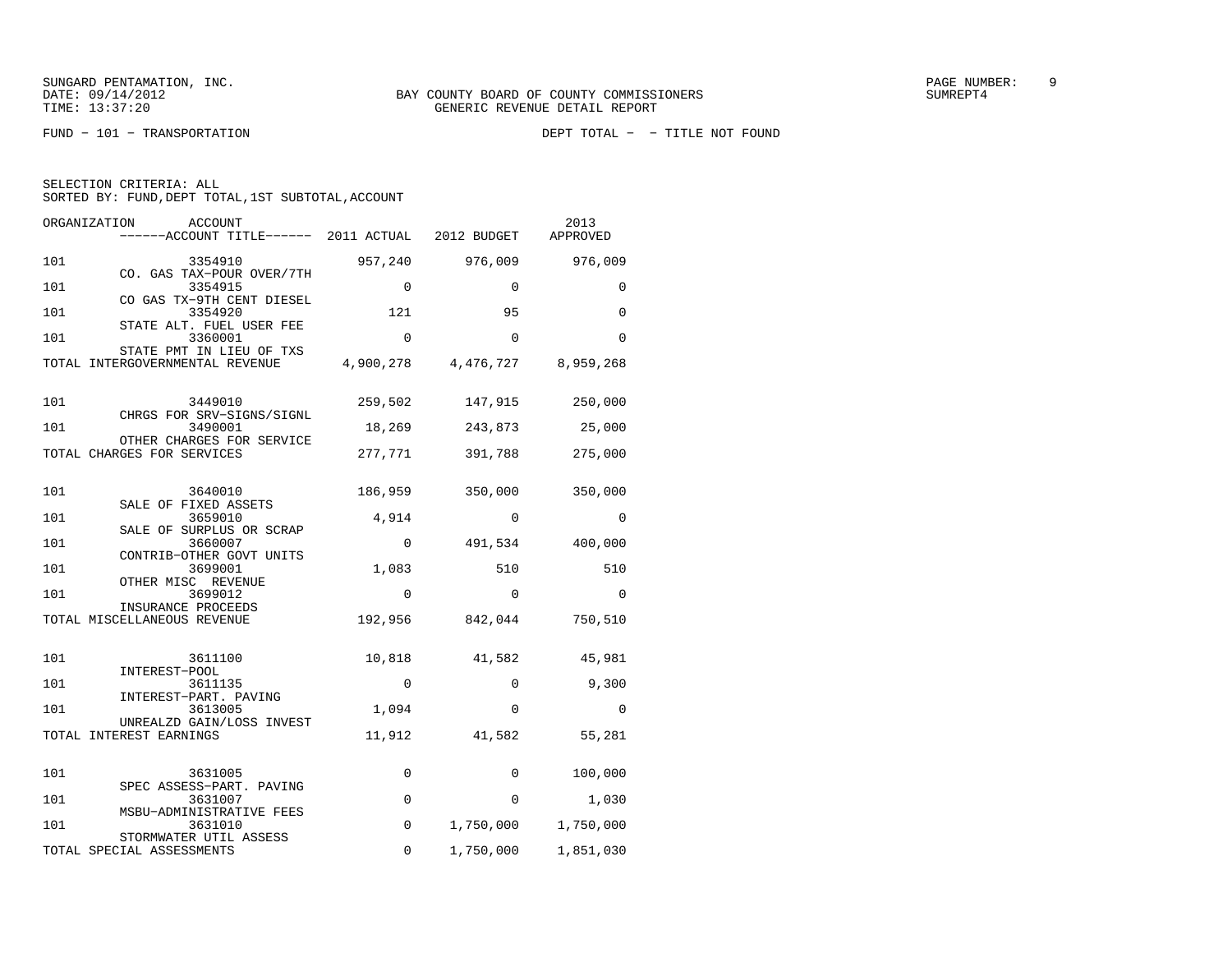SUNGARD PENTAMATION, INC.
DATE: 09/14/2012
TIME: 13:37:20

BAY COUNTY BOARD OF COUNTY COMMISSIONERS
GENERIC REVENUE DETAIL REPORT

SUMREPT4

FUND - 101 - TRANSPORTATION

DEPT TOTAL - - TITLE NOT FOUND

SELECTION CRITERIA: ALL
SORTED BY: FUND,DEPT TOTAL,1ST SUBTOTAL,ACCOUNT

| ORGANIZATION | ACCOUNT / ------ACCOUNT TITLE------ | 2011 ACTUAL | 2012 BUDGET | 2013 APPROVED |
|---|---|---|---|---|
| 101 | 3354910 CO. GAS TAX-POUR OVER/7TH | 957,240 | 976,009 | 976,009 |
| 101 | 3354915 CO GAS TX-9TH CENT DIESEL | 0 | 0 | 0 |
| 101 | 3354920 STATE ALT. FUEL USER FEE | 121 | 95 | 0 |
| 101 | 3360001 STATE PMT IN LIEU OF TXS | 0 | 0 | 0 |
| TOTAL INTERGOVERNMENTAL REVENUE | | 4,900,278 | 4,476,727 | 8,959,268 |
| 101 | 3449010 CHRGS FOR SRV-SIGNS/SIGNL | 259,502 | 147,915 | 250,000 |
| 101 | 3490001 OTHER CHARGES FOR SERVICE | 18,269 | 243,873 | 25,000 |
| TOTAL CHARGES FOR SERVICES | | 277,771 | 391,788 | 275,000 |
| 101 | 3640010 SALE OF FIXED ASSETS | 186,959 | 350,000 | 350,000 |
| 101 | 3659010 SALE OF SURPLUS OR SCRAP | 4,914 | 0 | 0 |
| 101 | 3660007 CONTRIB-OTHER GOVT UNITS | 0 | 491,534 | 400,000 |
| 101 | 3699001 OTHER MISC REVENUE | 1,083 | 510 | 510 |
| 101 | 3699012 INSURANCE PROCEEDS | 0 | 0 | 0 |
| TOTAL MISCELLANEOUS REVENUE | | 192,956 | 842,044 | 750,510 |
| 101 | 3611100 INTEREST-POOL | 10,818 | 41,582 | 45,981 |
| 101 | 3611135 INTEREST-PART. PAVING | 0 | 0 | 9,300 |
| 101 | 3613005 UNREALZD GAIN/LOSS INVEST | 1,094 | 0 | 0 |
| TOTAL INTEREST EARNINGS | | 11,912 | 41,582 | 55,281 |
| 101 | 3631005 SPEC ASSESS-PART. PAVING | 0 | 0 | 100,000 |
| 101 | 3631007 MSBU-ADMINISTRATIVE FEES | 0 | 0 | 1,030 |
| 101 | 3631010 STORMWATER UTIL ASSESS | 0 | 1,750,000 | 1,750,000 |
| TOTAL SPECIAL ASSESSMENTS | | 0 | 1,750,000 | 1,851,030 |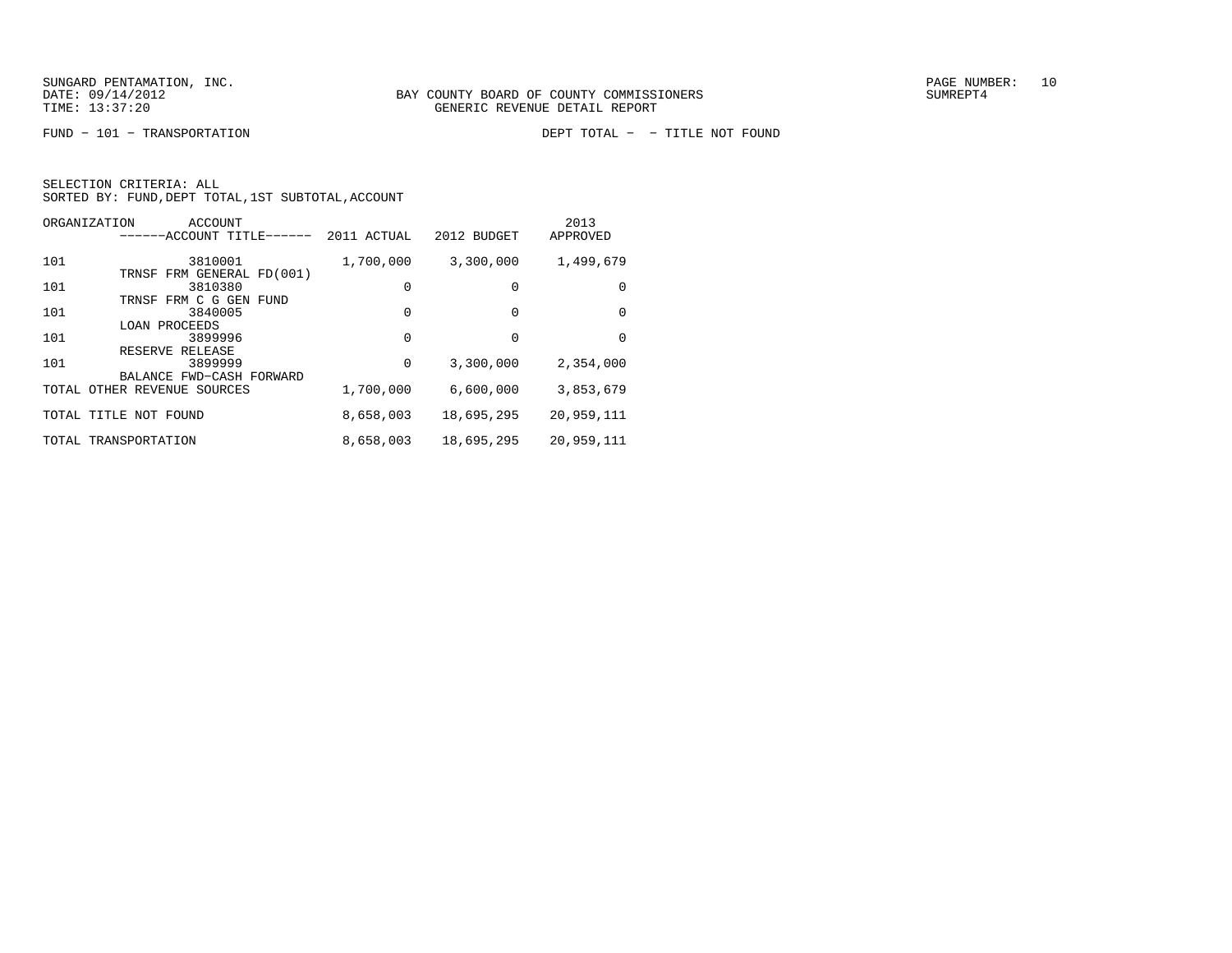SUNGARD PENTAMATION, INC.
DATE: 09/14/2012
TIME: 13:37:20

BAY COUNTY BOARD OF COUNTY COMMISSIONERS
GENERIC REVENUE DETAIL REPORT

SUMREPT4

FUND - 101 - TRANSPORTATION

DEPT TOTAL - - TITLE NOT FOUND

SELECTION CRITERIA: ALL
SORTED BY: FUND,DEPT TOTAL,1ST SUBTOTAL,ACCOUNT

| ORGANIZATION | ACCOUNT ------ACCOUNT TITLE------ | 2011 ACTUAL | 2012 BUDGET | 2013 APPROVED |
|---|---|---|---|---|
| 101 | 3810001 TRNSF FRM GENERAL FD(001) | 1,700,000 | 3,300,000 | 1,499,679 |
| 101 | 3810380 TRNSF FRM C G GEN FUND | 0 | 0 | 0 |
| 101 | 3840005 LOAN PROCEEDS | 0 | 0 | 0 |
| 101 | 3899996 RESERVE RELEASE | 0 | 0 | 0 |
| 101 | 3899999 BALANCE FWD-CASH FORWARD | 0 | 3,300,000 | 2,354,000 |
| TOTAL OTHER REVENUE SOURCES | | 1,700,000 | 6,600,000 | 3,853,679 |
| TOTAL TITLE NOT FOUND | | 8,658,003 | 18,695,295 | 20,959,111 |
| TOTAL TRANSPORTATION | | 8,658,003 | 18,695,295 | 20,959,111 |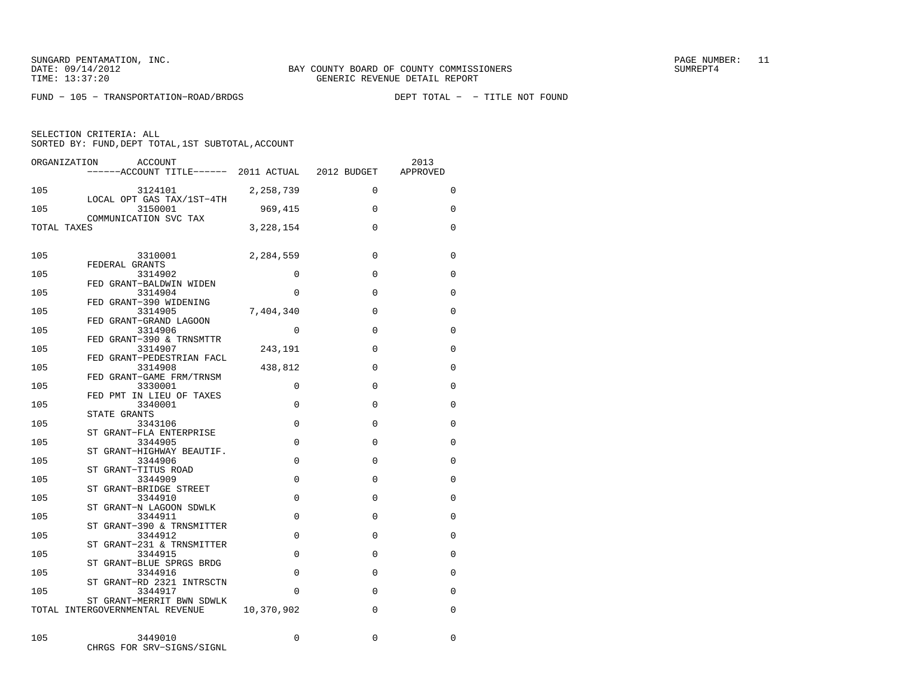SUNGARD PENTAMATION, INC.
DATE: 09/14/2012
TIME: 13:37:20

BAY COUNTY BOARD OF COUNTY COMMISSIONERS
GENERIC REVENUE DETAIL REPORT

SUMREPT4

FUND − 105 − TRANSPORTATION−ROAD/BRDGS

DEPT TOTAL − − TITLE NOT FOUND

SELECTION CRITERIA: ALL
SORTED BY: FUND,DEPT TOTAL,1ST SUBTOTAL,ACCOUNT

| ORGANIZATION | ACCOUNT / ACCOUNT TITLE | 2011 ACTUAL | 2012 BUDGET | 2013 APPROVED |
|---|---|---|---|---|
| 105 | 3124101 LOCAL OPT GAS TAX/1ST−4TH | 2,258,739 | 0 | 0 |
| 105 | 3150001 COMMUNICATION SVC TAX | 969,415 | 0 | 0 |
| TOTAL TAXES | | 3,228,154 | 0 | 0 |
| 105 | 3310001 FEDERAL GRANTS | 2,284,559 | 0 | 0 |
| 105 | 3314902 FED GRANT−BALDWIN WIDEN | 0 | 0 | 0 |
| 105 | 3314904 FED GRANT−390 WIDENING | 0 | 0 | 0 |
| 105 | 3314905 FED GRANT−GRAND LAGOON | 7,404,340 | 0 | 0 |
| 105 | 3314906 FED GRANT−390 & TRNSMTTR | 0 | 0 | 0 |
| 105 | 3314907 FED GRANT−PEDESTRIAN FACL | 243,191 | 0 | 0 |
| 105 | 3314908 FED GRANT−GAME FRM/TRNSM | 438,812 | 0 | 0 |
| 105 | 3330001 FED PMT IN LIEU OF TAXES | 0 | 0 | 0 |
| 105 | 3340001 STATE GRANTS | 0 | 0 | 0 |
| 105 | 3343106 ST GRANT−FLA ENTERPRISE | 0 | 0 | 0 |
| 105 | 3344905 ST GRANT−HIGHWAY BEAUTIF. | 0 | 0 | 0 |
| 105 | 3344906 ST GRANT−TITUS ROAD | 0 | 0 | 0 |
| 105 | 3344909 ST GRANT−BRIDGE STREET | 0 | 0 | 0 |
| 105 | 3344910 ST GRANT−N LAGOON SDWLK | 0 | 0 | 0 |
| 105 | 3344911 ST GRANT−390 & TRNSMITTER | 0 | 0 | 0 |
| 105 | 3344912 ST GRANT−231 & TRNSMITTER | 0 | 0 | 0 |
| 105 | 3344915 ST GRANT−BLUE SPRGS BRDG | 0 | 0 | 0 |
| 105 | 3344916 ST GRANT−RD 2321 INTRSCTN | 0 | 0 | 0 |
| 105 | 3344917 ST GRANT−MERRIT BWN SDWLK | 0 | 0 | 0 |
| TOTAL INTERGOVERNMENTAL REVENUE | | 10,370,902 | 0 | 0 |
| 105 | 3449010 CHRGS FOR SRV−SIGNS/SIGNL | 0 | 0 | 0 |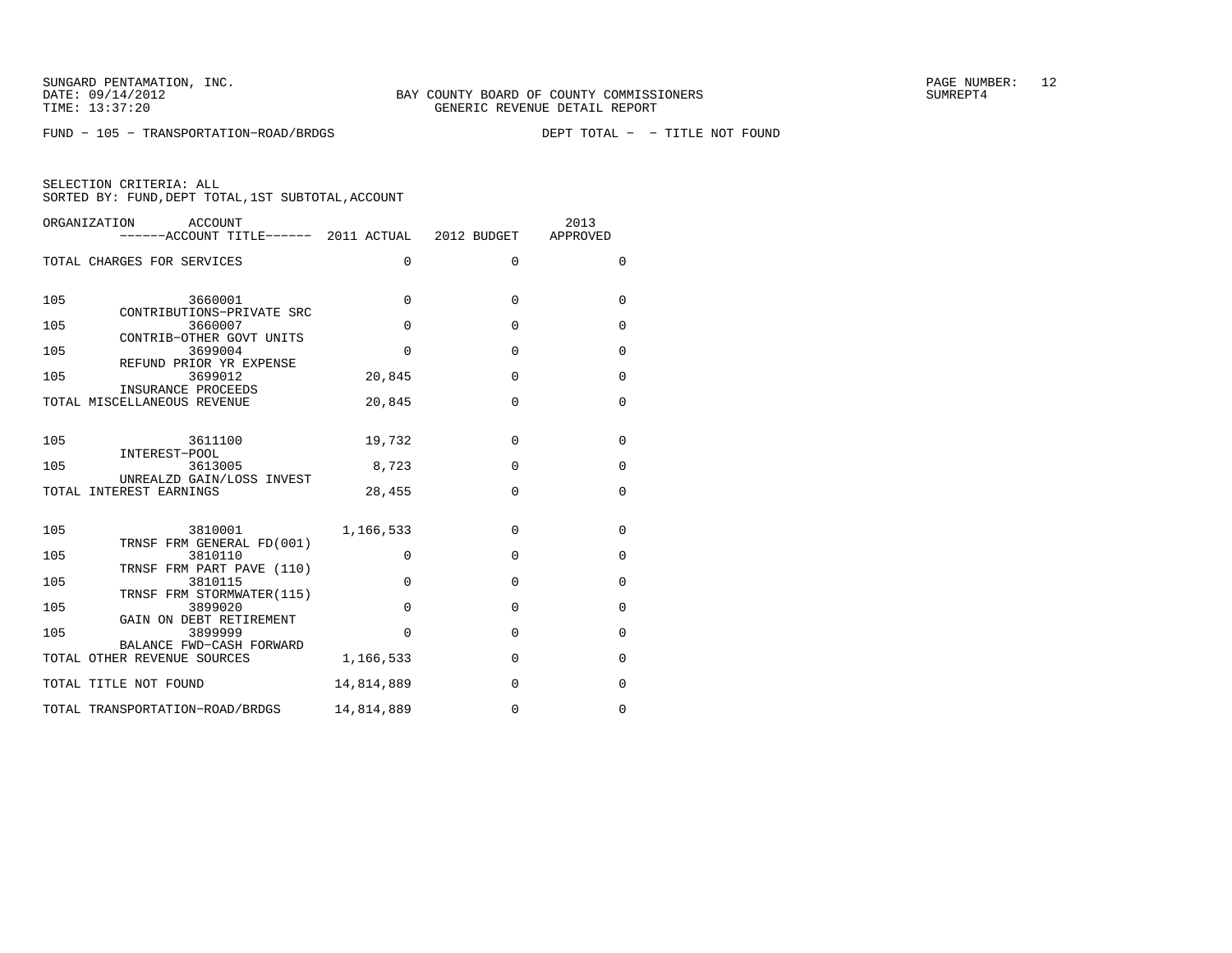SUNGARD PENTAMATION, INC.
DATE: 09/14/2012
TIME: 13:37:20

BAY COUNTY BOARD OF COUNTY COMMISSIONERS
GENERIC REVENUE DETAIL REPORT

SUMREPT4

FUND − 105 − TRANSPORTATION−ROAD/BRDGS          DEPT TOTAL −  − TITLE NOT FOUND

SELECTION CRITERIA: ALL
SORTED BY: FUND,DEPT TOTAL,1ST SUBTOTAL,ACCOUNT

| ORGANIZATION | ACCOUNT / ------ACCOUNT TITLE------ | 2011 ACTUAL | 2012 BUDGET | 2013 APPROVED |
|---|---|---|---|---|
| TOTAL CHARGES FOR SERVICES | | 0 | 0 | 0 |
| 105 | 3660001 CONTRIBUTIONS−PRIVATE SRC | 0 | 0 | 0 |
| 105 | 3660007 CONTRIB−OTHER GOVT UNITS | 0 | 0 | 0 |
| 105 | 3699004 REFUND PRIOR YR EXPENSE | 0 | 0 | 0 |
| 105 | 3699012 INSURANCE PROCEEDS | 20,845 | 0 | 0 |
| TOTAL MISCELLANEOUS REVENUE | | 20,845 | 0 | 0 |
| 105 | 3611100 INTEREST−POOL | 19,732 | 0 | 0 |
| 105 | 3613005 UNREALZD GAIN/LOSS INVEST | 8,723 | 0 | 0 |
| TOTAL INTEREST EARNINGS | | 28,455 | 0 | 0 |
| 105 | 3810001 TRNSF FRM GENERAL FD(001) | 1,166,533 | 0 | 0 |
| 105 | 3810110 TRNSF FRM PART PAVE (110) | 0 | 0 | 0 |
| 105 | 3810115 TRNSF FRM STORMWATER(115) | 0 | 0 | 0 |
| 105 | 3899020 GAIN ON DEBT RETIREMENT | 0 | 0 | 0 |
| 105 | 3899999 BALANCE FWD−CASH FORWARD | 0 | 0 | 0 |
| TOTAL OTHER REVENUE SOURCES | | 1,166,533 | 0 | 0 |
| TOTAL TITLE NOT FOUND | | 14,814,889 | 0 | 0 |
| TOTAL TRANSPORTATION−ROAD/BRDGS | | 14,814,889 | 0 | 0 |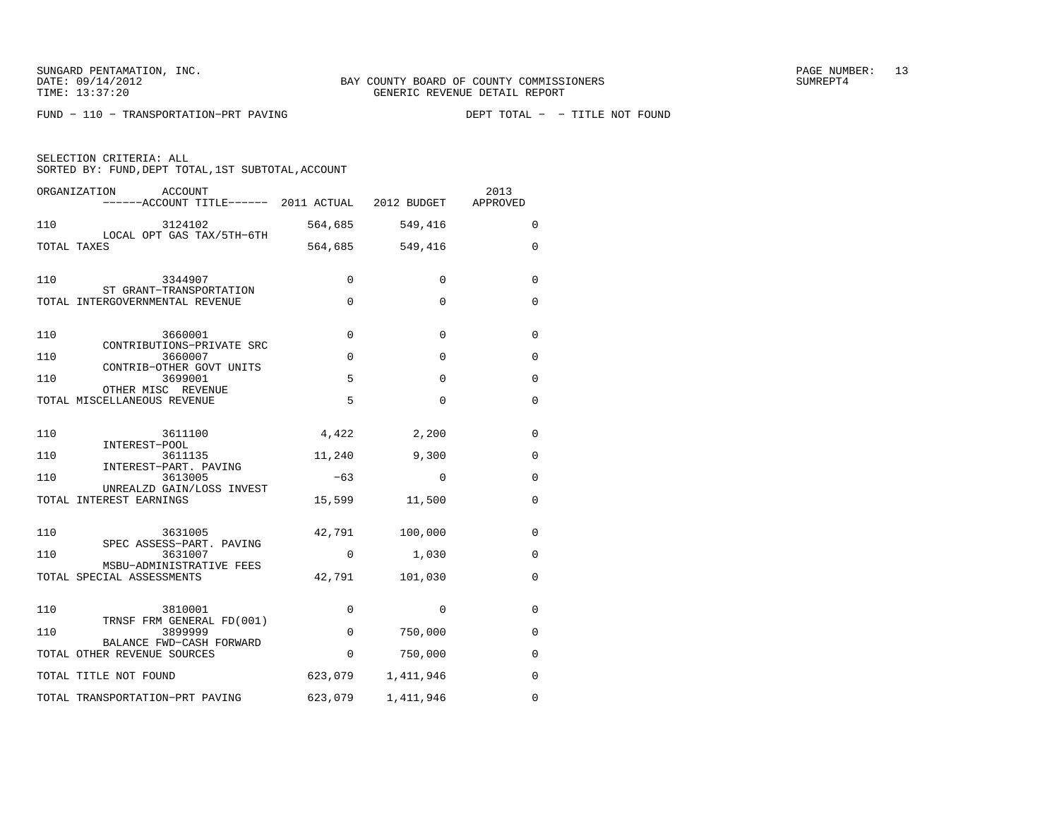SUNGARD PENTAMATION, INC.
DATE: 09/14/2012
TIME: 13:37:20

BAY COUNTY BOARD OF COUNTY COMMISSIONERS
GENERIC REVENUE DETAIL REPORT

SUMREPT4

FUND - 110 - TRANSPORTATION-PRT PAVING DEPT TOTAL - - TITLE NOT FOUND

SELECTION CRITERIA: ALL
SORTED BY: FUND,DEPT TOTAL,1ST SUBTOTAL,ACCOUNT

| ORGANIZATION | ACCOUNT / ------ACCOUNT TITLE------ | 2011 ACTUAL | 2012 BUDGET | 2013 APPROVED |
|---|---|---|---|---|
| 110 | 3124102 LOCAL OPT GAS TAX/5TH-6TH | 564,685 | 549,416 | 0 |
| TOTAL TAXES | | 564,685 | 549,416 | 0 |
| 110 | 3344907 ST GRANT-TRANSPORTATION | 0 | 0 | 0 |
| TOTAL INTERGOVERNMENTAL REVENUE | | 0 | 0 | 0 |
| 110 | 3660001 CONTRIBUTIONS-PRIVATE SRC | 0 | 0 | 0 |
| 110 | 3660007 CONTRIB-OTHER GOVT UNITS | 0 | 0 | 0 |
| 110 | 3699001 OTHER MISC REVENUE | 5 | 0 | 0 |
| TOTAL MISCELLANEOUS REVENUE | | 5 | 0 | 0 |
| 110 | 3611100 INTEREST-POOL | 4,422 | 2,200 | 0 |
| 110 | 3611135 INTEREST-PART. PAVING | 11,240 | 9,300 | 0 |
| 110 | 3613005 UNREALZD GAIN/LOSS INVEST | -63 | 0 | 0 |
| TOTAL INTEREST EARNINGS | | 15,599 | 11,500 | 0 |
| 110 | 3631005 SPEC ASSESS-PART. PAVING | 42,791 | 100,000 | 0 |
| 110 | 3631007 MSBU-ADMINISTRATIVE FEES | 0 | 1,030 | 0 |
| TOTAL SPECIAL ASSESSMENTS | | 42,791 | 101,030 | 0 |
| 110 | 3810001 TRNSF FRM GENERAL FD(001) | 0 | 0 | 0 |
| 110 | 3899999 BALANCE FWD-CASH FORWARD | 0 | 750,000 | 0 |
| TOTAL OTHER REVENUE SOURCES | | 0 | 750,000 | 0 |
| TOTAL TITLE NOT FOUND | | 623,079 | 1,411,946 | 0 |
| TOTAL TRANSPORTATION-PRT PAVING | | 623,079 | 1,411,946 | 0 |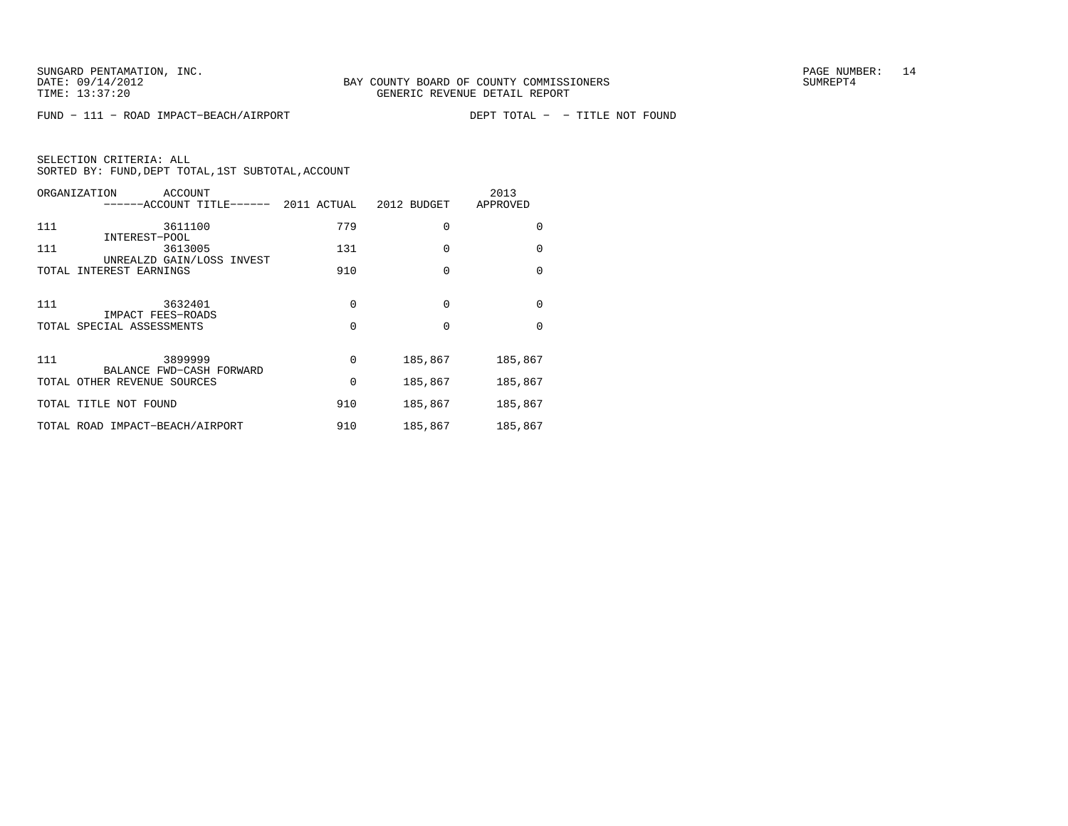SUNGARD PENTAMATION, INC.
DATE: 09/14/2012
TIME: 13:37:20

BAY COUNTY BOARD OF COUNTY COMMISSIONERS
GENERIC REVENUE DETAIL REPORT

SUMREPT4

FUND - 111 - ROAD IMPACT-BEACH/AIRPORT　　　　DEPT TOTAL - - TITLE NOT FOUND

SELECTION CRITERIA: ALL
SORTED BY: FUND,DEPT TOTAL,1ST SUBTOTAL,ACCOUNT

| ORGANIZATION | ACCOUNT ------ACCOUNT TITLE------ | 2011 ACTUAL | 2012 BUDGET | 2013 APPROVED |
|---|---|---|---|---|
| 111 | 3611100 INTEREST-POOL | 779 | 0 | 0 |
| 111 | 3613005 UNREALZD GAIN/LOSS INVEST | 131 | 0 | 0 |
| TOTAL INTEREST EARNINGS | | 910 | 0 | 0 |
| 111 | 3632401 IMPACT FEES-ROADS | 0 | 0 | 0 |
| TOTAL SPECIAL ASSESSMENTS | | 0 | 0 | 0 |
| 111 | 3899999 BALANCE FWD-CASH FORWARD | 0 | 185,867 | 185,867 |
| TOTAL OTHER REVENUE SOURCES | | 0 | 185,867 | 185,867 |
| TOTAL TITLE NOT FOUND | | 910 | 185,867 | 185,867 |
| TOTAL ROAD IMPACT-BEACH/AIRPORT | | 910 | 185,867 | 185,867 |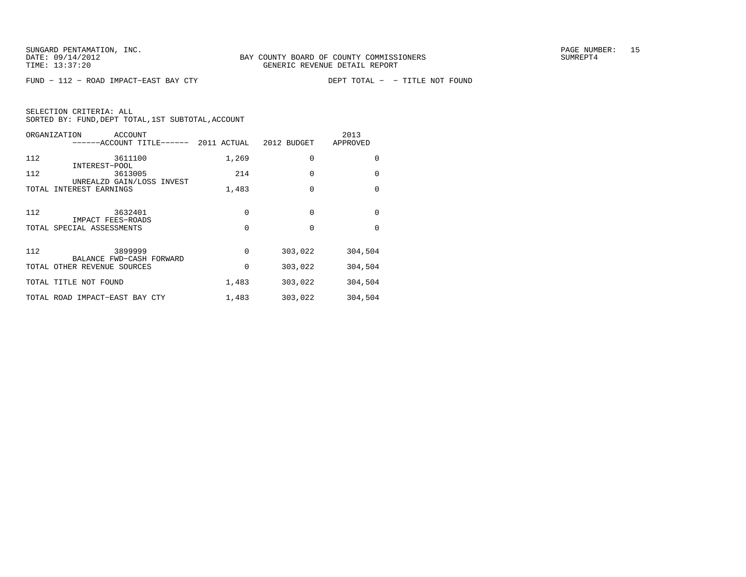BAY COUNTY BOARD OF COUNTY COMMISSIONERS
GENERIC REVENUE DETAIL REPORT

SUNGARD PENTAMATION, INC.
DATE: 09/14/2012
TIME: 13:37:20

SUMREPT4

FUND - 112 - ROAD IMPACT-EAST BAY CTY

DEPT TOTAL - - TITLE NOT FOUND

SELECTION CRITERIA: ALL
SORTED BY: FUND,DEPT TOTAL,1ST SUBTOTAL,ACCOUNT

| ORGANIZATION | ACCOUNT / ------ACCOUNT TITLE------ | 2011 ACTUAL | 2012 BUDGET | 2013 APPROVED |
|---|---|---|---|---|
| 112 | 3611100 INTEREST-POOL | 1,269 | 0 | 0 |
| 112 | 3613005 UNREALZD GAIN/LOSS INVEST | 214 | 0 | 0 |
| TOTAL INTEREST EARNINGS | | 1,483 | 0 | 0 |
| 112 | 3632401 IMPACT FEES-ROADS | 0 | 0 | 0 |
| TOTAL SPECIAL ASSESSMENTS | | 0 | 0 | 0 |
| 112 | 3899999 BALANCE FWD-CASH FORWARD | 0 | 303,022 | 304,504 |
| TOTAL OTHER REVENUE SOURCES | | 0 | 303,022 | 304,504 |
| TOTAL TITLE NOT FOUND | | 1,483 | 303,022 | 304,504 |
| TOTAL ROAD IMPACT-EAST BAY CTY | | 1,483 | 303,022 | 304,504 |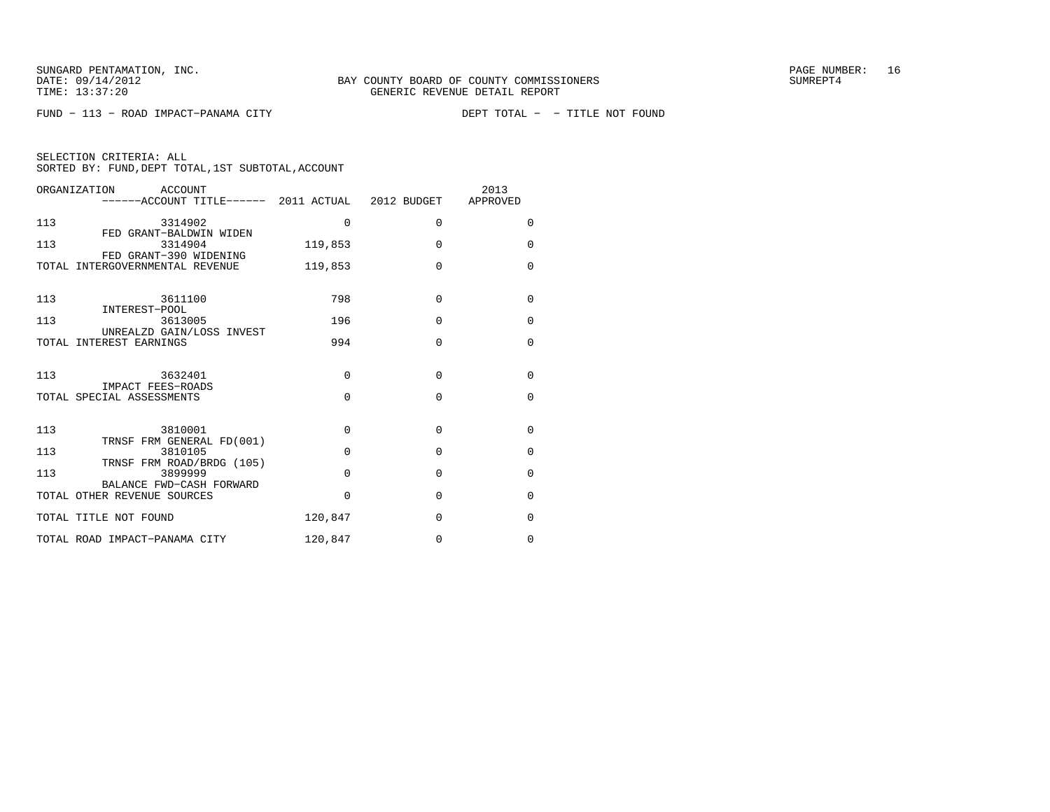SUNGARD PENTAMATION, INC.
DATE: 09/14/2012
TIME: 13:37:20

BAY COUNTY BOARD OF COUNTY COMMISSIONERS
GENERIC REVENUE DETAIL REPORT

SUMREPT4

FUND - 113 - ROAD IMPACT-PANAMA CITY

DEPT TOTAL - - TITLE NOT FOUND

SELECTION CRITERIA: ALL
SORTED BY: FUND,DEPT TOTAL,1ST SUBTOTAL,ACCOUNT

| ORGANIZATION | ACCOUNT / ------ACCOUNT TITLE------ | 2011 ACTUAL | 2012 BUDGET | 2013 APPROVED |
|---|---|---|---|---|
| 113 | 3314902 FED GRANT-BALDWIN WIDEN | 0 | 0 | 0 |
| 113 | 3314904 FED GRANT-390 WIDENING | 119,853 | 0 | 0 |
| TOTAL INTERGOVERNMENTAL REVENUE | | 119,853 | 0 | 0 |
| 113 | 3611100 INTEREST-POOL | 798 | 0 | 0 |
| 113 | 3613005 UNREALZD GAIN/LOSS INVEST | 196 | 0 | 0 |
| TOTAL INTEREST EARNINGS | | 994 | 0 | 0 |
| 113 | 3632401 IMPACT FEES-ROADS | 0 | 0 | 0 |
| TOTAL SPECIAL ASSESSMENTS | | 0 | 0 | 0 |
| 113 | 3810001 TRNSF FRM GENERAL FD(001) | 0 | 0 | 0 |
| 113 | 3810105 TRNSF FRM ROAD/BRDG (105) | 0 | 0 | 0 |
| 113 | 3899999 BALANCE FWD-CASH FORWARD | 0 | 0 | 0 |
| TOTAL OTHER REVENUE SOURCES | | 0 | 0 | 0 |
| TOTAL TITLE NOT FOUND | | 120,847 | 0 | 0 |
| TOTAL ROAD IMPACT-PANAMA CITY | | 120,847 | 0 | 0 |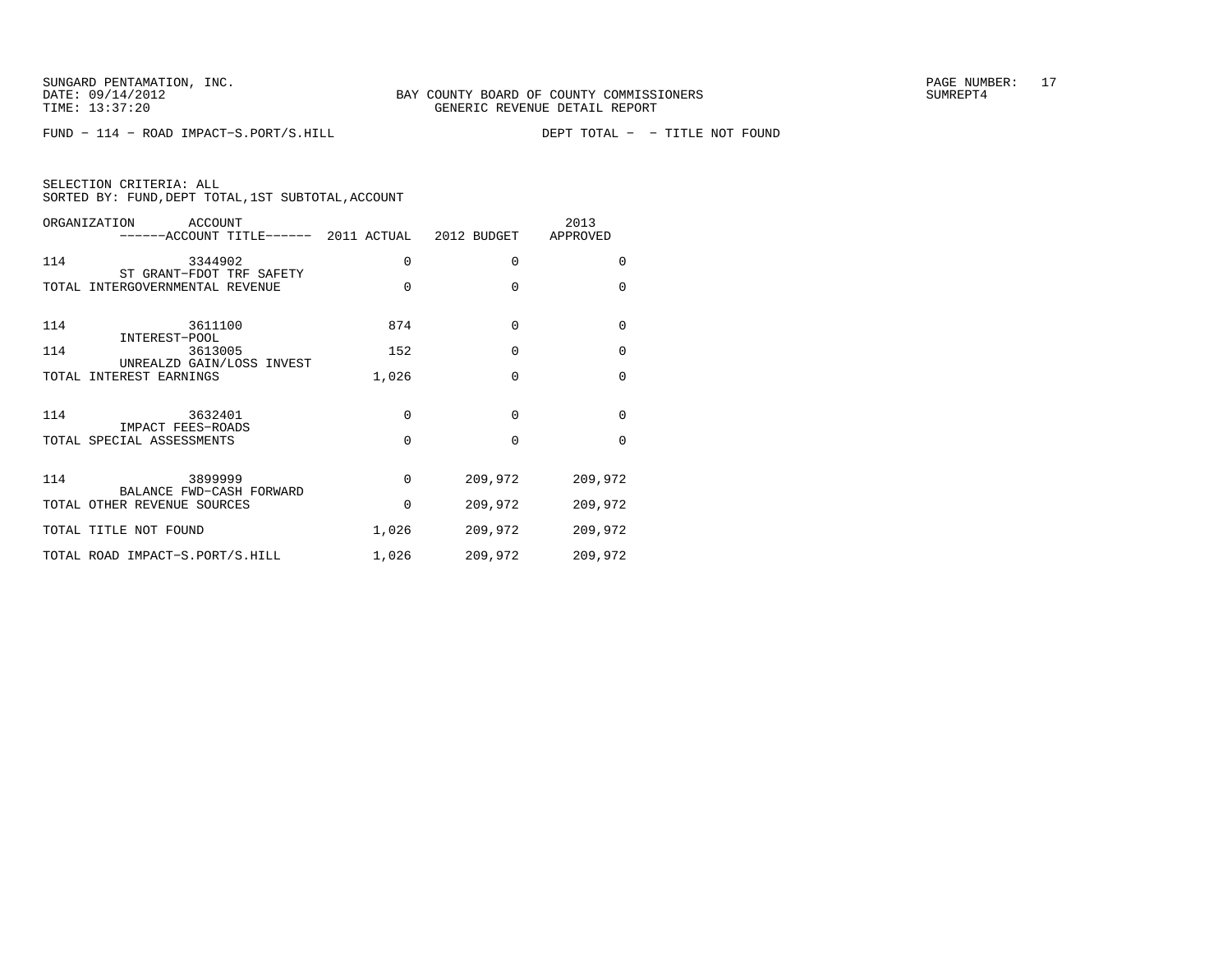SUNGARD PENTAMATION, INC.
DATE: 09/14/2012
TIME: 13:37:20

BAY COUNTY BOARD OF COUNTY COMMISSIONERS
GENERIC REVENUE DETAIL REPORT

PAGE NUMBER: 17
SUMREPT4

FUND - 114 - ROAD IMPACT-S.PORT/S.HILL    DEPT TOTAL -  - TITLE NOT FOUND

SELECTION CRITERIA: ALL
SORTED BY: FUND,DEPT TOTAL,1ST SUBTOTAL,ACCOUNT

| ORGANIZATION | ACCOUNT ------ACCOUNT TITLE------ | 2011 ACTUAL | 2012 BUDGET | 2013 APPROVED |
|---|---|---|---|---|
| 114 | 3344902 ST GRANT-FDOT TRF SAFETY | 0 | 0 | 0 |
| TOTAL INTERGOVERNMENTAL REVENUE | | 0 | 0 | 0 |
| 114 | 3611100 INTEREST-POOL | 874 | 0 | 0 |
| 114 | 3613005 UNREALZD GAIN/LOSS INVEST | 152 | 0 | 0 |
| TOTAL INTEREST EARNINGS | | 1,026 | 0 | 0 |
| 114 | 3632401 IMPACT FEES-ROADS | 0 | 0 | 0 |
| TOTAL SPECIAL ASSESSMENTS | | 0 | 0 | 0 |
| 114 | 3899999 BALANCE FWD-CASH FORWARD | 0 | 209,972 | 209,972 |
| TOTAL OTHER REVENUE SOURCES | | 0 | 209,972 | 209,972 |
| TOTAL TITLE NOT FOUND | | 1,026 | 209,972 | 209,972 |
| TOTAL ROAD IMPACT-S.PORT/S.HILL | | 1,026 | 209,972 | 209,972 |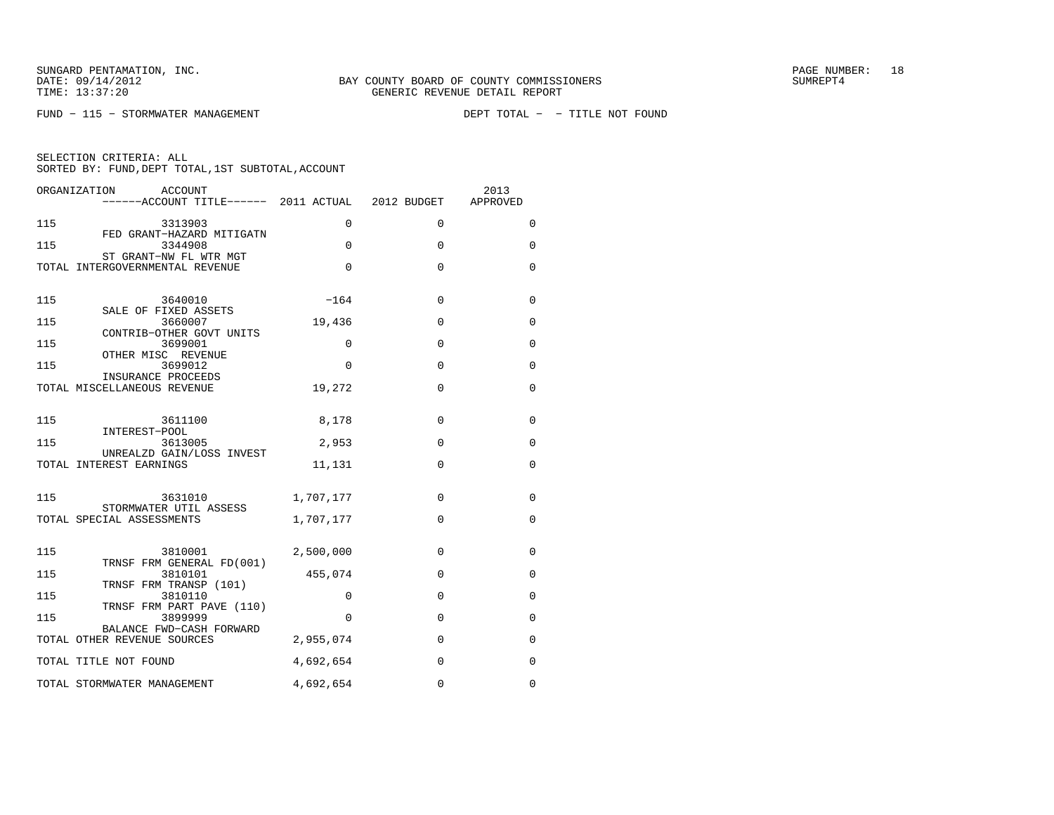SUNGARD PENTAMATION, INC.
DATE: 09/14/2012
TIME: 13:37:20

BAY COUNTY BOARD OF COUNTY COMMISSIONERS
GENERIC REVENUE DETAIL REPORT

SUMREPT4

FUND - 115 - STORMWATER MANAGEMENT

DEPT TOTAL - - TITLE NOT FOUND

SELECTION CRITERIA: ALL
SORTED BY: FUND,DEPT TOTAL,1ST SUBTOTAL,ACCOUNT

| ORGANIZATION | ACCOUNT ------ACCOUNT TITLE------ | 2011 ACTUAL | 2012 BUDGET | 2013 APPROVED |
|---|---|---|---|---|
| 115 | 3313903 FED GRANT-HAZARD MITIGATN | 0 | 0 | 0 |
| 115 | 3344908 ST GRANT-NW FL WTR MGT | 0 | 0 | 0 |
| TOTAL INTERGOVERNMENTAL REVENUE | | 0 | 0 | 0 |
| 115 | 3640010 SALE OF FIXED ASSETS | -164 | 0 | 0 |
| 115 | 3660007 CONTRIB-OTHER GOVT UNITS | 19,436 | 0 | 0 |
| 115 | 3699001 OTHER MISC REVENUE | 0 | 0 | 0 |
| 115 | 3699012 INSURANCE PROCEEDS | 0 | 0 | 0 |
| TOTAL MISCELLANEOUS REVENUE | | 19,272 | 0 | 0 |
| 115 | 3611100 INTEREST-POOL | 8,178 | 0 | 0 |
| 115 | 3613005 UNREALZD GAIN/LOSS INVEST | 2,953 | 0 | 0 |
| TOTAL INTEREST EARNINGS | | 11,131 | 0 | 0 |
| 115 | 3631010 STORMWATER UTIL ASSESS | 1,707,177 | 0 | 0 |
| TOTAL SPECIAL ASSESSMENTS | | 1,707,177 | 0 | 0 |
| 115 | 3810001 TRNSF FRM GENERAL FD(001) | 2,500,000 | 0 | 0 |
| 115 | 3810101 TRNSF FRM TRANSP (101) | 455,074 | 0 | 0 |
| 115 | 3810110 TRNSF FRM PART PAVE (110) | 0 | 0 | 0 |
| 115 | 3899999 BALANCE FWD-CASH FORWARD | 0 | 0 | 0 |
| TOTAL OTHER REVENUE SOURCES | | 2,955,074 | 0 | 0 |
| TOTAL TITLE NOT FOUND | | 4,692,654 | 0 | 0 |
| TOTAL STORMWATER MANAGEMENT | | 4,692,654 | 0 | 0 |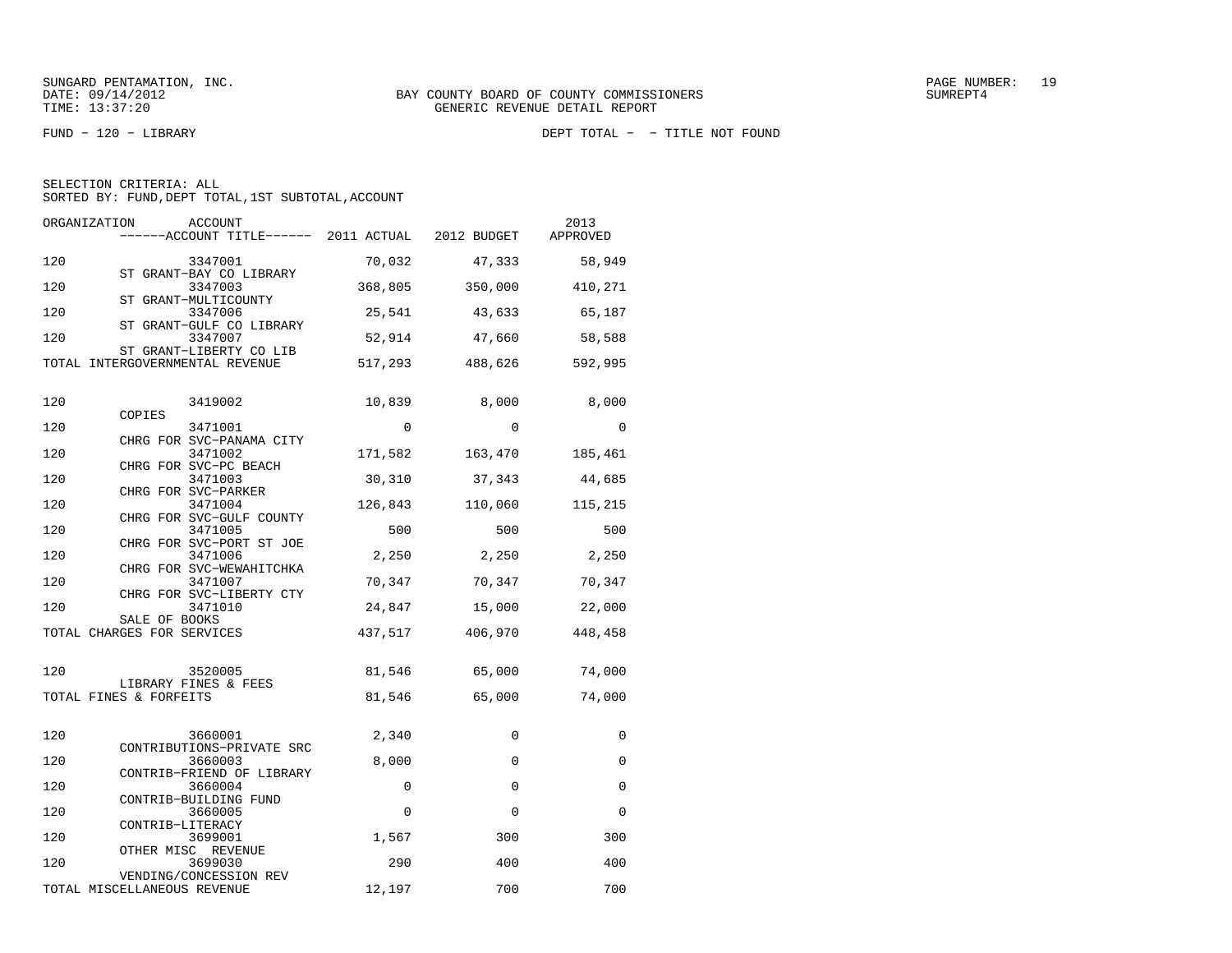SUNGARD PENTAMATION, INC.
DATE: 09/14/2012
TIME: 13:37:20

BAY COUNTY BOARD OF COUNTY COMMISSIONERS
GENERIC REVENUE DETAIL REPORT

SUMREPT4

FUND − 120 − LIBRARY

DEPT TOTAL − − TITLE NOT FOUND

SELECTION CRITERIA: ALL
SORTED BY: FUND,DEPT TOTAL,1ST SUBTOTAL,ACCOUNT

| ORGANIZATION | ACCOUNT / ACCOUNT TITLE | 2011 ACTUAL | 2012 BUDGET | 2013 APPROVED |
|---|---|---|---|---|
| 120 | 3347001 ST GRANT−BAY CO LIBRARY | 70,032 | 47,333 | 58,949 |
| 120 | 3347003 ST GRANT−MULTICOUNTY | 368,805 | 350,000 | 410,271 |
| 120 | 3347006 ST GRANT−GULF CO LIBRARY | 25,541 | 43,633 | 65,187 |
| 120 | 3347007 ST GRANT−LIBERTY CO LIB | 52,914 | 47,660 | 58,588 |
| TOTAL INTERGOVERNMENTAL REVENUE | | 517,293 | 488,626 | 592,995 |
| 120 | 3419002 COPIES | 10,839 | 8,000 | 8,000 |
| 120 | 3471001 CHRG FOR SVC−PANAMA CITY | 0 | 0 | 0 |
| 120 | 3471002 CHRG FOR SVC−PC BEACH | 171,582 | 163,470 | 185,461 |
| 120 | 3471003 CHRG FOR SVC−PARKER | 30,310 | 37,343 | 44,685 |
| 120 | 3471004 CHRG FOR SVC−GULF COUNTY | 126,843 | 110,060 | 115,215 |
| 120 | 3471005 CHRG FOR SVC−PORT ST JOE | 500 | 500 | 500 |
| 120 | 3471006 CHRG FOR SVC−WEWAHITCHKA | 2,250 | 2,250 | 2,250 |
| 120 | 3471007 CHRG FOR SVC−LIBERTY CTY | 70,347 | 70,347 | 70,347 |
| 120 | 3471010 SALE OF BOOKS | 24,847 | 15,000 | 22,000 |
| TOTAL CHARGES FOR SERVICES | | 437,517 | 406,970 | 448,458 |
| 120 | 3520005 LIBRARY FINES & FEES | 81,546 | 65,000 | 74,000 |
| TOTAL FINES & FORFEITS | | 81,546 | 65,000 | 74,000 |
| 120 | 3660001 CONTRIBUTIONS−PRIVATE SRC | 2,340 | 0 | 0 |
| 120 | 3660003 CONTRIB−FRIEND OF LIBRARY | 8,000 | 0 | 0 |
| 120 | 3660004 CONTRIB−BUILDING FUND | 0 | 0 | 0 |
| 120 | 3660005 CONTRIB−LITERACY | 0 | 0 | 0 |
| 120 | 3699001 OTHER MISC REVENUE | 1,567 | 300 | 300 |
| 120 | 3699030 VENDING/CONCESSION REV | 290 | 400 | 400 |
| TOTAL MISCELLANEOUS REVENUE | | 12,197 | 700 | 700 |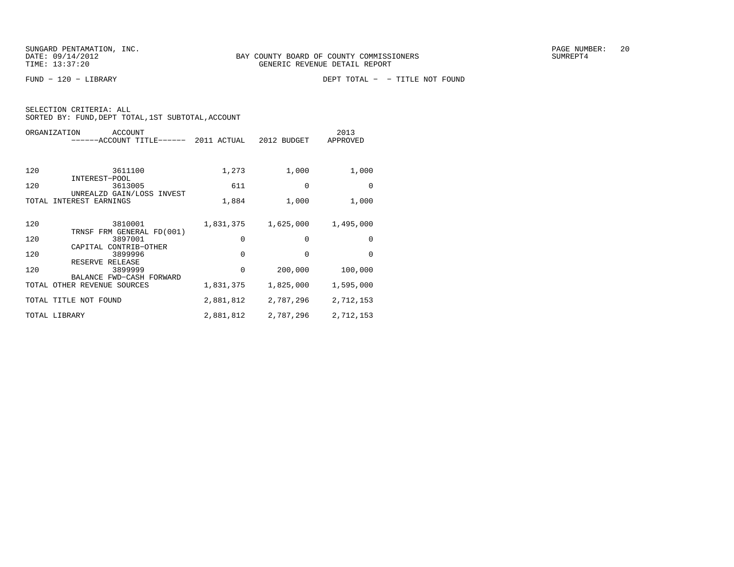SUNGARD PENTAMATION, INC.
DATE: 09/14/2012
TIME: 13:37:20

BAY COUNTY BOARD OF COUNTY COMMISSIONERS
GENERIC REVENUE DETAIL REPORT

SUMREPT4

FUND − 120 − LIBRARY

DEPT TOTAL − − TITLE NOT FOUND

SELECTION CRITERIA: ALL
SORTED BY: FUND,DEPT TOTAL,1ST SUBTOTAL,ACCOUNT

| ORGANIZATION | ACCOUNT / ------ACCOUNT TITLE------ | 2011 ACTUAL | 2012 BUDGET | 2013 APPROVED |
|---|---|---|---|---|
| 120 | 3611100 INTEREST−POOL | 1,273 | 1,000 | 1,000 |
| 120 | 3613005 UNREALZD GAIN/LOSS INVEST | 611 | 0 | 0 |
| TOTAL INTEREST EARNINGS | | 1,884 | 1,000 | 1,000 |
| 120 | 3810001 TRNSF FRM GENERAL FD(001) | 1,831,375 | 1,625,000 | 1,495,000 |
| 120 | 3897001 CAPITAL CONTRIB−OTHER | 0 | 0 | 0 |
| 120 | 3899996 RESERVE RELEASE | 0 | 0 | 0 |
| 120 | 3899999 BALANCE FWD−CASH FORWARD | 0 | 200,000 | 100,000 |
| TOTAL OTHER REVENUE SOURCES | | 1,831,375 | 1,825,000 | 1,595,000 |
| TOTAL TITLE NOT FOUND | | 2,881,812 | 2,787,296 | 2,712,153 |
| TOTAL LIBRARY | | 2,881,812 | 2,787,296 | 2,712,153 |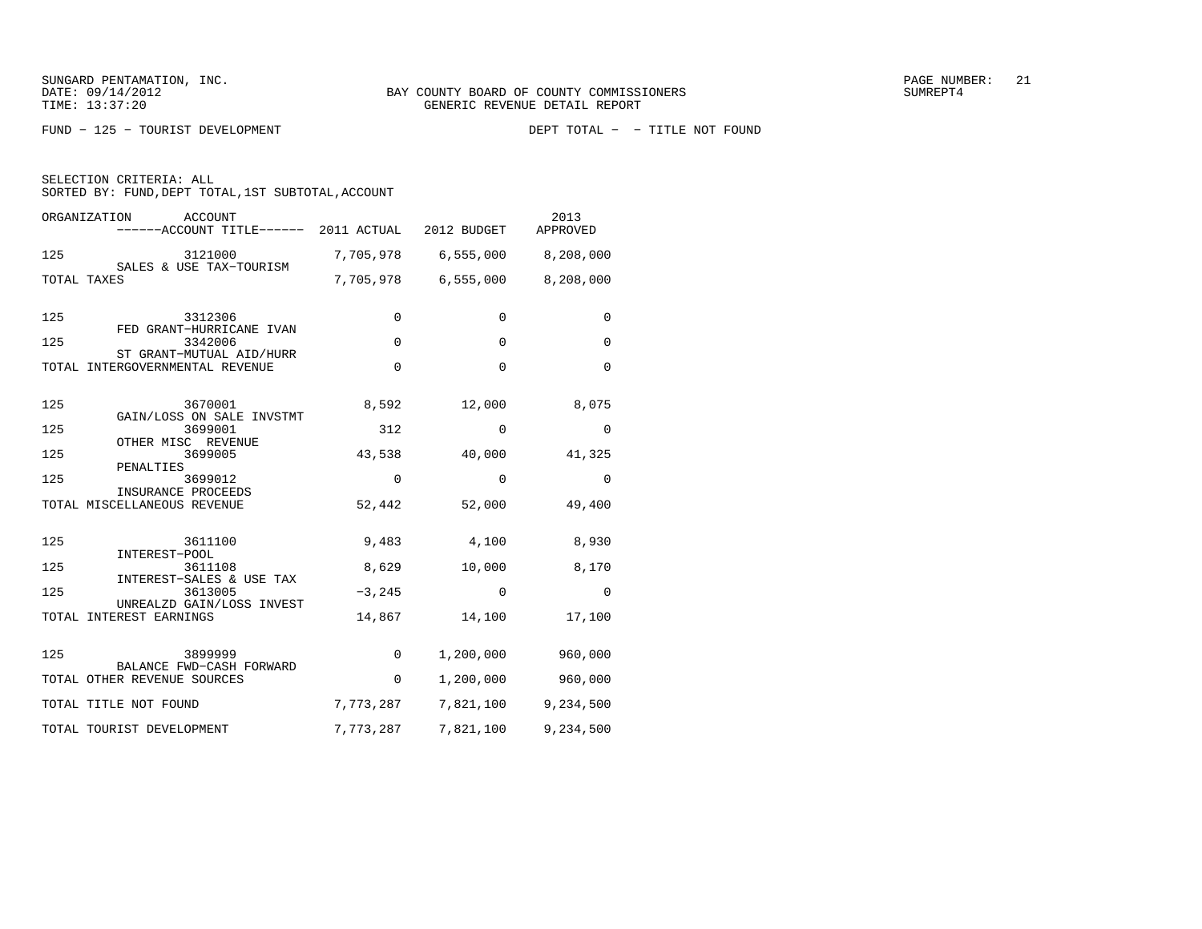SUNGARD PENTAMATION, INC.
DATE: 09/14/2012
TIME: 13:37:20

BAY COUNTY BOARD OF COUNTY COMMISSIONERS
GENERIC REVENUE DETAIL REPORT

SUMREPT4

FUND − 125 − TOURIST DEVELOPMENT

DEPT TOTAL − − TITLE NOT FOUND

SELECTION CRITERIA: ALL
SORTED BY: FUND,DEPT TOTAL,1ST SUBTOTAL,ACCOUNT

| ORGANIZATION | ACCOUNT / ACCOUNT TITLE | 2011 ACTUAL | 2012 BUDGET | 2013 APPROVED |
|---|---|---|---|---|
| 125 | 3121000 SALES & USE TAX−TOURISM | 7,705,978 | 6,555,000 | 8,208,000 |
| TOTAL TAXES | | 7,705,978 | 6,555,000 | 8,208,000 |
| 125 | 3312306 FED GRANT−HURRICANE IVAN | 0 | 0 | 0 |
| 125 | 3342006 ST GRANT−MUTUAL AID/HURR | 0 | 0 | 0 |
| TOTAL INTERGOVERNMENTAL REVENUE | | 0 | 0 | 0 |
| 125 | 3670001 GAIN/LOSS ON SALE INVSTMT | 8,592 | 12,000 | 8,075 |
| 125 | 3699001 OTHER MISC REVENUE | 312 | 0 | 0 |
| 125 | 3699005 PENALTIES | 43,538 | 40,000 | 41,325 |
| 125 | 3699012 INSURANCE PROCEEDS | 0 | 0 | 0 |
| TOTAL MISCELLANEOUS REVENUE | | 52,442 | 52,000 | 49,400 |
| 125 | 3611100 INTEREST−POOL | 9,483 | 4,100 | 8,930 |
| 125 | 3611108 INTEREST−SALES & USE TAX | 8,629 | 10,000 | 8,170 |
| 125 | 3613005 UNREALZD GAIN/LOSS INVEST | −3,245 | 0 | 0 |
| TOTAL INTEREST EARNINGS | | 14,867 | 14,100 | 17,100 |
| 125 | 3899999 BALANCE FWD−CASH FORWARD | 0 | 1,200,000 | 960,000 |
| TOTAL OTHER REVENUE SOURCES | | 0 | 1,200,000 | 960,000 |
| TOTAL TITLE NOT FOUND | | 7,773,287 | 7,821,100 | 9,234,500 |
| TOTAL TOURIST DEVELOPMENT | | 7,773,287 | 7,821,100 | 9,234,500 |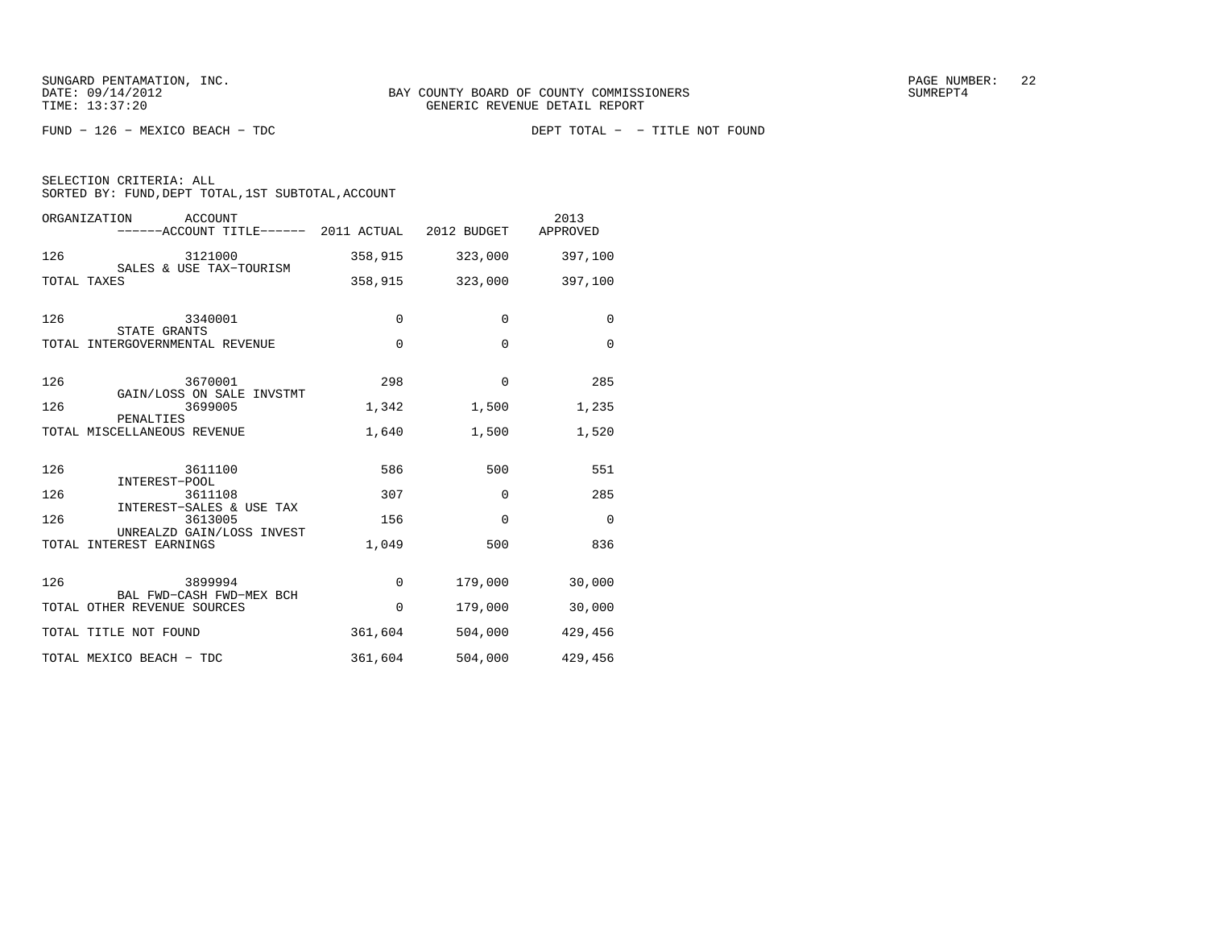SUNGARD PENTAMATION, INC.
DATE: 09/14/2012
TIME: 13:37:20

BAY COUNTY BOARD OF COUNTY COMMISSIONERS
GENERIC REVENUE DETAIL REPORT

SUMREPT4

FUND − 126 − MEXICO BEACH − TDC DEPT TOTAL − − TITLE NOT FOUND

SELECTION CRITERIA: ALL
SORTED BY: FUND,DEPT TOTAL,1ST SUBTOTAL,ACCOUNT

| ORGANIZATION | ACCOUNT / ------ACCOUNT TITLE------ | 2011 ACTUAL | 2012 BUDGET | 2013 APPROVED |
|---|---|---|---|---|
| 126 | 3121000 SALES & USE TAX−TOURISM | 358,915 | 323,000 | 397,100 |
| TOTAL TAXES | | 358,915 | 323,000 | 397,100 |
| 126 | 3340001 STATE GRANTS | 0 | 0 | 0 |
| TOTAL INTERGOVERNMENTAL REVENUE | | 0 | 0 | 0 |
| 126 | 3670001 GAIN/LOSS ON SALE INVSTMT | 298 | 0 | 285 |
| 126 | 3699005 PENALTIES | 1,342 | 1,500 | 1,235 |
| TOTAL MISCELLANEOUS REVENUE | | 1,640 | 1,500 | 1,520 |
| 126 | 3611100 INTEREST−POOL | 586 | 500 | 551 |
| 126 | 3611108 INTEREST−SALES & USE TAX | 307 | 0 | 285 |
| 126 | 3613005 UNREALZD GAIN/LOSS INVEST | 156 | 0 | 0 |
| TOTAL INTEREST EARNINGS | | 1,049 | 500 | 836 |
| 126 | 3899994 BAL FWD−CASH FWD−MEX BCH | 0 | 179,000 | 30,000 |
| TOTAL OTHER REVENUE SOURCES | | 0 | 179,000 | 30,000 |
| TOTAL TITLE NOT FOUND | | 361,604 | 504,000 | 429,456 |
| TOTAL MEXICO BEACH − TDC | | 361,604 | 504,000 | 429,456 |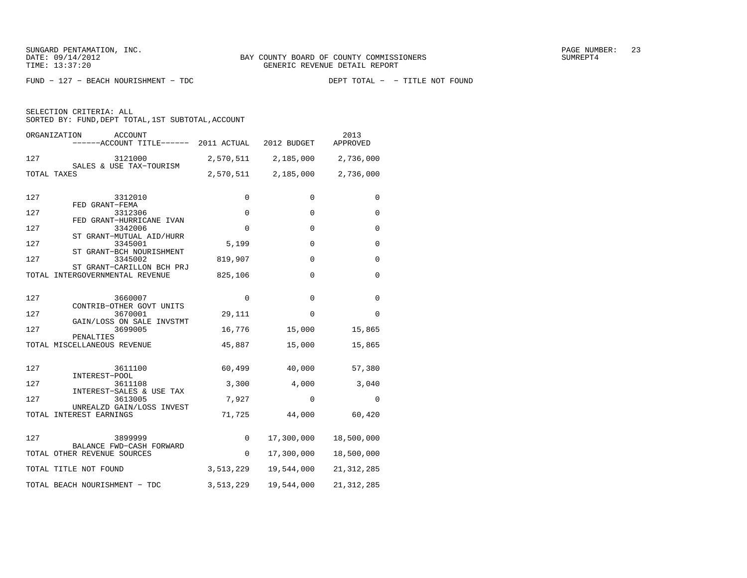SUNGARD PENTAMATION, INC.
DATE: 09/14/2012
TIME: 13:37:20

BAY COUNTY BOARD OF COUNTY COMMISSIONERS
GENERIC REVENUE DETAIL REPORT

SUMREPT4

FUND − 127 − BEACH NOURISHMENT − TDC

DEPT TOTAL − − TITLE NOT FOUND

SELECTION CRITERIA: ALL
SORTED BY: FUND,DEPT TOTAL,1ST SUBTOTAL,ACCOUNT

| ORGANIZATION | ACCOUNT / ------ACCOUNT TITLE------ | 2011 ACTUAL | 2012 BUDGET | 2013 APPROVED |
|---|---|---|---|---|
| 127 | 3121000 SALES & USE TAX−TOURISM | 2,570,511 | 2,185,000 | 2,736,000 |
| TOTAL TAXES | | 2,570,511 | 2,185,000 | 2,736,000 |
| 127 | 3312010 FED GRANT−FEMA | 0 | 0 | 0 |
| 127 | 3312306 FED GRANT−HURRICANE IVAN | 0 | 0 | 0 |
| 127 | 3342006 ST GRANT−MUTUAL AID/HURR | 0 | 0 | 0 |
| 127 | 3345001 ST GRANT−BCH NOURISHMENT | 5,199 | 0 | 0 |
| 127 | 3345002 ST GRANT−CARILLON BCH PRJ | 819,907 | 0 | 0 |
| TOTAL INTERGOVERNMENTAL REVENUE | | 825,106 | 0 | 0 |
| 127 | 3660007 CONTRIB−OTHER GOVT UNITS | 0 | 0 | 0 |
| 127 | 3670001 GAIN/LOSS ON SALE INVSTMT | 29,111 | 0 | 0 |
| 127 | 3699005 PENALTIES | 16,776 | 15,000 | 15,865 |
| TOTAL MISCELLANEOUS REVENUE | | 45,887 | 15,000 | 15,865 |
| 127 | 3611100 INTEREST−POOL | 60,499 | 40,000 | 57,380 |
| 127 | 3611108 INTEREST−SALES & USE TAX | 3,300 | 4,000 | 3,040 |
| 127 | 3613005 UNREALZD GAIN/LOSS INVEST | 7,927 | 0 | 0 |
| TOTAL INTEREST EARNINGS | | 71,725 | 44,000 | 60,420 |
| 127 | 3899999 BALANCE FWD−CASH FORWARD | 0 | 17,300,000 | 18,500,000 |
| TOTAL OTHER REVENUE SOURCES | | 0 | 17,300,000 | 18,500,000 |
| TOTAL TITLE NOT FOUND | | 3,513,229 | 19,544,000 | 21,312,285 |
| TOTAL BEACH NOURISHMENT − TDC | | 3,513,229 | 19,544,000 | 21,312,285 |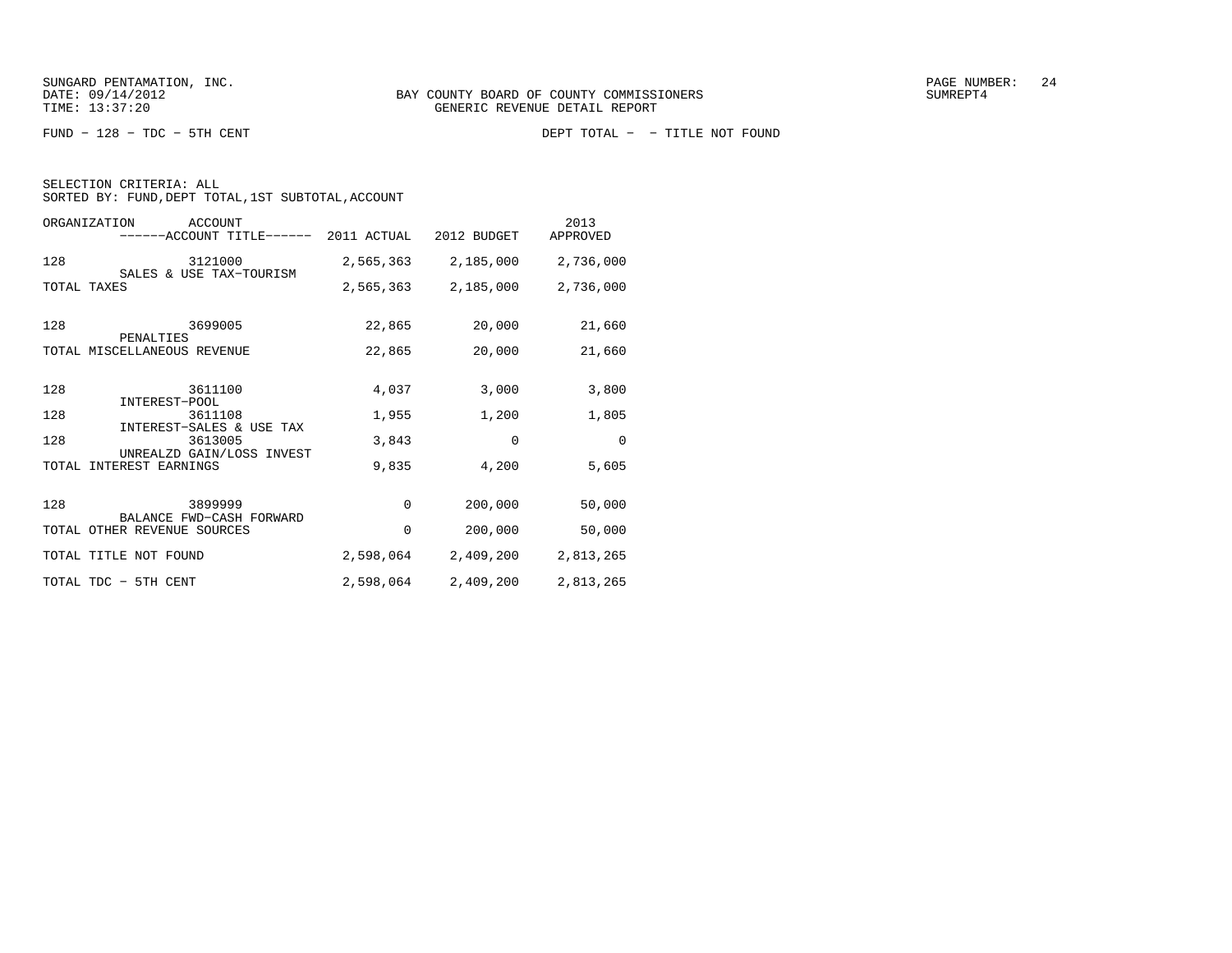BAY COUNTY BOARD OF COUNTY COMMISSIONERS
GENERIC REVENUE DETAIL REPORT

SUNGARD PENTAMATION, INC.
DATE: 09/14/2012
TIME: 13:37:20

SUMREPT4

FUND − 128 − TDC − 5TH CENT

DEPT TOTAL − − TITLE NOT FOUND

SELECTION CRITERIA: ALL
SORTED BY: FUND,DEPT TOTAL,1ST SUBTOTAL,ACCOUNT

| ORGANIZATION | ACCOUNT / ------ACCOUNT TITLE------ | 2011 ACTUAL | 2012 BUDGET | 2013 APPROVED |
|---|---|---|---|---|
| 128 | 3121000 SALES & USE TAX−TOURISM | 2,565,363 | 2,185,000 | 2,736,000 |
| TOTAL TAXES | | 2,565,363 | 2,185,000 | 2,736,000 |
| 128 | 3699005 PENALTIES | 22,865 | 20,000 | 21,660 |
| TOTAL MISCELLANEOUS REVENUE | | 22,865 | 20,000 | 21,660 |
| 128 | 3611100 INTEREST−POOL | 4,037 | 3,000 | 3,800 |
| 128 | 3611108 INTEREST−SALES & USE TAX | 1,955 | 1,200 | 1,805 |
| 128 | 3613005 UNREALZD GAIN/LOSS INVEST | 3,843 | 0 | 0 |
| TOTAL INTEREST EARNINGS | | 9,835 | 4,200 | 5,605 |
| 128 | 3899999 BALANCE FWD−CASH FORWARD | 0 | 200,000 | 50,000 |
| TOTAL OTHER REVENUE SOURCES | | 0 | 200,000 | 50,000 |
| TOTAL TITLE NOT FOUND | | 2,598,064 | 2,409,200 | 2,813,265 |
| TOTAL TDC − 5TH CENT | | 2,598,064 | 2,409,200 | 2,813,265 |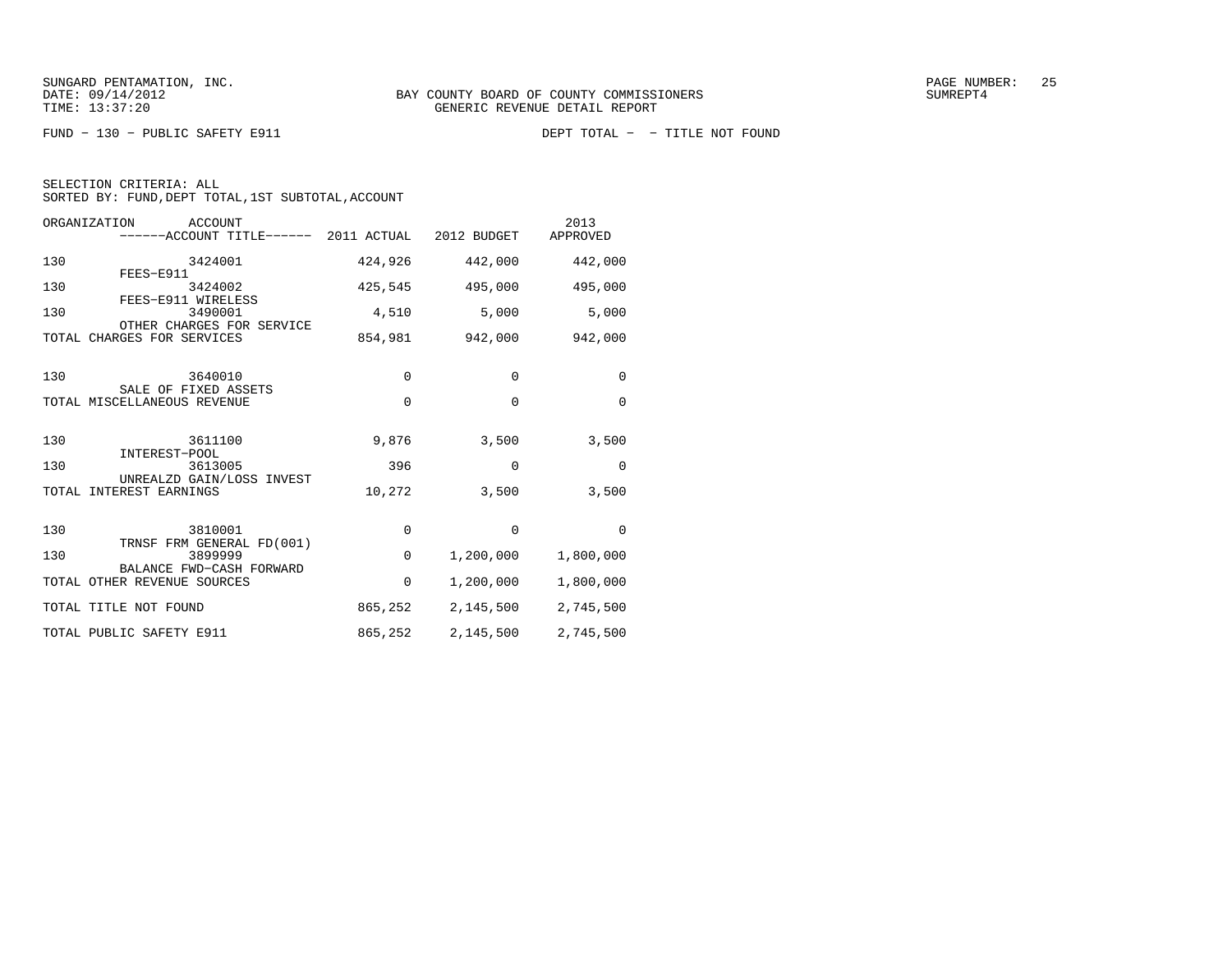SUNGARD PENTAMATION, INC.
DATE: 09/14/2012
TIME: 13:37:20

BAY COUNTY BOARD OF COUNTY COMMISSIONERS
GENERIC REVENUE DETAIL REPORT

SUMREPT4

FUND − 130 − PUBLIC SAFETY E911

DEPT TOTAL − − TITLE NOT FOUND

SELECTION CRITERIA: ALL
SORTED BY: FUND,DEPT TOTAL,1ST SUBTOTAL,ACCOUNT

| ORGANIZATION | ACCOUNT / ------ACCOUNT TITLE------ | 2011 ACTUAL | 2012 BUDGET | 2013 APPROVED |
|---|---|---|---|---|
| 130 | 3424001 FEES−E911 | 424,926 | 442,000 | 442,000 |
| 130 | 3424002 FEES−E911 WIRELESS | 425,545 | 495,000 | 495,000 |
| 130 | 3490001 OTHER CHARGES FOR SERVICE | 4,510 | 5,000 | 5,000 |
| TOTAL CHARGES FOR SERVICES | | 854,981 | 942,000 | 942,000 |
| 130 | 3640010 SALE OF FIXED ASSETS | 0 | 0 | 0 |
| TOTAL MISCELLANEOUS REVENUE | | 0 | 0 | 0 |
| 130 | 3611100 INTEREST−POOL | 9,876 | 3,500 | 3,500 |
| 130 | 3613005 UNREALZD GAIN/LOSS INVEST | 396 | 0 | 0 |
| TOTAL INTEREST EARNINGS | | 10,272 | 3,500 | 3,500 |
| 130 | 3810001 TRNSF FRM GENERAL FD(001) | 0 | 0 | 0 |
| 130 | 3899999 BALANCE FWD−CASH FORWARD | 0 | 1,200,000 | 1,800,000 |
| TOTAL OTHER REVENUE SOURCES | | 0 | 1,200,000 | 1,800,000 |
| TOTAL TITLE NOT FOUND | | 865,252 | 2,145,500 | 2,745,500 |
| TOTAL PUBLIC SAFETY E911 | | 865,252 | 2,145,500 | 2,745,500 |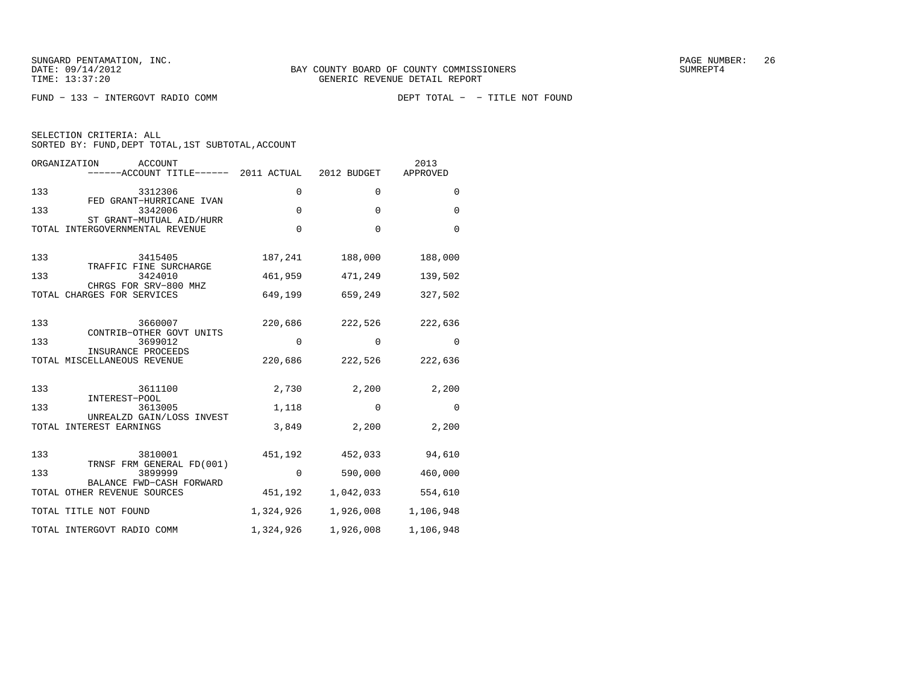SUNGARD PENTAMATION, INC.
DATE: 09/14/2012
TIME: 13:37:20

BAY COUNTY BOARD OF COUNTY COMMISSIONERS
GENERIC REVENUE DETAIL REPORT

SUMREPT4

FUND − 133 − INTERGOVT RADIO COMM

DEPT TOTAL − − TITLE NOT FOUND

SELECTION CRITERIA: ALL
SORTED BY: FUND,DEPT TOTAL,1ST SUBTOTAL,ACCOUNT

| ORGANIZATION | ACCOUNT / ------ACCOUNT TITLE------ | 2011 ACTUAL | 2012 BUDGET | 2013 APPROVED |
|---|---|---|---|---|
| 133 | 3312306 FED GRANT−HURRICANE IVAN | 0 | 0 | 0 |
| 133 | 3342006 ST GRANT−MUTUAL AID/HURR | 0 | 0 | 0 |
| TOTAL INTERGOVERNMENTAL REVENUE | | 0 | 0 | 0 |
| 133 | 3415405 TRAFFIC FINE SURCHARGE | 187,241 | 188,000 | 188,000 |
| 133 | 3424010 CHRGS FOR SRV−800 MHZ | 461,959 | 471,249 | 139,502 |
| TOTAL CHARGES FOR SERVICES | | 649,199 | 659,249 | 327,502 |
| 133 | 3660007 CONTRIB−OTHER GOVT UNITS | 220,686 | 222,526 | 222,636 |
| 133 | 3699012 INSURANCE PROCEEDS | 0 | 0 | 0 |
| TOTAL MISCELLANEOUS REVENUE | | 220,686 | 222,526 | 222,636 |
| 133 | 3611100 INTEREST−POOL | 2,730 | 2,200 | 2,200 |
| 133 | 3613005 UNREALZD GAIN/LOSS INVEST | 1,118 | 0 | 0 |
| TOTAL INTEREST EARNINGS | | 3,849 | 2,200 | 2,200 |
| 133 | 3810001 TRNSF FRM GENERAL FD(001) | 451,192 | 452,033 | 94,610 |
| 133 | 3899999 BALANCE FWD−CASH FORWARD | 0 | 590,000 | 460,000 |
| TOTAL OTHER REVENUE SOURCES | | 451,192 | 1,042,033 | 554,610 |
| TOTAL TITLE NOT FOUND | | 1,324,926 | 1,926,008 | 1,106,948 |
| TOTAL INTERGOVT RADIO COMM | | 1,324,926 | 1,926,008 | 1,106,948 |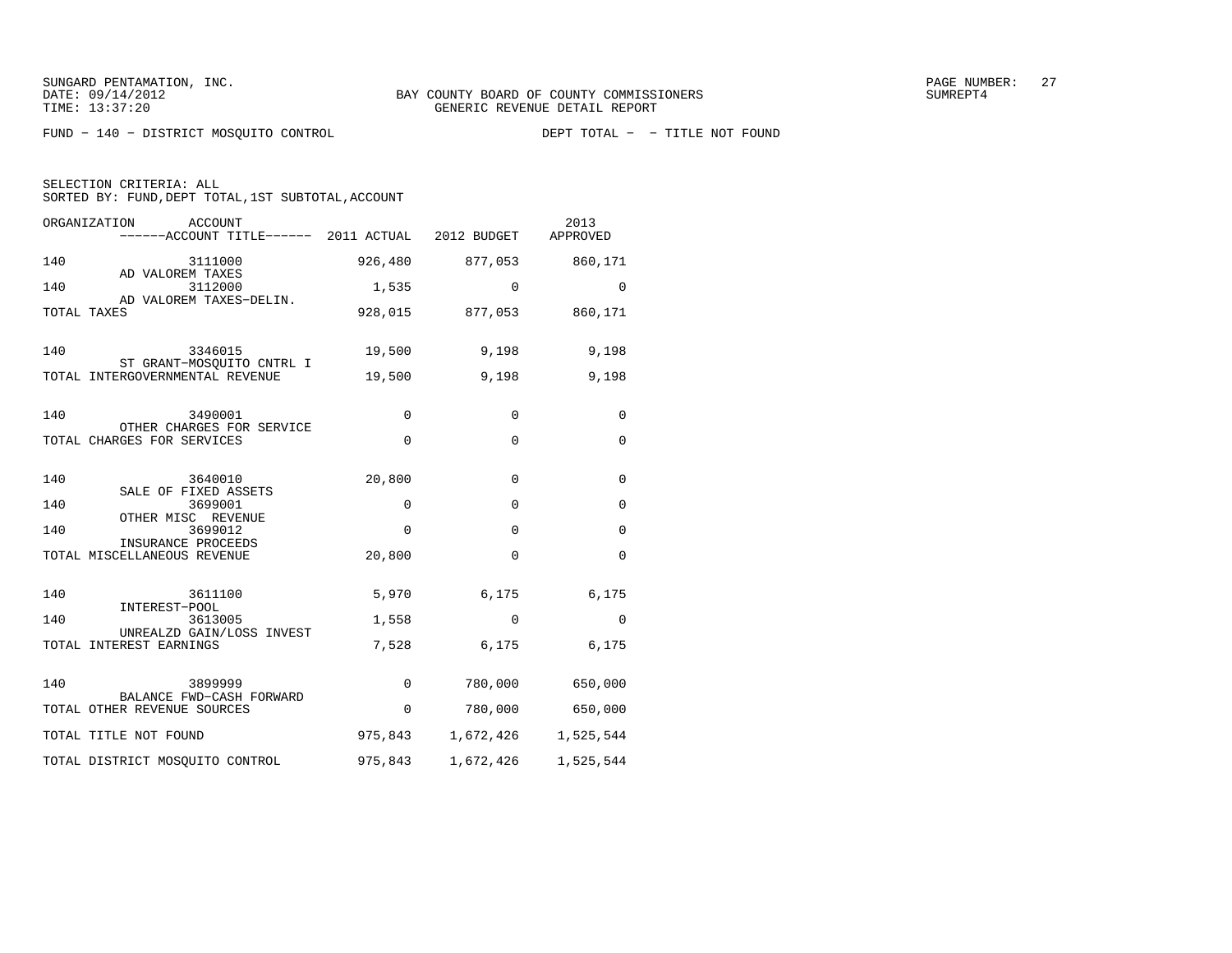SUNGARD PENTAMATION, INC.
DATE: 09/14/2012
TIME: 13:37:20

BAY COUNTY BOARD OF COUNTY COMMISSIONERS
GENERIC REVENUE DETAIL REPORT

SUMREPT4

FUND − 140 − DISTRICT MOSQUITO CONTROL    DEPT TOTAL − − TITLE NOT FOUND

SELECTION CRITERIA: ALL
SORTED BY: FUND,DEPT TOTAL,1ST SUBTOTAL,ACCOUNT

| ORGANIZATION | ACCOUNT / ACCOUNT TITLE | 2011 ACTUAL | 2012 BUDGET | 2013 APPROVED |
|---|---|---|---|---|
| 140 | 3111000 AD VALOREM TAXES | 926,480 | 877,053 | 860,171 |
| 140 | 3112000 AD VALOREM TAXES−DELIN. | 1,535 | 0 | 0 |
| TOTAL TAXES | | 928,015 | 877,053 | 860,171 |
| 140 | 3346015 ST GRANT−MOSQUITO CNTRL I | 19,500 | 9,198 | 9,198 |
| TOTAL INTERGOVERNMENTAL REVENUE | | 19,500 | 9,198 | 9,198 |
| 140 | 3490001 OTHER CHARGES FOR SERVICE | 0 | 0 | 0 |
| TOTAL CHARGES FOR SERVICES | | 0 | 0 | 0 |
| 140 | 3640010 SALE OF FIXED ASSETS | 20,800 | 0 | 0 |
| 140 | 3699001 OTHER MISC REVENUE | 0 | 0 | 0 |
| 140 | 3699012 INSURANCE PROCEEDS | 0 | 0 | 0 |
| TOTAL MISCELLANEOUS REVENUE | | 20,800 | 0 | 0 |
| 140 | 3611100 INTEREST−POOL | 5,970 | 6,175 | 6,175 |
| 140 | 3613005 UNREALZD GAIN/LOSS INVEST | 1,558 | 0 | 0 |
| TOTAL INTEREST EARNINGS | | 7,528 | 6,175 | 6,175 |
| 140 | 3899999 BALANCE FWD−CASH FORWARD | 0 | 780,000 | 650,000 |
| TOTAL OTHER REVENUE SOURCES | | 0 | 780,000 | 650,000 |
| TOTAL TITLE NOT FOUND | | 975,843 | 1,672,426 | 1,525,544 |
| TOTAL DISTRICT MOSQUITO CONTROL | | 975,843 | 1,672,426 | 1,525,544 |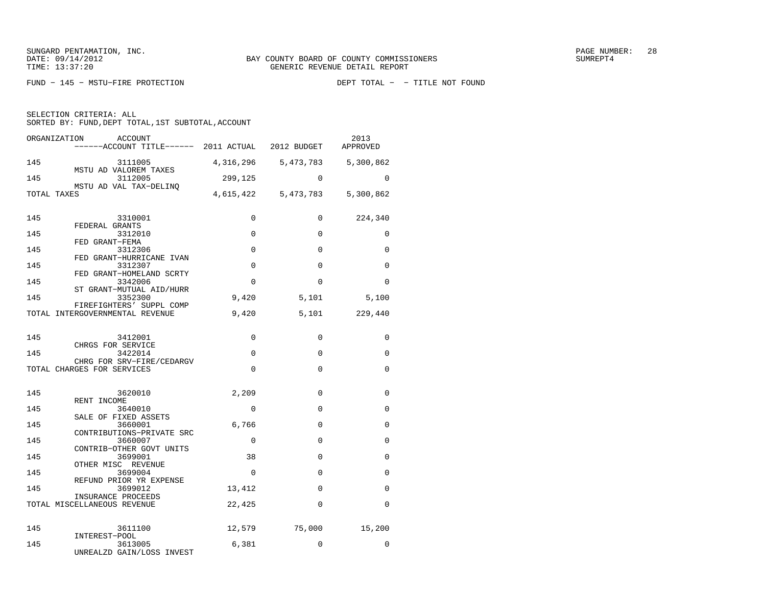SUNGARD PENTAMATION, INC.
DATE: 09/14/2012
TIME: 13:37:20

BAY COUNTY BOARD OF COUNTY COMMISSIONERS
GENERIC REVENUE DETAIL REPORT

SUMREPT4

FUND - 145 - MSTU-FIRE PROTECTION

DEPT TOTAL - - TITLE NOT FOUND

SELECTION CRITERIA: ALL
SORTED BY: FUND,DEPT TOTAL,1ST SUBTOTAL,ACCOUNT

| ORGANIZATION | ACCOUNT / ------ACCOUNT TITLE------ | 2011 ACTUAL | 2012 BUDGET | 2013 APPROVED |
|---|---|---|---|---|
| 145 | 3111005 MSTU AD VALOREM TAXES | 4,316,296 | 5,473,783 | 5,300,862 |
| 145 | 3112005 MSTU AD VAL TAX-DELINQ | 299,125 | 0 | 0 |
| TOTAL TAXES | | 4,615,422 | 5,473,783 | 5,300,862 |
| 145 | 3310001 FEDERAL GRANTS | 0 | 0 | 224,340 |
| 145 | 3312010 FED GRANT-FEMA | 0 | 0 | 0 |
| 145 | 3312306 FED GRANT-HURRICANE IVAN | 0 | 0 | 0 |
| 145 | 3312307 FED GRANT-HOMELAND SCRTY | 0 | 0 | 0 |
| 145 | 3342006 ST GRANT-MUTUAL AID/HURR | 0 | 0 | 0 |
| 145 | 3352300 FIREFIGHTERS' SUPPL COMP | 9,420 | 5,101 | 5,100 |
| TOTAL INTERGOVERNMENTAL REVENUE | | 9,420 | 5,101 | 229,440 |
| 145 | 3412001 CHRGS FOR SERVICE | 0 | 0 | 0 |
| 145 | 3422014 CHRG FOR SRV-FIRE/CEDARGV | 0 | 0 | 0 |
| TOTAL CHARGES FOR SERVICES | | 0 | 0 | 0 |
| 145 | 3620010 RENT INCOME | 2,209 | 0 | 0 |
| 145 | 3640010 SALE OF FIXED ASSETS | 0 | 0 | 0 |
| 145 | 3660001 CONTRIBUTIONS-PRIVATE SRC | 6,766 | 0 | 0 |
| 145 | 3660007 CONTRIB-OTHER GOVT UNITS | 0 | 0 | 0 |
| 145 | 3699001 OTHER MISC REVENUE | 38 | 0 | 0 |
| 145 | 3699004 REFUND PRIOR YR EXPENSE | 0 | 0 | 0 |
| 145 | 3699012 INSURANCE PROCEEDS | 13,412 | 0 | 0 |
| TOTAL MISCELLANEOUS REVENUE | | 22,425 | 0 | 0 |
| 145 | 3611100 INTEREST-POOL | 12,579 | 75,000 | 15,200 |
| 145 | 3613005 UNREALZD GAIN/LOSS INVEST | 6,381 | 0 | 0 |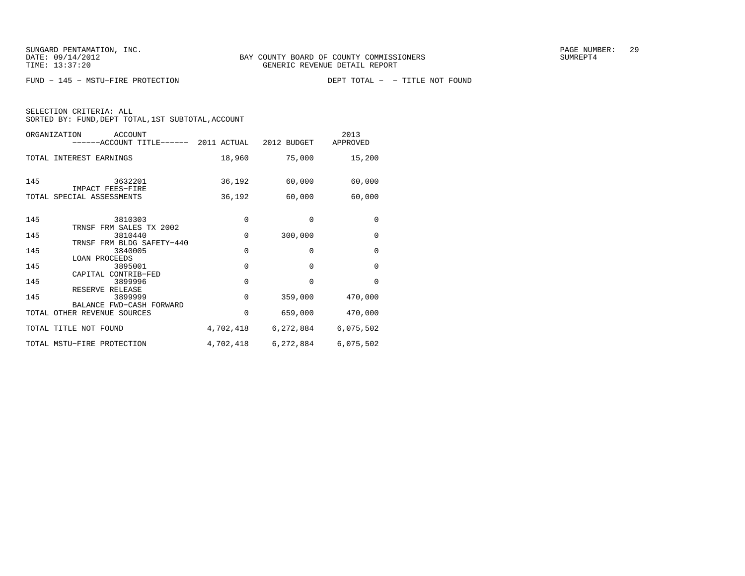BAY COUNTY BOARD OF COUNTY COMMISSIONERS
GENERIC REVENUE DETAIL REPORT

FUND − 145 − MSTU−FIRE PROTECTION DEPT TOTAL − − TITLE NOT FOUND

SELECTION CRITERIA: ALL
SORTED BY: FUND,DEPT TOTAL,1ST SUBTOTAL,ACCOUNT

| ORGANIZATION | ACCOUNT / ------ACCOUNT TITLE------ | 2011 ACTUAL | 2012 BUDGET | 2013 APPROVED |
|---|---|---|---|---|
| TOTAL INTEREST EARNINGS | | 18,960 | 75,000 | 15,200 |
| 145 | 3632201 IMPACT FEES−FIRE | 36,192 | 60,000 | 60,000 |
| TOTAL SPECIAL ASSESSMENTS | | 36,192 | 60,000 | 60,000 |
| 145 | 3810303 TRNSF FRM SALES TX 2002 | 0 | 0 | 0 |
| 145 | 3810440 TRNSF FRM BLDG SAFETY−440 | 0 | 300,000 | 0 |
| 145 | 3840005 LOAN PROCEEDS | 0 | 0 | 0 |
| 145 | 3895001 CAPITAL CONTRIB−FED | 0 | 0 | 0 |
| 145 | 3899996 RESERVE RELEASE | 0 | 0 | 0 |
| 145 | 3899999 BALANCE FWD−CASH FORWARD | 0 | 359,000 | 470,000 |
| TOTAL OTHER REVENUE SOURCES | | 0 | 659,000 | 470,000 |
| TOTAL TITLE NOT FOUND | | 4,702,418 | 6,272,884 | 6,075,502 |
| TOTAL MSTU−FIRE PROTECTION | | 4,702,418 | 6,272,884 | 6,075,502 |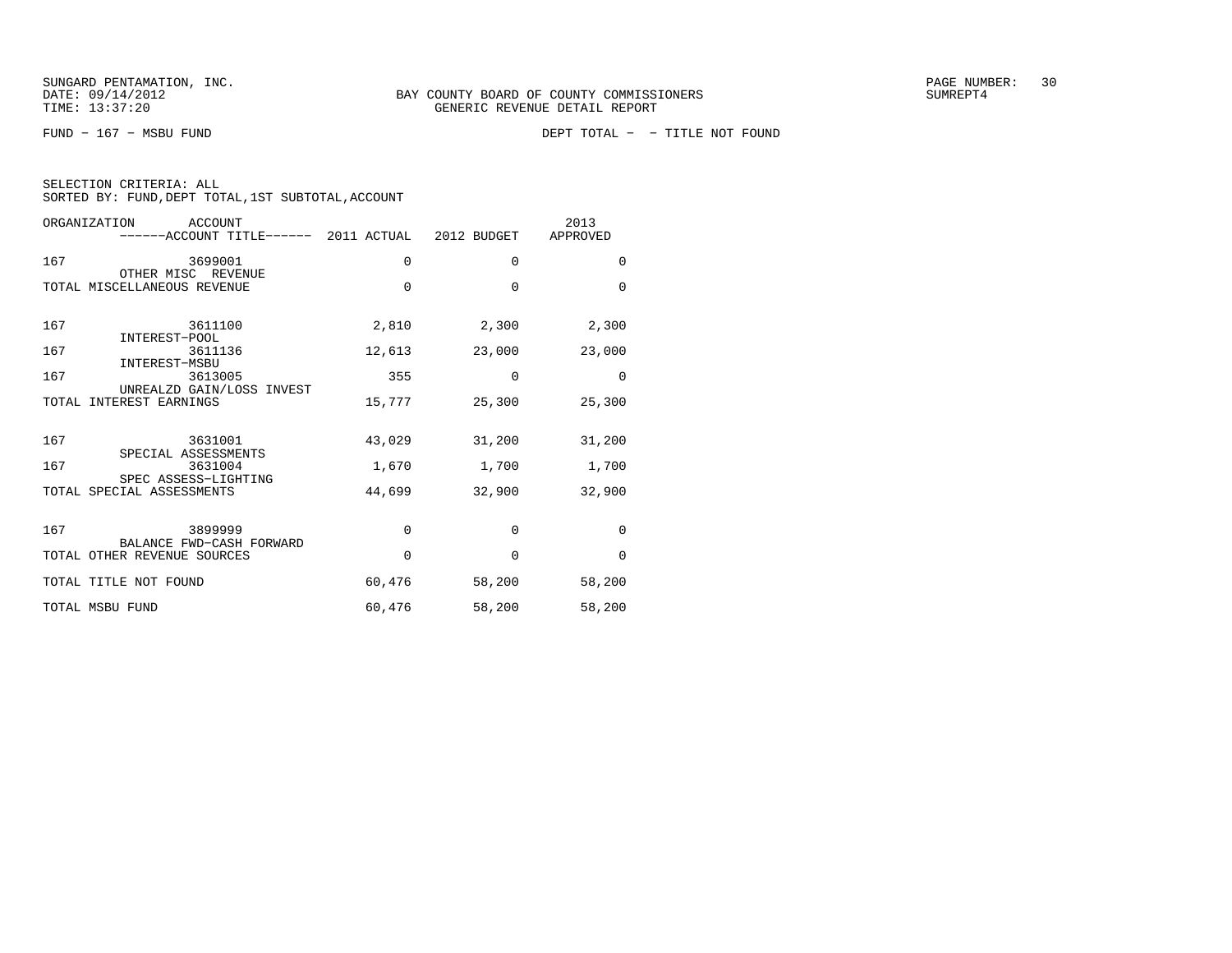SUNGARD PENTAMATION, INC.
DATE: 09/14/2012
TIME: 13:37:20

BAY COUNTY BOARD OF COUNTY COMMISSIONERS
GENERIC REVENUE DETAIL REPORT

SUMREPT4

FUND − 167 − MSBU FUND

DEPT TOTAL − − TITLE NOT FOUND

SELECTION CRITERIA: ALL
SORTED BY: FUND,DEPT TOTAL,1ST SUBTOTAL,ACCOUNT

| ORGANIZATION | ACCOUNT / ACCOUNT TITLE | 2011 ACTUAL | 2012 BUDGET | 2013 APPROVED |
|---|---|---|---|---|
| 167 | 3699001 OTHER MISC REVENUE | 0 | 0 | 0 |
| TOTAL MISCELLANEOUS REVENUE | | 0 | 0 | 0 |
| 167 | 3611100 INTEREST−POOL | 2,810 | 2,300 | 2,300 |
| 167 | 3611136 INTEREST−MSBU | 12,613 | 23,000 | 23,000 |
| 167 | 3613005 UNREALZD GAIN/LOSS INVEST | 355 | 0 | 0 |
| TOTAL INTEREST EARNINGS | | 15,777 | 25,300 | 25,300 |
| 167 | 3631001 SPECIAL ASSESSMENTS | 43,029 | 31,200 | 31,200 |
| 167 | 3631004 SPEC ASSESS−LIGHTING | 1,670 | 1,700 | 1,700 |
| TOTAL SPECIAL ASSESSMENTS | | 44,699 | 32,900 | 32,900 |
| 167 | 3899999 BALANCE FWD−CASH FORWARD | 0 | 0 | 0 |
| TOTAL OTHER REVENUE SOURCES | | 0 | 0 | 0 |
| TOTAL TITLE NOT FOUND | | 60,476 | 58,200 | 58,200 |
| TOTAL MSBU FUND | | 60,476 | 58,200 | 58,200 |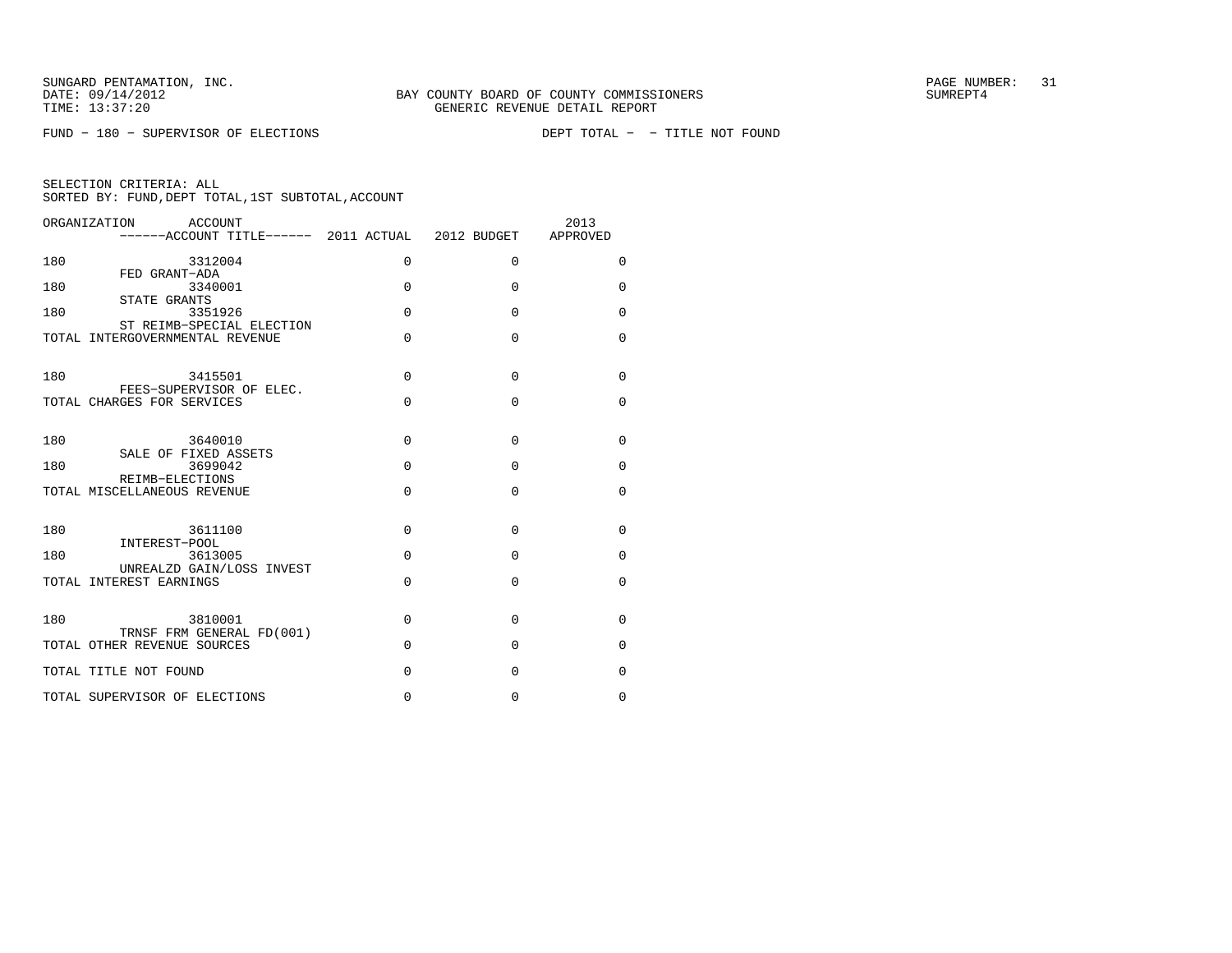SUNGARD PENTAMATION, INC.
DATE: 09/14/2012
TIME: 13:37:20

BAY COUNTY BOARD OF COUNTY COMMISSIONERS
GENERIC REVENUE DETAIL REPORT

SUMREPT4

FUND − 180 − SUPERVISOR OF ELECTIONS    DEPT TOTAL − − TITLE NOT FOUND

SELECTION CRITERIA: ALL
SORTED BY: FUND,DEPT TOTAL,1ST SUBTOTAL,ACCOUNT

| ORGANIZATION | ACCOUNT ------ACCOUNT TITLE------ | 2011 ACTUAL | 2012 BUDGET | 2013 APPROVED |
|---|---|---|---|---|
| 180 | 3312004 FED GRANT−ADA | 0 | 0 | 0 |
| 180 | 3340001 STATE GRANTS | 0 | 0 | 0 |
| 180 | 3351926 ST REIMB−SPECIAL ELECTION | 0 | 0 | 0 |
| TOTAL INTERGOVERNMENTAL REVENUE | | 0 | 0 | 0 |
| 180 | 3415501 FEES−SUPERVISOR OF ELEC. | 0 | 0 | 0 |
| TOTAL CHARGES FOR SERVICES | | 0 | 0 | 0 |
| 180 | 3640010 SALE OF FIXED ASSETS | 0 | 0 | 0 |
| 180 | 3699042 REIMB−ELECTIONS | 0 | 0 | 0 |
| TOTAL MISCELLANEOUS REVENUE | | 0 | 0 | 0 |
| 180 | 3611100 INTEREST−POOL | 0 | 0 | 0 |
| 180 | 3613005 UNREALZD GAIN/LOSS INVEST | 0 | 0 | 0 |
| TOTAL INTEREST EARNINGS | | 0 | 0 | 0 |
| 180 | 3810001 TRNSF FRM GENERAL FD(001) | 0 | 0 | 0 |
| TOTAL OTHER REVENUE SOURCES | | 0 | 0 | 0 |
| TOTAL TITLE NOT FOUND | | 0 | 0 | 0 |
| TOTAL SUPERVISOR OF ELECTIONS | | 0 | 0 | 0 |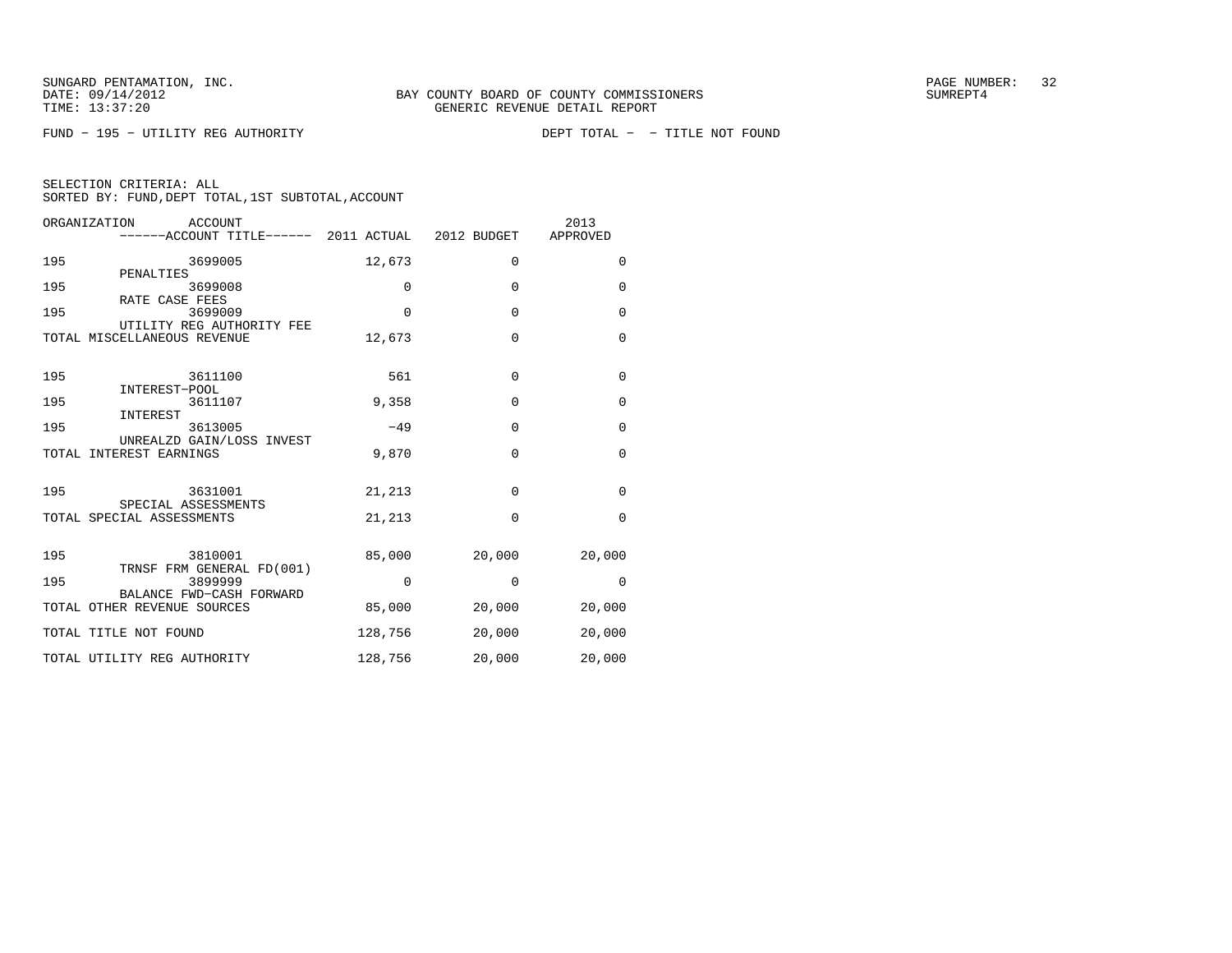SUNGARD PENTAMATION, INC.
DATE: 09/14/2012
TIME: 13:37:20

BAY COUNTY BOARD OF COUNTY COMMISSIONERS
GENERIC REVENUE DETAIL REPORT

SUMREPT4

FUND − 195 − UTILITY REG AUTHORITY

DEPT TOTAL − − TITLE NOT FOUND

SELECTION CRITERIA: ALL
SORTED BY: FUND,DEPT TOTAL,1ST SUBTOTAL,ACCOUNT

| ORGANIZATION | ACCOUNT / ACCOUNT TITLE | 2011 ACTUAL | 2012 BUDGET | 2013 APPROVED |
|---|---|---|---|---|
| 195 | 3699005 PENALTIES | 12,673 | 0 | 0 |
| 195 | 3699008 RATE CASE FEES | 0 | 0 | 0 |
| 195 | 3699009 UTILITY REG AUTHORITY FEE | 0 | 0 | 0 |
| TOTAL MISCELLANEOUS REVENUE | | 12,673 | 0 | 0 |
| 195 | 3611100 INTEREST−POOL | 561 | 0 | 0 |
| 195 | 3611107 INTEREST | 9,358 | 0 | 0 |
| 195 | 3613005 UNREALZD GAIN/LOSS INVEST | −49 | 0 | 0 |
| TOTAL INTEREST EARNINGS | | 9,870 | 0 | 0 |
| 195 | 3631001 SPECIAL ASSESSMENTS | 21,213 | 0 | 0 |
| TOTAL SPECIAL ASSESSMENTS | | 21,213 | 0 | 0 |
| 195 | 3810001 TRNSF FRM GENERAL FD(001) | 85,000 | 20,000 | 20,000 |
| 195 | 3899999 BALANCE FWD−CASH FORWARD | 0 | 0 | 0 |
| TOTAL OTHER REVENUE SOURCES | | 85,000 | 20,000 | 20,000 |
| TOTAL TITLE NOT FOUND | | 128,756 | 20,000 | 20,000 |
| TOTAL UTILITY REG AUTHORITY | | 128,756 | 20,000 | 20,000 |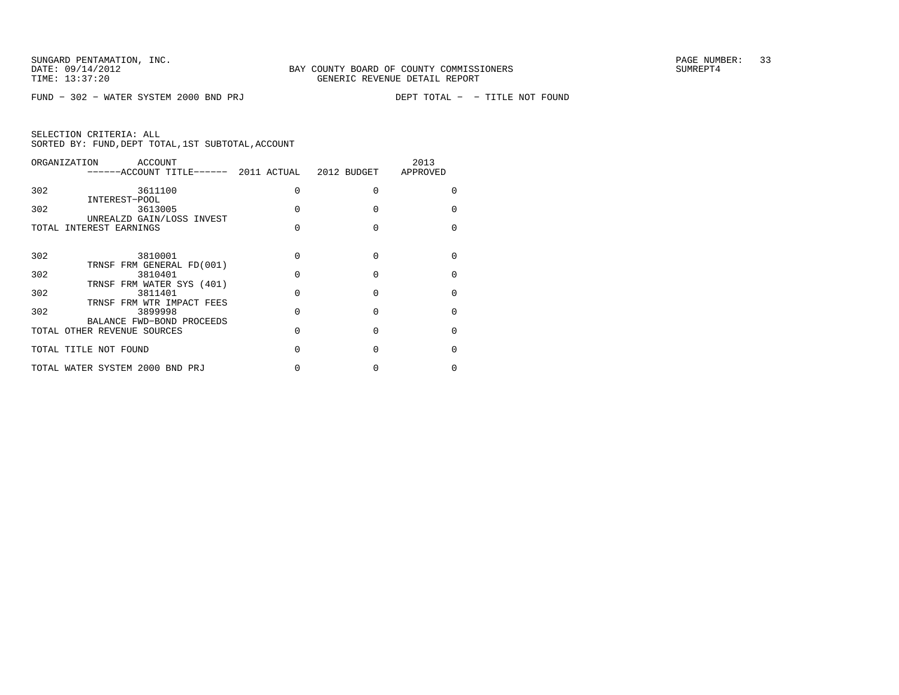SUNGARD PENTAMATION, INC.
DATE: 09/14/2012
TIME: 13:37:20

BAY COUNTY BOARD OF COUNTY COMMISSIONERS
GENERIC REVENUE DETAIL REPORT

SUMREPT4

FUND − 302 − WATER SYSTEM 2000 BND PRJ

DEPT TOTAL − − TITLE NOT FOUND

SELECTION CRITERIA: ALL
SORTED BY: FUND,DEPT TOTAL,1ST SUBTOTAL,ACCOUNT

| ORGANIZATION | ACCOUNT / ------ACCOUNT TITLE------ | 2011 ACTUAL | 2012 BUDGET | 2013 APPROVED |
|---|---|---|---|---|
| 302 | 3611100 INTEREST−POOL | 0 | 0 | 0 |
| 302 | 3613005 UNREALZD GAIN/LOSS INVEST | 0 | 0 | 0 |
| TOTAL INTEREST EARNINGS | | 0 | 0 | 0 |
| 302 | 3810001 TRNSF FRM GENERAL FD(001) | 0 | 0 | 0 |
| 302 | 3810401 TRNSF FRM WATER SYS (401) | 0 | 0 | 0 |
| 302 | 3811401 TRNSF FRM WTR IMPACT FEES | 0 | 0 | 0 |
| 302 | 3899998 BALANCE FWD−BOND PROCEEDS | 0 | 0 | 0 |
| TOTAL OTHER REVENUE SOURCES | | 0 | 0 | 0 |
| TOTAL TITLE NOT FOUND | | 0 | 0 | 0 |
| TOTAL WATER SYSTEM 2000 BND PRJ | | 0 | 0 | 0 |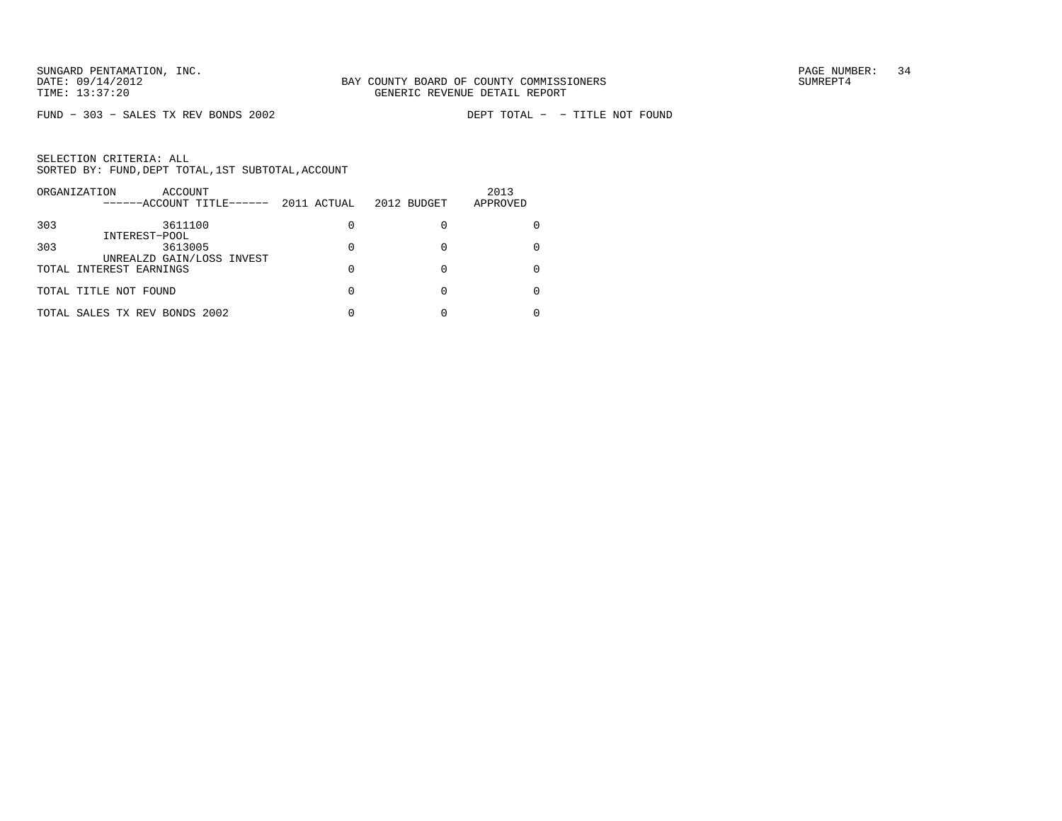SUNGARD PENTAMATION, INC.
DATE: 09/14/2012
TIME: 13:37:20

BAY COUNTY BOARD OF COUNTY COMMISSIONERS
GENERIC REVENUE DETAIL REPORT

SUMREPT4

FUND - 303 - SALES TX REV BONDS 2002 DEPT TOTAL - - TITLE NOT FOUND

SELECTION CRITERIA: ALL
SORTED BY: FUND,DEPT TOTAL,1ST SUBTOTAL,ACCOUNT

| ORGANIZATION | ACCOUNT ------ACCOUNT TITLE------ | 2011 ACTUAL | 2012 BUDGET | 2013 APPROVED |
|---|---|---|---|---|
| 303 | 3611100 INTEREST-POOL | 0 | 0 | 0 |
| 303 | 3613005 UNREALZD GAIN/LOSS INVEST | 0 | 0 | 0 |
| TOTAL INTEREST EARNINGS | | 0 | 0 | 0 |
| TOTAL TITLE NOT FOUND | | 0 | 0 | 0 |
| TOTAL SALES TX REV BONDS 2002 | | 0 | 0 | 0 |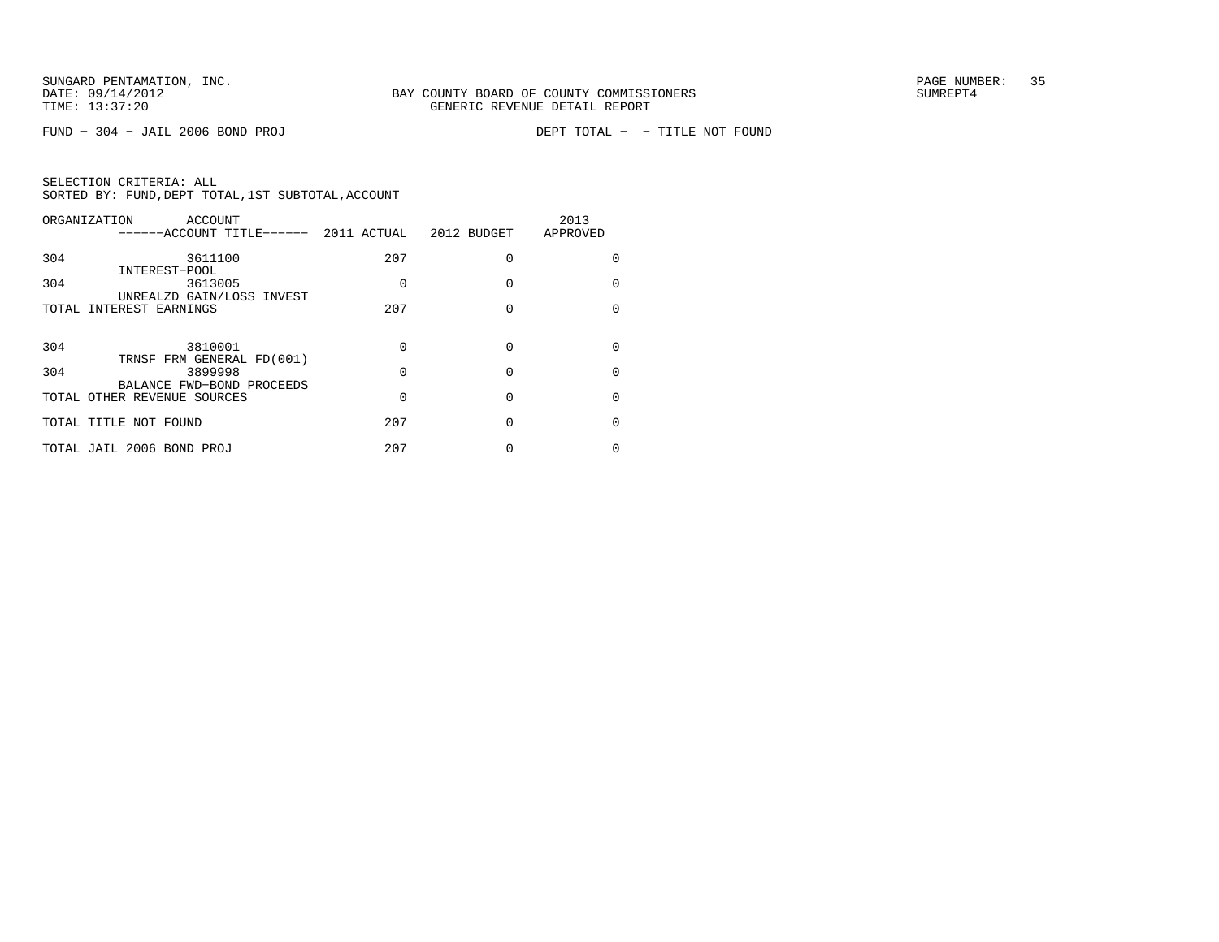BAY COUNTY BOARD OF COUNTY COMMISSIONERS
GENERIC REVENUE DETAIL REPORT

SUNGARD PENTAMATION, INC.
DATE: 09/14/2012
TIME: 13:37:20

SUMREPT4

FUND - 304 - JAIL 2006 BOND PROJ　　　　DEPT TOTAL - - TITLE NOT FOUND

SELECTION CRITERIA: ALL
SORTED BY: FUND,DEPT TOTAL,1ST SUBTOTAL,ACCOUNT

| ORGANIZATION | ACCOUNT ------ACCOUNT TITLE------ | 2011 ACTUAL | 2012 BUDGET | 2013 APPROVED |
|---|---|---|---|---|
| 304 | 3611100 INTEREST-POOL | 207 | 0 | 0 |
| 304 | 3613005 UNREALZD GAIN/LOSS INVEST | 0 | 0 | 0 |
| TOTAL INTEREST EARNINGS | | 207 | 0 | 0 |
| 304 | 3810001 TRNSF FRM GENERAL FD(001) | 0 | 0 | 0 |
| 304 | 3899998 BALANCE FWD-BOND PROCEEDS | 0 | 0 | 0 |
| TOTAL OTHER REVENUE SOURCES | | 0 | 0 | 0 |
| TOTAL TITLE NOT FOUND | | 207 | 0 | 0 |
| TOTAL JAIL 2006 BOND PROJ | | 207 | 0 | 0 |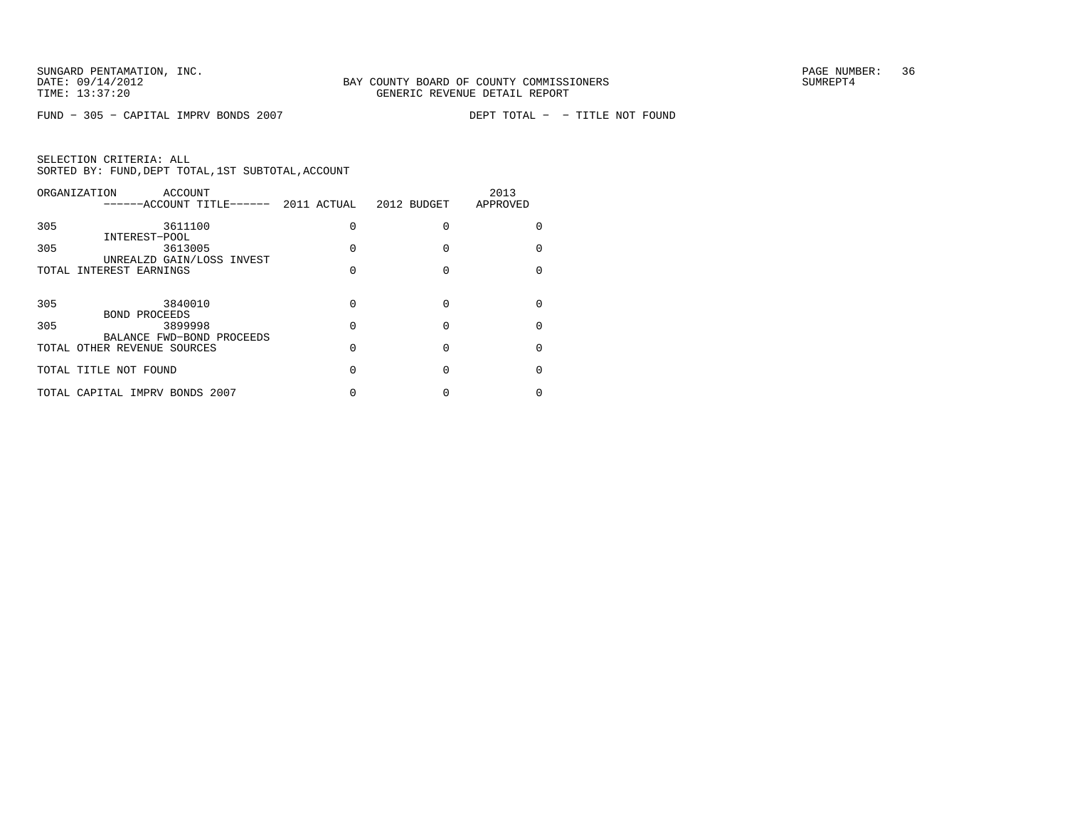SUNGARD PENTAMATION, INC.
DATE: 09/14/2012
TIME: 13:37:20

BAY COUNTY BOARD OF COUNTY COMMISSIONERS
GENERIC REVENUE DETAIL REPORT

SUMREPT4

FUND - 305 - CAPITAL IMPRV BONDS 2007 DEPT TOTAL - - TITLE NOT FOUND

SELECTION CRITERIA: ALL
SORTED BY: FUND,DEPT TOTAL,1ST SUBTOTAL,ACCOUNT

| ORGANIZATION | ACCOUNT / ------ACCOUNT TITLE------ | 2011 ACTUAL | 2012 BUDGET | 2013 APPROVED |
|---|---|---|---|---|
| 305 | 3611100 INTEREST-POOL | 0 | 0 | 0 |
| 305 | 3613005 UNREALZD GAIN/LOSS INVEST | 0 | 0 | 0 |
| TOTAL INTEREST EARNINGS | | 0 | 0 | 0 |
| 305 | 3840010 BOND PROCEEDS | 0 | 0 | 0 |
| 305 | 3899998 BALANCE FWD-BOND PROCEEDS | 0 | 0 | 0 |
| TOTAL OTHER REVENUE SOURCES | | 0 | 0 | 0 |
| TOTAL TITLE NOT FOUND | | 0 | 0 | 0 |
| TOTAL CAPITAL IMPRV BONDS 2007 | | 0 | 0 | 0 |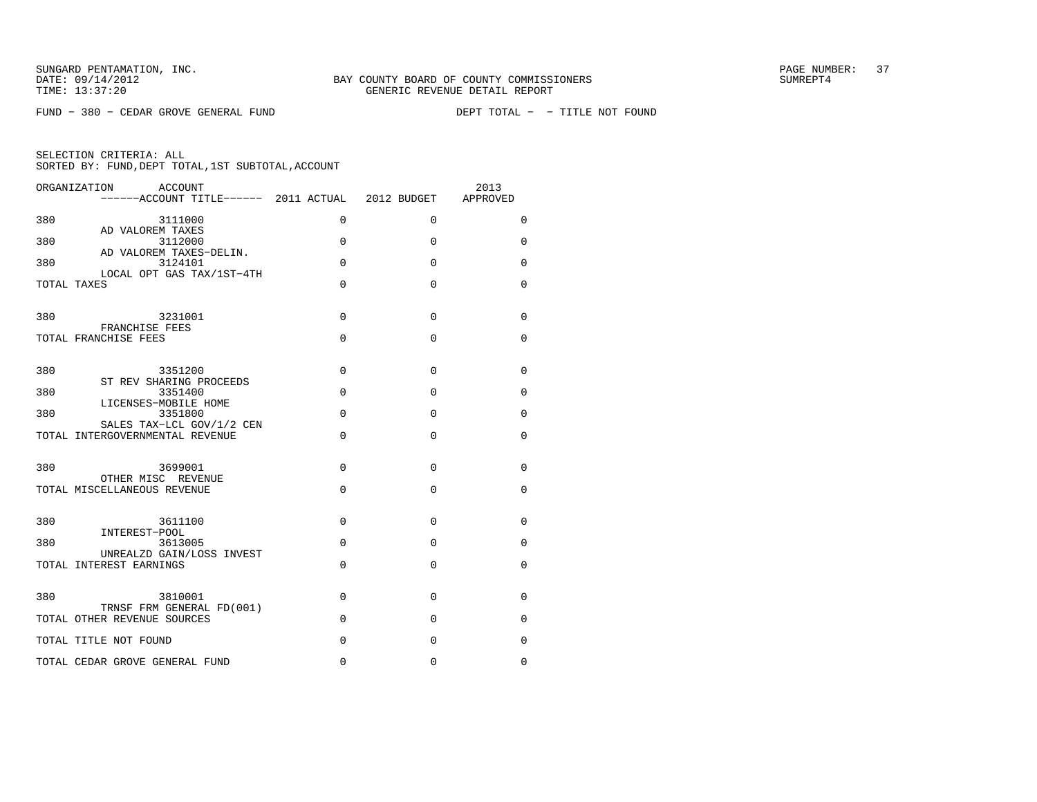SUNGARD PENTAMATION, INC.
DATE: 09/14/2012
TIME: 13:37:20

BAY COUNTY BOARD OF COUNTY COMMISSIONERS
GENERIC REVENUE DETAIL REPORT

SUMREPT4

FUND - 380 - CEDAR GROVE GENERAL FUND

DEPT TOTAL - - TITLE NOT FOUND

SELECTION CRITERIA: ALL
SORTED BY: FUND,DEPT TOTAL,1ST SUBTOTAL,ACCOUNT

| ORGANIZATION | ACCOUNT / ------ACCOUNT TITLE------ | 2011 ACTUAL | 2012 BUDGET | 2013 APPROVED |
|---|---|---|---|---|
| 380 | 3111000 AD VALOREM TAXES | 0 | 0 | 0 |
| 380 | 3112000 AD VALOREM TAXES-DELIN. | 0 | 0 | 0 |
| 380 | 3124101 LOCAL OPT GAS TAX/1ST-4TH | 0 | 0 | 0 |
| TOTAL TAXES | | 0 | 0 | 0 |
| 380 | 3231001 FRANCHISE FEES | 0 | 0 | 0 |
| TOTAL FRANCHISE FEES | | 0 | 0 | 0 |
| 380 | 3351200 ST REV SHARING PROCEEDS | 0 | 0 | 0 |
| 380 | 3351400 LICENSES-MOBILE HOME | 0 | 0 | 0 |
| 380 | 3351800 SALES TAX-LCL GOV/1/2 CEN | 0 | 0 | 0 |
| TOTAL INTERGOVERNMENTAL REVENUE | | 0 | 0 | 0 |
| 380 | 3699001 OTHER MISC REVENUE | 0 | 0 | 0 |
| TOTAL MISCELLANEOUS REVENUE | | 0 | 0 | 0 |
| 380 | 3611100 INTEREST-POOL | 0 | 0 | 0 |
| 380 | 3613005 UNREALZD GAIN/LOSS INVEST | 0 | 0 | 0 |
| TOTAL INTEREST EARNINGS | | 0 | 0 | 0 |
| 380 | 3810001 TRNSF FRM GENERAL FD(001) | 0 | 0 | 0 |
| TOTAL OTHER REVENUE SOURCES | | 0 | 0 | 0 |
| TOTAL TITLE NOT FOUND | | 0 | 0 | 0 |
| TOTAL CEDAR GROVE GENERAL FUND | | 0 | 0 | 0 |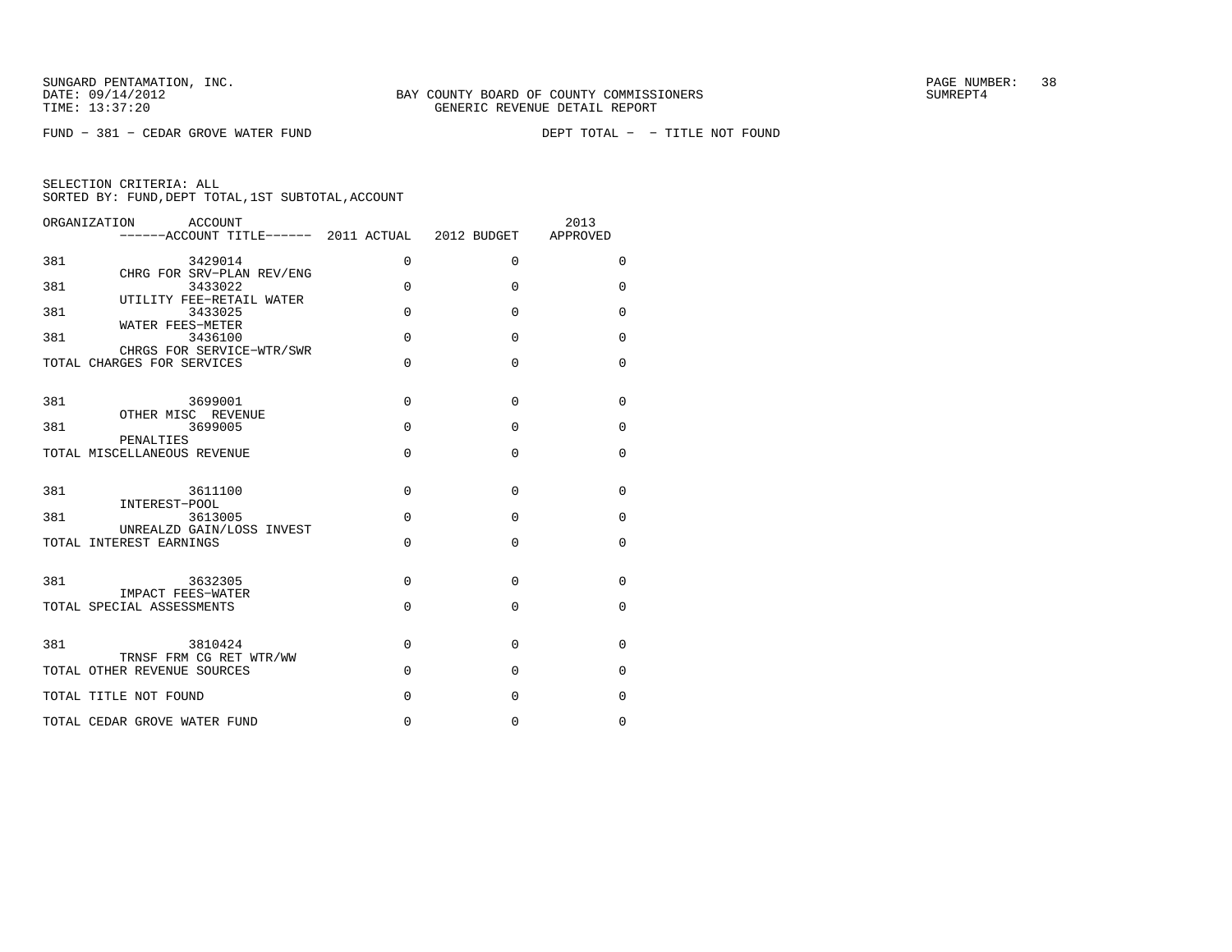SUNGARD PENTAMATION, INC.
DATE: 09/14/2012
TIME: 13:37:20

BAY COUNTY BOARD OF COUNTY COMMISSIONERS
GENERIC REVENUE DETAIL REPORT

SUMREPT4

FUND − 381 − CEDAR GROVE WATER FUND　　　　DEPT TOTAL − − TITLE NOT FOUND

SELECTION CRITERIA: ALL
SORTED BY: FUND,DEPT TOTAL,1ST SUBTOTAL,ACCOUNT

| ORGANIZATION | ACCOUNT / ACCOUNT TITLE | 2011 ACTUAL | 2012 BUDGET | 2013 APPROVED |
|---|---|---|---|---|
| 381 | 3429014 CHRG FOR SRV−PLAN REV/ENG | 0 | 0 | 0 |
| 381 | 3433022 UTILITY FEE−RETAIL WATER | 0 | 0 | 0 |
| 381 | 3433025 WATER FEES−METER | 0 | 0 | 0 |
| 381 | 3436100 CHRGS FOR SERVICE−WTR/SWR | 0 | 0 | 0 |
| TOTAL CHARGES FOR SERVICES | | 0 | 0 | 0 |
| 381 | 3699001 OTHER MISC REVENUE | 0 | 0 | 0 |
| 381 | 3699005 PENALTIES | 0 | 0 | 0 |
| TOTAL MISCELLANEOUS REVENUE | | 0 | 0 | 0 |
| 381 | 3611100 INTEREST−POOL | 0 | 0 | 0 |
| 381 | 3613005 UNREALZD GAIN/LOSS INVEST | 0 | 0 | 0 |
| TOTAL INTEREST EARNINGS | | 0 | 0 | 0 |
| 381 | 3632305 IMPACT FEES−WATER | 0 | 0 | 0 |
| TOTAL SPECIAL ASSESSMENTS | | 0 | 0 | 0 |
| 381 | 3810424 TRNSF FRM CG RET WTR/WW | 0 | 0 | 0 |
| TOTAL OTHER REVENUE SOURCES | | 0 | 0 | 0 |
| TOTAL TITLE NOT FOUND | | 0 | 0 | 0 |
| TOTAL CEDAR GROVE WATER FUND | | 0 | 0 | 0 |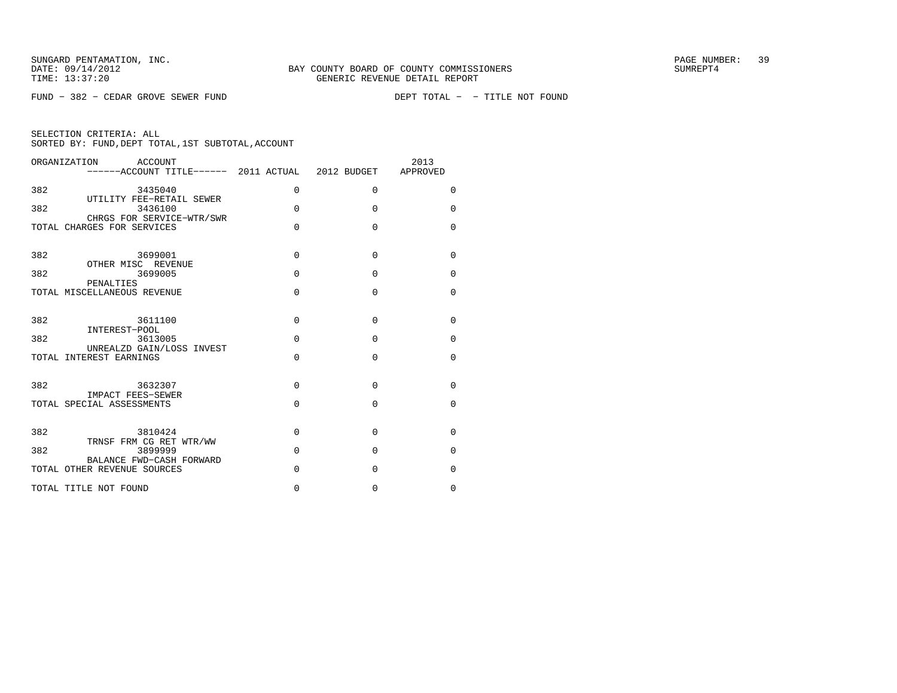SUNGARD PENTAMATION, INC.
DATE: 09/14/2012
TIME: 13:37:20

BAY COUNTY BOARD OF COUNTY COMMISSIONERS
GENERIC REVENUE DETAIL REPORT

SUMREPT4

FUND − 382 − CEDAR GROVE SEWER FUND    DEPT TOTAL − − TITLE NOT FOUND

SELECTION CRITERIA: ALL
SORTED BY: FUND,DEPT TOTAL,1ST SUBTOTAL,ACCOUNT

| ORGANIZATION | ACCOUNT / ------ACCOUNT TITLE------ | 2011 ACTUAL | 2012 BUDGET | 2013 APPROVED |
|---|---|---|---|---|
| 382 | 3435040 UTILITY FEE−RETAIL SEWER | 0 | 0 | 0 |
| 382 | 3436100 CHRGS FOR SERVICE−WTR/SWR | 0 | 0 | 0 |
| TOTAL CHARGES FOR SERVICES | | 0 | 0 | 0 |
| 382 | 3699001 OTHER MISC REVENUE | 0 | 0 | 0 |
| 382 | 3699005 PENALTIES | 0 | 0 | 0 |
| TOTAL MISCELLANEOUS REVENUE | | 0 | 0 | 0 |
| 382 | 3611100 INTEREST−POOL | 0 | 0 | 0 |
| 382 | 3613005 UNREALZD GAIN/LOSS INVEST | 0 | 0 | 0 |
| TOTAL INTEREST EARNINGS | | 0 | 0 | 0 |
| 382 | 3632307 IMPACT FEES−SEWER | 0 | 0 | 0 |
| TOTAL SPECIAL ASSESSMENTS | | 0 | 0 | 0 |
| 382 | 3810424 TRNSF FRM CG RET WTR/WW | 0 | 0 | 0 |
| 382 | 3899999 BALANCE FWD−CASH FORWARD | 0 | 0 | 0 |
| TOTAL OTHER REVENUE SOURCES | | 0 | 0 | 0 |
| TOTAL TITLE NOT FOUND | | 0 | 0 | 0 |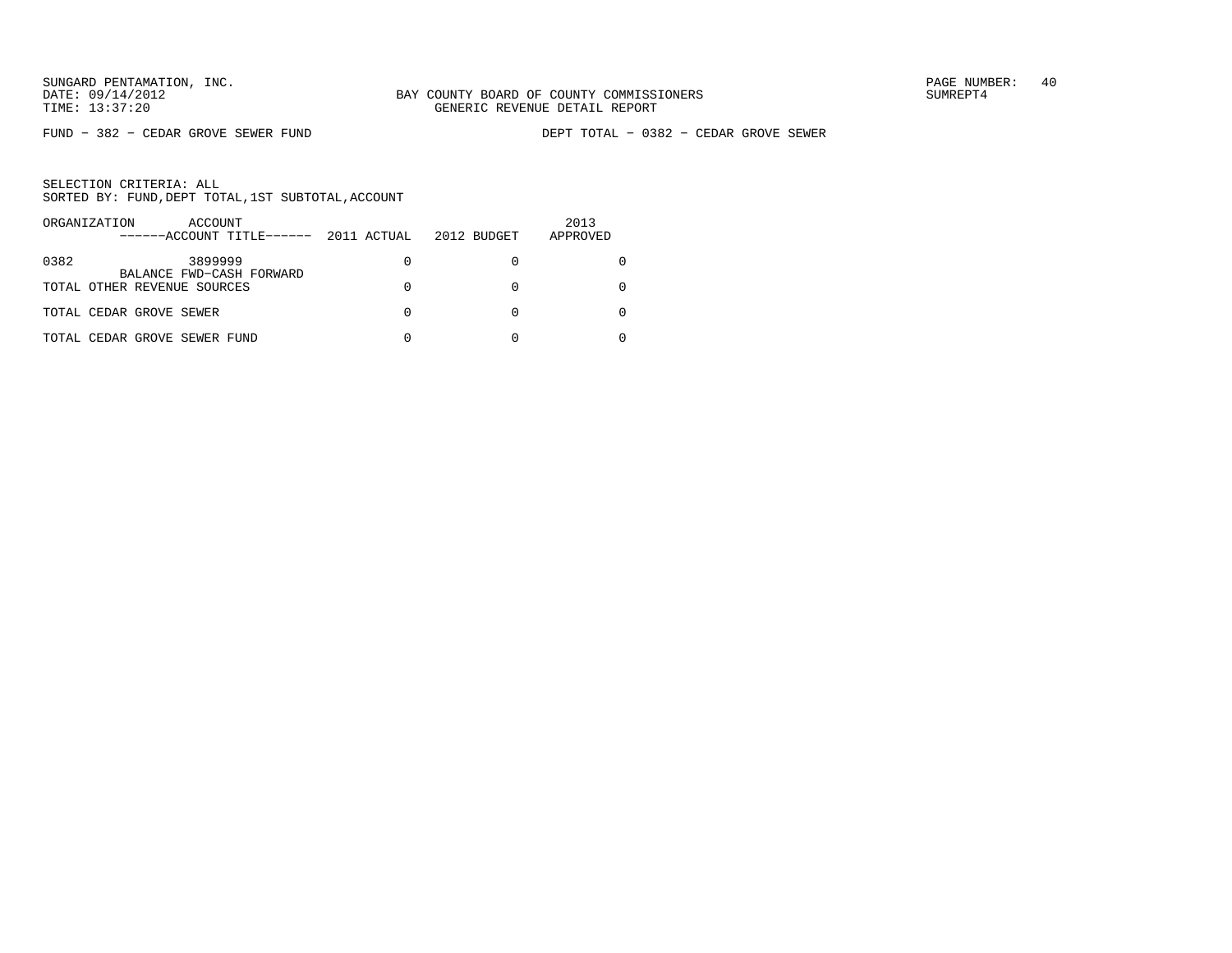FUND − 382 − CEDAR GROVE SEWER FUND

DEPT TOTAL − 0382 − CEDAR GROVE SEWER

SELECTION CRITERIA: ALL
SORTED BY: FUND,DEPT TOTAL,1ST SUBTOTAL,ACCOUNT

| ORGANIZATION | ACCOUNT ------ACCOUNT TITLE------ | 2011 ACTUAL | 2012 BUDGET | 2013 APPROVED |
|---|---|---|---|---|
| 0382 | 3899999 BALANCE FWD−CASH FORWARD | 0 | 0 | 0 |
| TOTAL OTHER REVENUE SOURCES | | 0 | 0 | 0 |
| TOTAL CEDAR GROVE SEWER | | 0 | 0 | 0 |
| TOTAL CEDAR GROVE SEWER FUND | | 0 | 0 | 0 |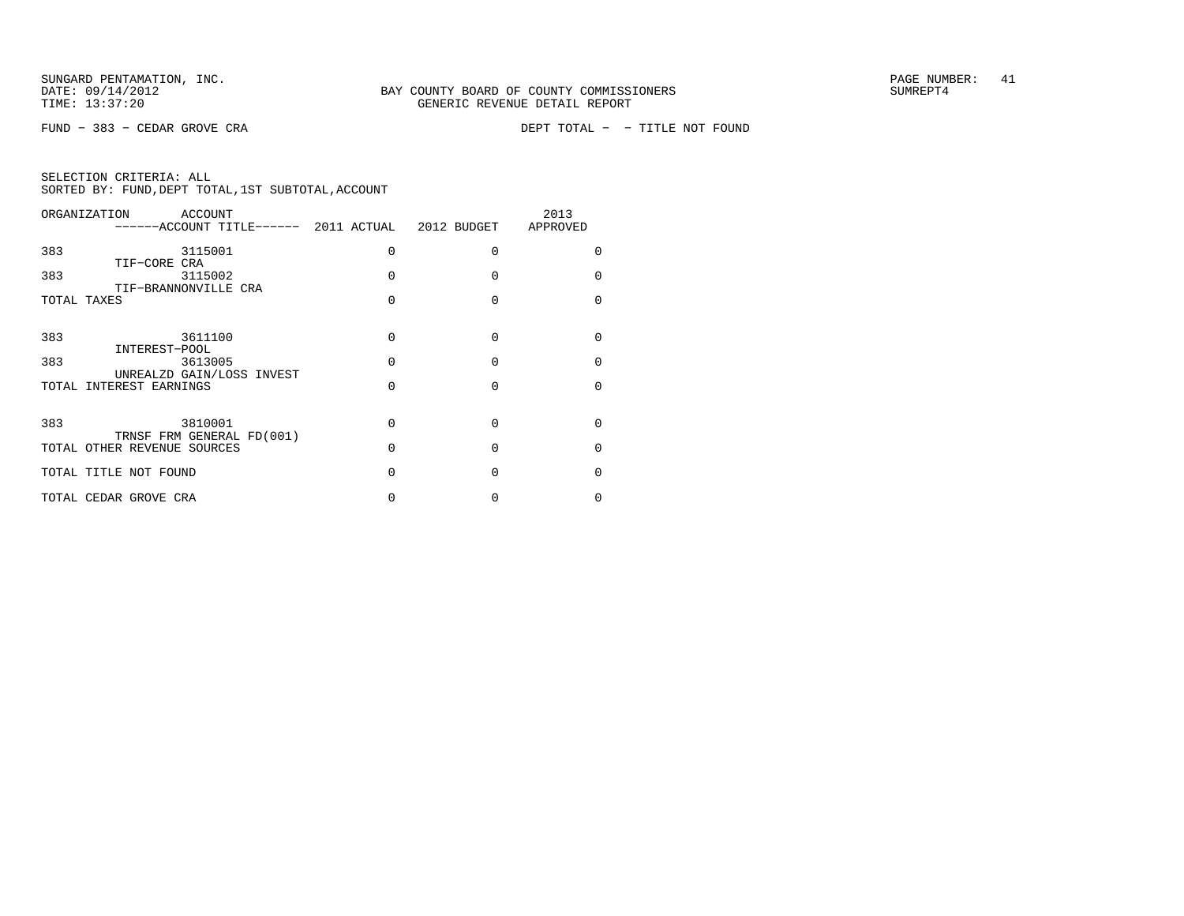SUNGARD PENTAMATION, INC.
DATE: 09/14/2012
TIME: 13:37:20

BAY COUNTY BOARD OF COUNTY COMMISSIONERS
GENERIC REVENUE DETAIL REPORT

SUMREPT4

FUND - 383 - CEDAR GROVE CRA

DEPT TOTAL - - TITLE NOT FOUND

SELECTION CRITERIA: ALL
SORTED BY: FUND,DEPT TOTAL,1ST SUBTOTAL,ACCOUNT

| ORGANIZATION | ACCOUNT / ------ACCOUNT TITLE------ | 2011 ACTUAL | 2012 BUDGET | 2013 APPROVED |
|---|---|---|---|---|
| 383 | 3115001 TIF-CORE CRA | 0 | 0 | 0 |
| 383 | 3115002 TIF-BRANNONVILLE CRA | 0 | 0 | 0 |
| TOTAL TAXES | | 0 | 0 | 0 |
| 383 | 3611100 INTEREST-POOL | 0 | 0 | 0 |
| 383 | 3613005 UNREALZD GAIN/LOSS INVEST | 0 | 0 | 0 |
| TOTAL INTEREST EARNINGS | | 0 | 0 | 0 |
| 383 | 3810001 TRNSF FRM GENERAL FD(001) | 0 | 0 | 0 |
| TOTAL OTHER REVENUE SOURCES | | 0 | 0 | 0 |
| TOTAL TITLE NOT FOUND | | 0 | 0 | 0 |
| TOTAL CEDAR GROVE CRA | | 0 | 0 | 0 |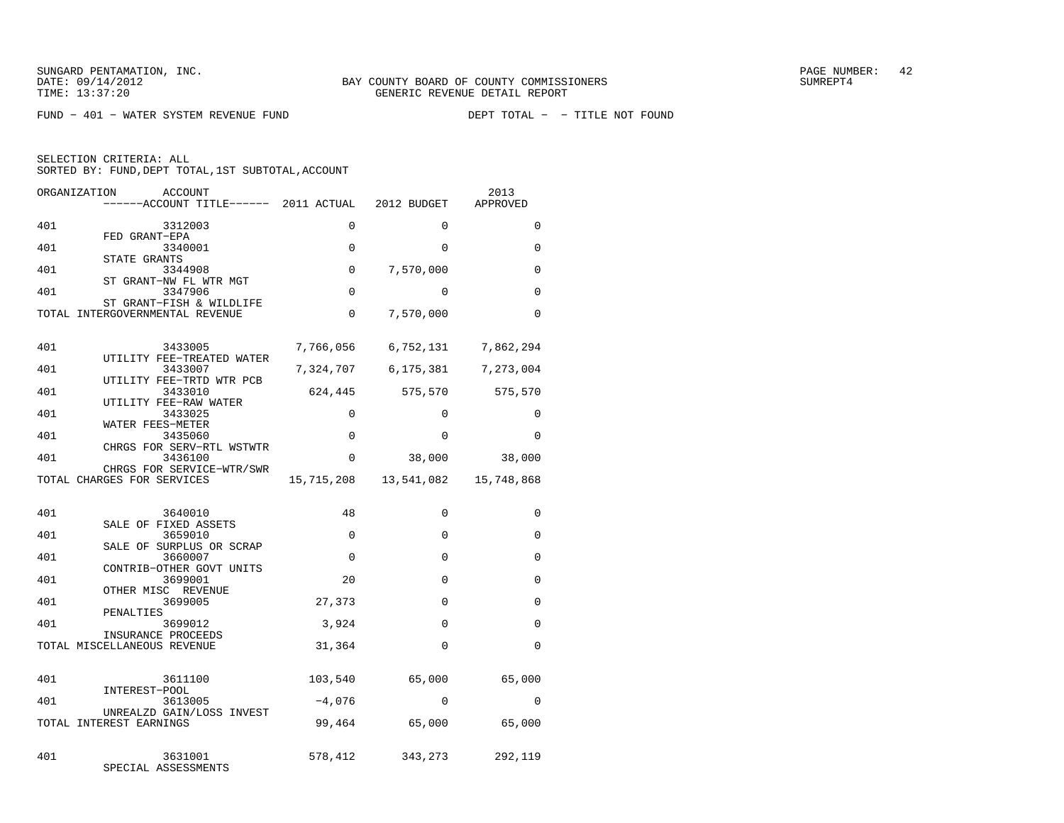SUNGARD PENTAMATION, INC.
DATE: 09/14/2012
TIME: 13:37:20

BAY COUNTY BOARD OF COUNTY COMMISSIONERS
GENERIC REVENUE DETAIL REPORT

SUMREPT4

FUND − 401 − WATER SYSTEM REVENUE FUND

DEPT TOTAL − − TITLE NOT FOUND

SELECTION CRITERIA: ALL
SORTED BY: FUND,DEPT TOTAL,1ST SUBTOTAL,ACCOUNT

| ORGANIZATION | ACCOUNT / ACCOUNT TITLE | 2011 ACTUAL | 2012 BUDGET | 2013 APPROVED |
|---|---|---|---|---|
| 401 | 3312003 FED GRANT−EPA | 0 | 0 | 0 |
| 401 | 3340001 STATE GRANTS | 0 | 0 | 0 |
| 401 | 3344908 ST GRANT−NW FL WTR MGT | 0 | 7,570,000 | 0 |
| 401 | 3347906 ST GRANT−FISH & WILDLIFE | 0 | 0 | 0 |
| TOTAL INTERGOVERNMENTAL REVENUE | | 0 | 7,570,000 | 0 |
| 401 | 3433005 UTILITY FEE−TREATED WATER | 7,766,056 | 6,752,131 | 7,862,294 |
| 401 | 3433007 UTILITY FEE−TRTD WTR PCB | 7,324,707 | 6,175,381 | 7,273,004 |
| 401 | 3433010 UTILITY FEE−RAW WATER | 624,445 | 575,570 | 575,570 |
| 401 | 3433025 WATER FEES−METER | 0 | 0 | 0 |
| 401 | 3435060 CHRGS FOR SERV−RTL WSTWTR | 0 | 0 | 0 |
| 401 | 3436100 CHRGS FOR SERVICE−WTR/SWR | 0 | 38,000 | 38,000 |
| TOTAL CHARGES FOR SERVICES | | 15,715,208 | 13,541,082 | 15,748,868 |
| 401 | 3640010 SALE OF FIXED ASSETS | 48 | 0 | 0 |
| 401 | 3659010 SALE OF SURPLUS OR SCRAP | 0 | 0 | 0 |
| 401 | 3660007 CONTRIB−OTHER GOVT UNITS | 0 | 0 | 0 |
| 401 | 3699001 OTHER MISC REVENUE | 20 | 0 | 0 |
| 401 | 3699005 PENALTIES | 27,373 | 0 | 0 |
| 401 | 3699012 INSURANCE PROCEEDS | 3,924 | 0 | 0 |
| TOTAL MISCELLANEOUS REVENUE | | 31,364 | 0 | 0 |
| 401 | 3611100 INTEREST−POOL | 103,540 | 65,000 | 65,000 |
| 401 | 3613005 UNREALZD GAIN/LOSS INVEST | −4,076 | 0 | 0 |
| TOTAL INTEREST EARNINGS | | 99,464 | 65,000 | 65,000 |
| 401 | 3631001 SPECIAL ASSESSMENTS | 578,412 | 343,273 | 292,119 |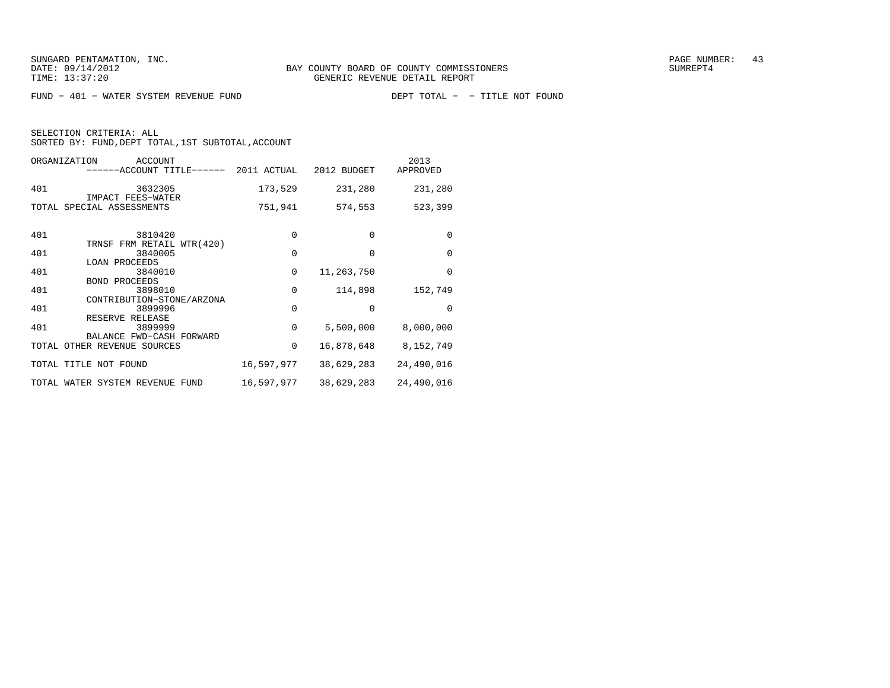SUNGARD PENTAMATION, INC.
DATE: 09/14/2012
TIME: 13:37:20

BAY COUNTY BOARD OF COUNTY COMMISSIONERS
GENERIC REVENUE DETAIL REPORT

PAGE NUMBER: 43
SUMREPT4

FUND - 401 - WATER SYSTEM REVENUE FUND DEPT TOTAL - - TITLE NOT FOUND

SELECTION CRITERIA: ALL
SORTED BY: FUND,DEPT TOTAL,1ST SUBTOTAL,ACCOUNT

| ORGANIZATION | ACCOUNT / ------ACCOUNT TITLE------ | 2011 ACTUAL | 2012 BUDGET | 2013 APPROVED |
|---|---|---|---|---|
| 401 | 3632305 IMPACT FEES-WATER | 173,529 | 231,280 | 231,280 |
| TOTAL SPECIAL ASSESSMENTS | | 751,941 | 574,553 | 523,399 |
| 401 | 3810420 TRNSF FRM RETAIL WTR(420) | 0 | 0 | 0 |
| 401 | 3840005 LOAN PROCEEDS | 0 | 0 | 0 |
| 401 | 3840010 BOND PROCEEDS | 0 | 11,263,750 | 0 |
| 401 | 3898010 CONTRIBUTION-STONE/ARZONA | 0 | 114,898 | 152,749 |
| 401 | 3899996 RESERVE RELEASE | 0 | 0 | 0 |
| 401 | 3899999 BALANCE FWD-CASH FORWARD | 0 | 5,500,000 | 8,000,000 |
| TOTAL OTHER REVENUE SOURCES | | 0 | 16,878,648 | 8,152,749 |
| TOTAL TITLE NOT FOUND | | 16,597,977 | 38,629,283 | 24,490,016 |
| TOTAL WATER SYSTEM REVENUE FUND | | 16,597,977 | 38,629,283 | 24,490,016 |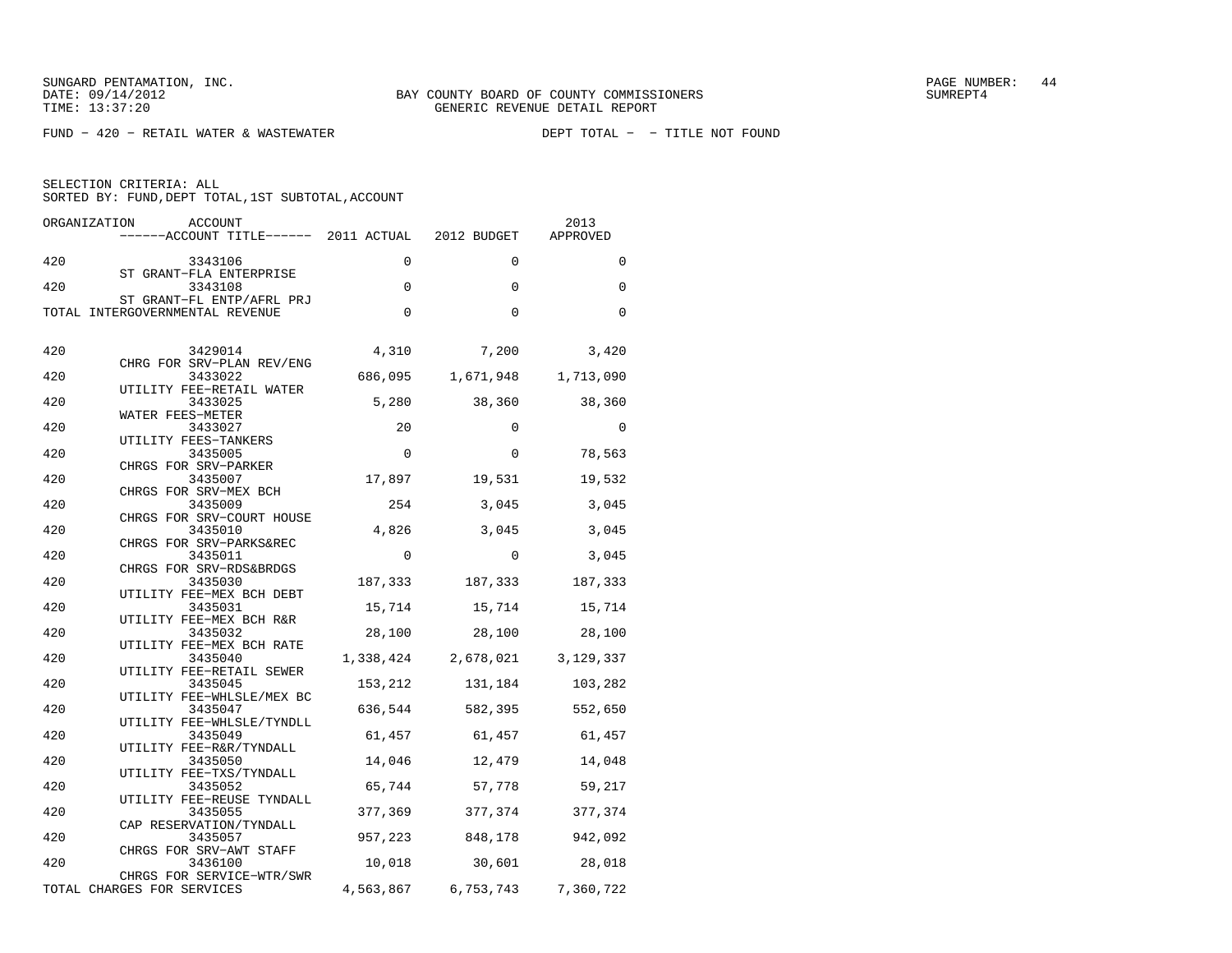SUNGARD PENTAMATION, INC.
DATE: 09/14/2012
TIME: 13:37:20

BAY COUNTY BOARD OF COUNTY COMMISSIONERS
GENERIC REVENUE DETAIL REPORT

SUMREPT4

FUND − 420 − RETAIL WATER & WASTEWATER DEPT TOTAL − − TITLE NOT FOUND

SELECTION CRITERIA: ALL
SORTED BY: FUND,DEPT TOTAL,1ST SUBTOTAL,ACCOUNT

| ORGANIZATION | ACCOUNT / ACCOUNT TITLE | 2011 ACTUAL | 2012 BUDGET | 2013 APPROVED |
|---|---|---|---|---|
| 420 | 3343106 ST GRANT−FLA ENTERPRISE | 0 | 0 | 0 |
| 420 | 3343108 ST GRANT−FL ENTP/AFRL PRJ | 0 | 0 | 0 |
| TOTAL INTERGOVERNMENTAL REVENUE | | 0 | 0 | 0 |
| 420 | 3429014 CHRG FOR SRV−PLAN REV/ENG | 4,310 | 7,200 | 3,420 |
| 420 | 3433022 UTILITY FEE−RETAIL WATER | 686,095 | 1,671,948 | 1,713,090 |
| 420 | 3433025 WATER FEES−METER | 5,280 | 38,360 | 38,360 |
| 420 | 3433027 UTILITY FEES−TANKERS | 20 | 0 | 0 |
| 420 | 3435005 CHRGS FOR SRV−PARKER | 0 | 0 | 78,563 |
| 420 | 3435007 CHRGS FOR SRV−MEX BCH | 17,897 | 19,531 | 19,532 |
| 420 | 3435009 CHRGS FOR SRV−COURT HOUSE | 254 | 3,045 | 3,045 |
| 420 | 3435010 CHRGS FOR SRV−PARKS&REC | 4,826 | 3,045 | 3,045 |
| 420 | 3435011 CHRGS FOR SRV−RDS&BRDGS | 0 | 0 | 3,045 |
| 420 | 3435030 UTILITY FEE−MEX BCH DEBT | 187,333 | 187,333 | 187,333 |
| 420 | 3435031 UTILITY FEE−MEX BCH R&R | 15,714 | 15,714 | 15,714 |
| 420 | 3435032 UTILITY FEE−MEX BCH RATE | 28,100 | 28,100 | 28,100 |
| 420 | 3435040 UTILITY FEE−RETAIL SEWER | 1,338,424 | 2,678,021 | 3,129,337 |
| 420 | 3435045 UTILITY FEE−WHLSLE/MEX BC | 153,212 | 131,184 | 103,282 |
| 420 | 3435047 UTILITY FEE−WHLSLE/TYNDLL | 636,544 | 582,395 | 552,650 |
| 420 | 3435049 UTILITY FEE−R&R/TYNDALL | 61,457 | 61,457 | 61,457 |
| 420 | 3435050 UTILITY FEE−TXS/TYNDALL | 14,046 | 12,479 | 14,048 |
| 420 | 3435052 UTILITY FEE−REUSE TYNDALL | 65,744 | 57,778 | 59,217 |
| 420 | 3435055 CAP RESERVATION/TYNDALL | 377,369 | 377,374 | 377,374 |
| 420 | 3435057 CHRGS FOR SRV−AWT STAFF | 957,223 | 848,178 | 942,092 |
| 420 | 3436100 CHRGS FOR SERVICE−WTR/SWR | 10,018 | 30,601 | 28,018 |
| TOTAL CHARGES FOR SERVICES | | 4,563,867 | 6,753,743 | 7,360,722 |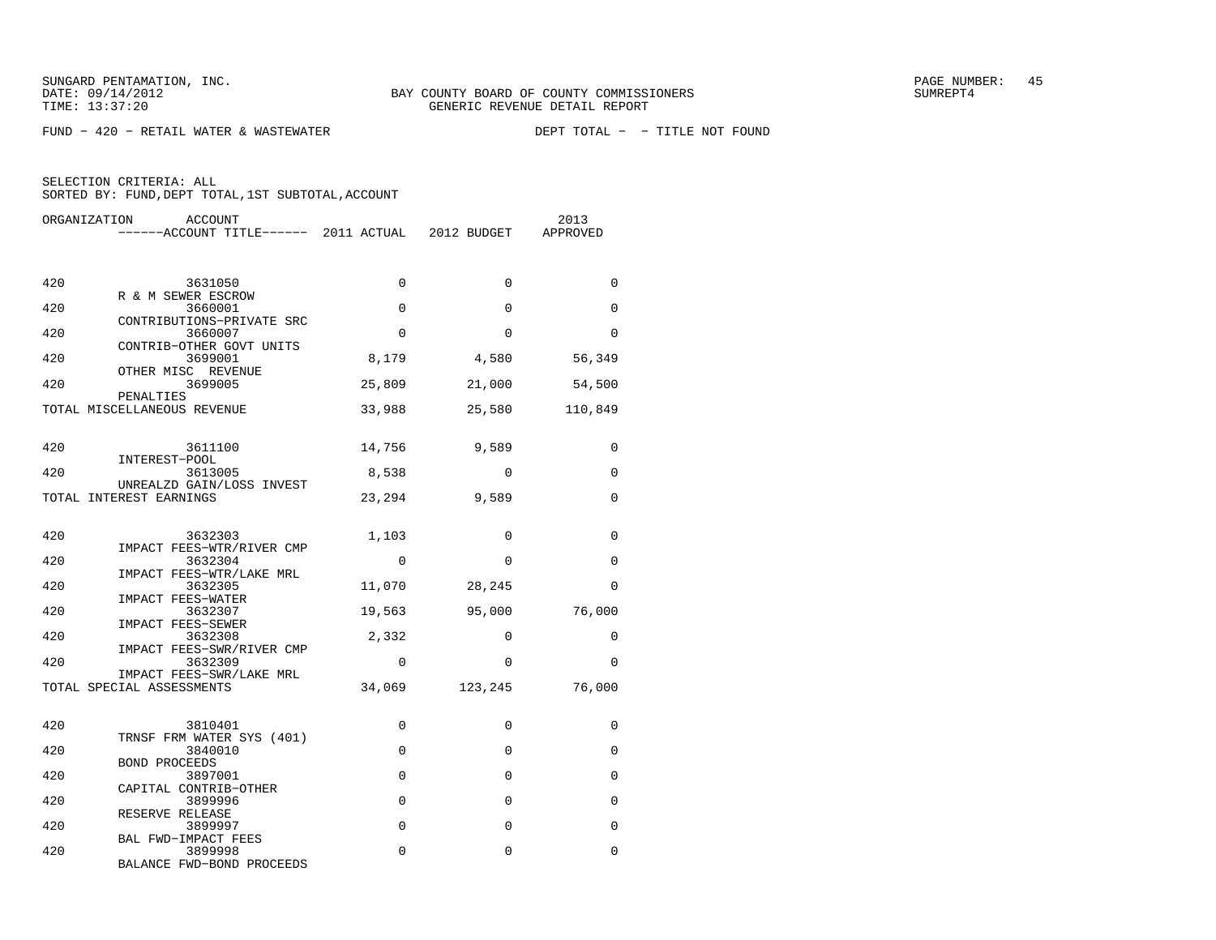SUNGARD PENTAMATION, INC.
DATE: 09/14/2012
TIME: 13:37:20

BAY COUNTY BOARD OF COUNTY COMMISSIONERS
GENERIC REVENUE DETAIL REPORT

SUMREPT4

FUND - 420 - RETAIL WATER & WASTEWATER          DEPT TOTAL - - TITLE NOT FOUND

SELECTION CRITERIA: ALL
SORTED BY: FUND,DEPT TOTAL,1ST SUBTOTAL,ACCOUNT

| ORGANIZATION | ACCOUNT / ACCOUNT TITLE | 2011 ACTUAL | 2012 BUDGET | 2013 APPROVED |
|---|---|---|---|---|
| 420 | 3631050 R & M SEWER ESCROW | 0 | 0 | 0 |
| 420 | 3660001 CONTRIBUTIONS-PRIVATE SRC | 0 | 0 | 0 |
| 420 | 3660007 CONTRIB-OTHER GOVT UNITS | 0 | 0 | 0 |
| 420 | 3699001 OTHER MISC REVENUE | 8,179 | 4,580 | 56,349 |
| 420 | 3699005 PENALTIES | 25,809 | 21,000 | 54,500 |
| TOTAL MISCELLANEOUS REVENUE | | 33,988 | 25,580 | 110,849 |
| 420 | 3611100 INTEREST-POOL | 14,756 | 9,589 | 0 |
| 420 | 3613005 UNREALZD GAIN/LOSS INVEST | 8,538 | 0 | 0 |
| TOTAL INTEREST EARNINGS | | 23,294 | 9,589 | 0 |
| 420 | 3632303 IMPACT FEES-WTR/RIVER CMP | 1,103 | 0 | 0 |
| 420 | 3632304 IMPACT FEES-WTR/LAKE MRL | 0 | 0 | 0 |
| 420 | 3632305 IMPACT FEES-WATER | 11,070 | 28,245 | 0 |
| 420 | 3632307 IMPACT FEES-SEWER | 19,563 | 95,000 | 76,000 |
| 420 | 3632308 IMPACT FEES-SWR/RIVER CMP | 2,332 | 0 | 0 |
| 420 | 3632309 IMPACT FEES-SWR/LAKE MRL | 0 | 0 | 0 |
| TOTAL SPECIAL ASSESSMENTS | | 34,069 | 123,245 | 76,000 |
| 420 | 3810401 TRNSF FRM WATER SYS (401) | 0 | 0 | 0 |
| 420 | 3840010 BOND PROCEEDS | 0 | 0 | 0 |
| 420 | 3897001 CAPITAL CONTRIB-OTHER | 0 | 0 | 0 |
| 420 | 3899996 RESERVE RELEASE | 0 | 0 | 0 |
| 420 | 3899997 BAL FWD-IMPACT FEES | 0 | 0 | 0 |
| 420 | 3899998 BALANCE FWD-BOND PROCEEDS | 0 | 0 | 0 |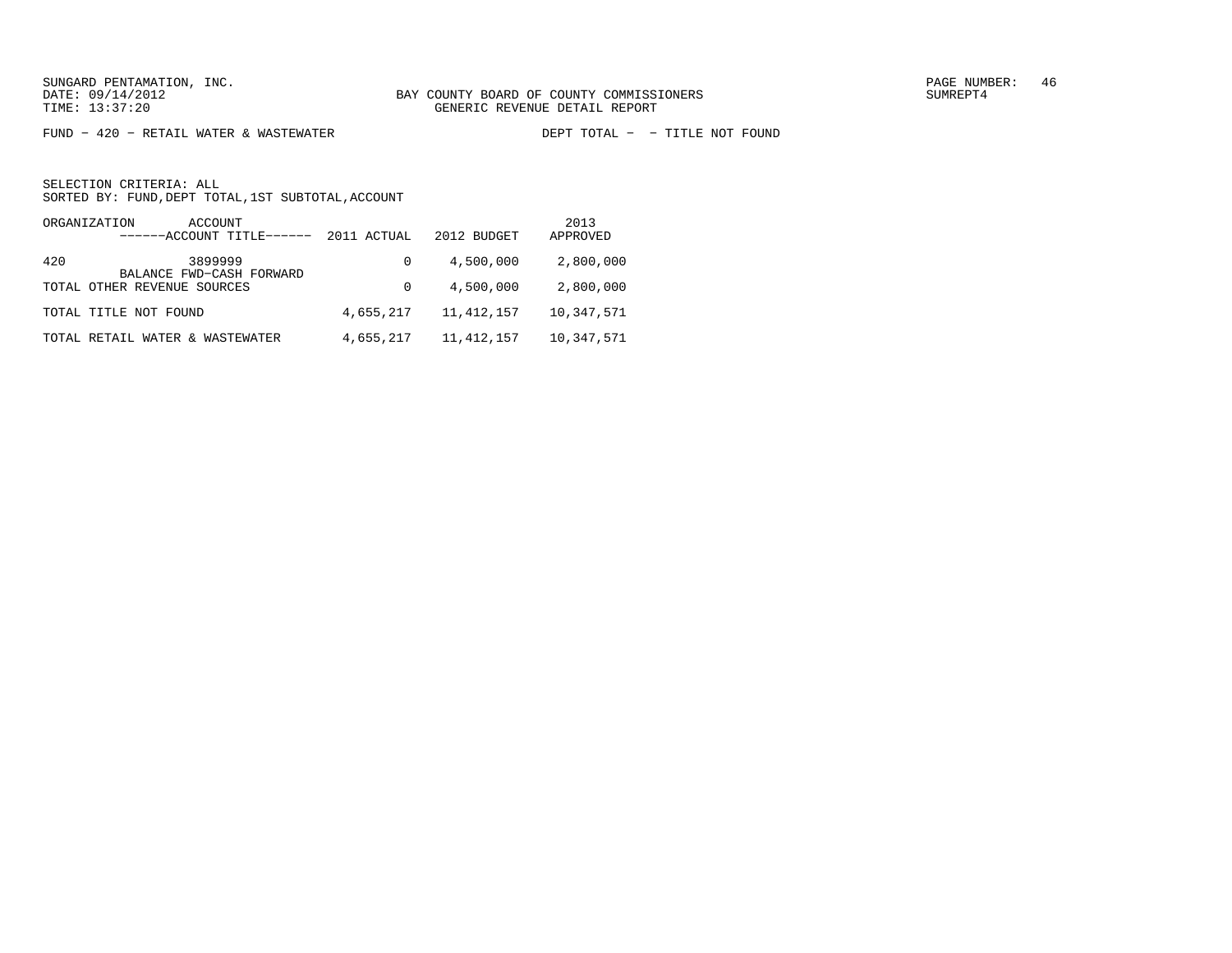FUND - 420 - RETAIL WATER & WASTEWATER  DEPT TOTAL - - TITLE NOT FOUND

SELECTION CRITERIA: ALL
SORTED BY: FUND,DEPT TOTAL,1ST SUBTOTAL,ACCOUNT

| ORGANIZATION | ACCOUNT ------ACCOUNT TITLE------ | 2011 ACTUAL | 2012 BUDGET | 2013 APPROVED |
|---|---|---|---|---|
| 420 | 3899999 BALANCE FWD-CASH FORWARD | 0 | 4,500,000 | 2,800,000 |
| TOTAL OTHER REVENUE SOURCES | | 0 | 4,500,000 | 2,800,000 |
| TOTAL TITLE NOT FOUND | | 4,655,217 | 11,412,157 | 10,347,571 |
| TOTAL RETAIL WATER & WASTEWATER | | 4,655,217 | 11,412,157 | 10,347,571 |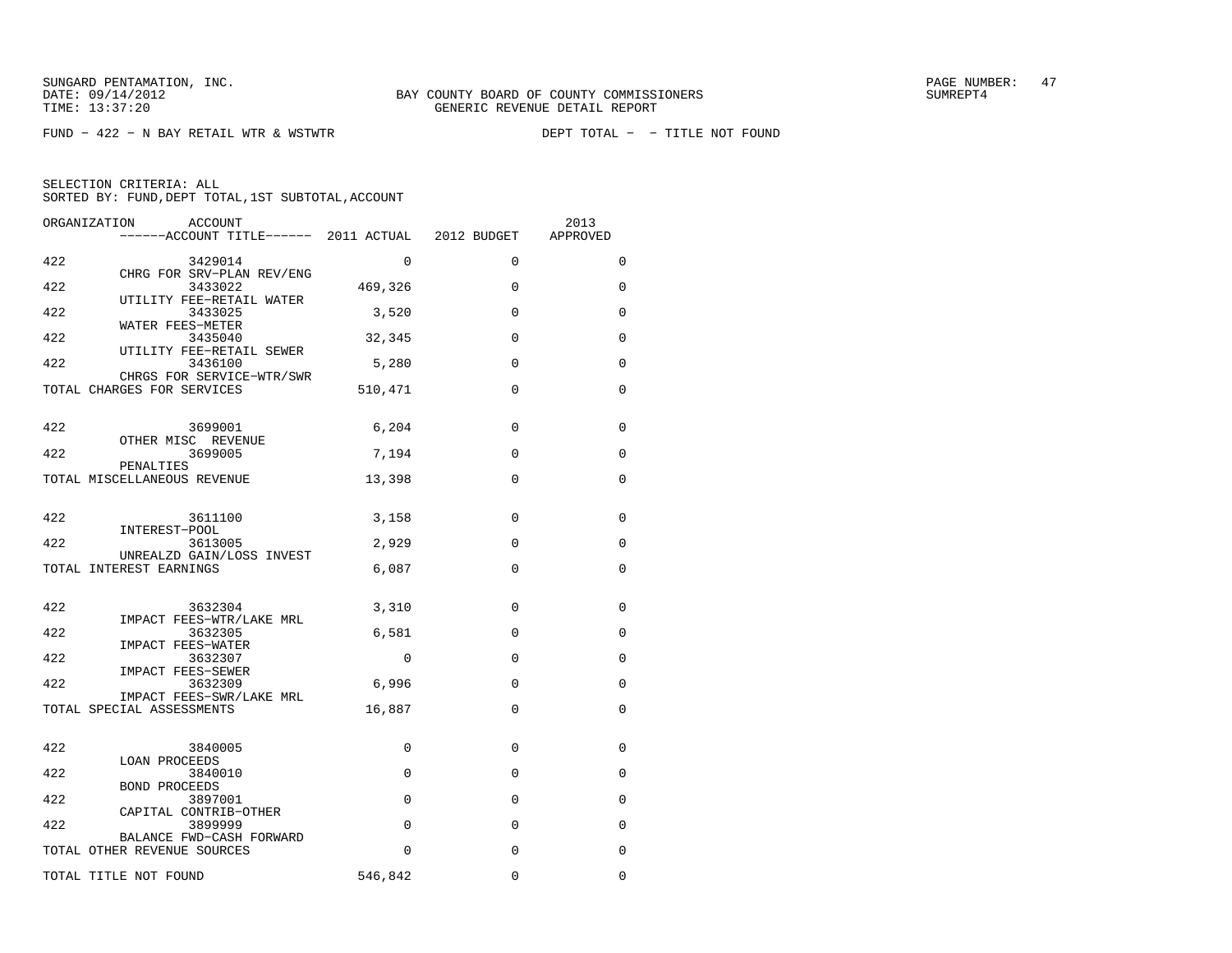SUNGARD PENTAMATION, INC.
DATE: 09/14/2012
TIME: 13:37:20

BAY COUNTY BOARD OF COUNTY COMMISSIONERS
GENERIC REVENUE DETAIL REPORT

SUMREPT4

FUND − 422 − N BAY RETAIL WTR & WSTWTR　　　　DEPT TOTAL − − TITLE NOT FOUND

SELECTION CRITERIA: ALL
SORTED BY: FUND,DEPT TOTAL,1ST SUBTOTAL,ACCOUNT

| ORGANIZATION | ACCOUNT / ACCOUNT TITLE | 2011 ACTUAL | 2012 BUDGET | 2013 APPROVED |
|---|---|---|---|---|
| 422 | 3429014 CHRG FOR SRV−PLAN REV/ENG | 0 | 0 | 0 |
| 422 | 3433022 UTILITY FEE−RETAIL WATER | 469,326 | 0 | 0 |
| 422 | 3433025 WATER FEES−METER | 3,520 | 0 | 0 |
| 422 | 3435040 UTILITY FEE−RETAIL SEWER | 32,345 | 0 | 0 |
| 422 | 3436100 CHRGS FOR SERVICE−WTR/SWR | 5,280 | 0 | 0 |
| TOTAL CHARGES FOR SERVICES | | 510,471 | 0 | 0 |
| 422 | 3699001 OTHER MISC REVENUE | 6,204 | 0 | 0 |
| 422 | 3699005 PENALTIES | 7,194 | 0 | 0 |
| TOTAL MISCELLANEOUS REVENUE | | 13,398 | 0 | 0 |
| 422 | 3611100 INTEREST−POOL | 3,158 | 0 | 0 |
| 422 | 3613005 UNREALZD GAIN/LOSS INVEST | 2,929 | 0 | 0 |
| TOTAL INTEREST EARNINGS | | 6,087 | 0 | 0 |
| 422 | 3632304 IMPACT FEES−WTR/LAKE MRL | 3,310 | 0 | 0 |
| 422 | 3632305 IMPACT FEES−WATER | 6,581 | 0 | 0 |
| 422 | 3632307 IMPACT FEES−SEWER | 0 | 0 | 0 |
| 422 | 3632309 IMPACT FEES−SWR/LAKE MRL | 6,996 | 0 | 0 |
| TOTAL SPECIAL ASSESSMENTS | | 16,887 | 0 | 0 |
| 422 | 3840005 LOAN PROCEEDS | 0 | 0 | 0 |
| 422 | 3840010 BOND PROCEEDS | 0 | 0 | 0 |
| 422 | 3897001 CAPITAL CONTRIB−OTHER | 0 | 0 | 0 |
| 422 | 3899999 BALANCE FWD−CASH FORWARD | 0 | 0 | 0 |
| TOTAL OTHER REVENUE SOURCES | | 0 | 0 | 0 |
| TOTAL TITLE NOT FOUND | | 546,842 | 0 | 0 |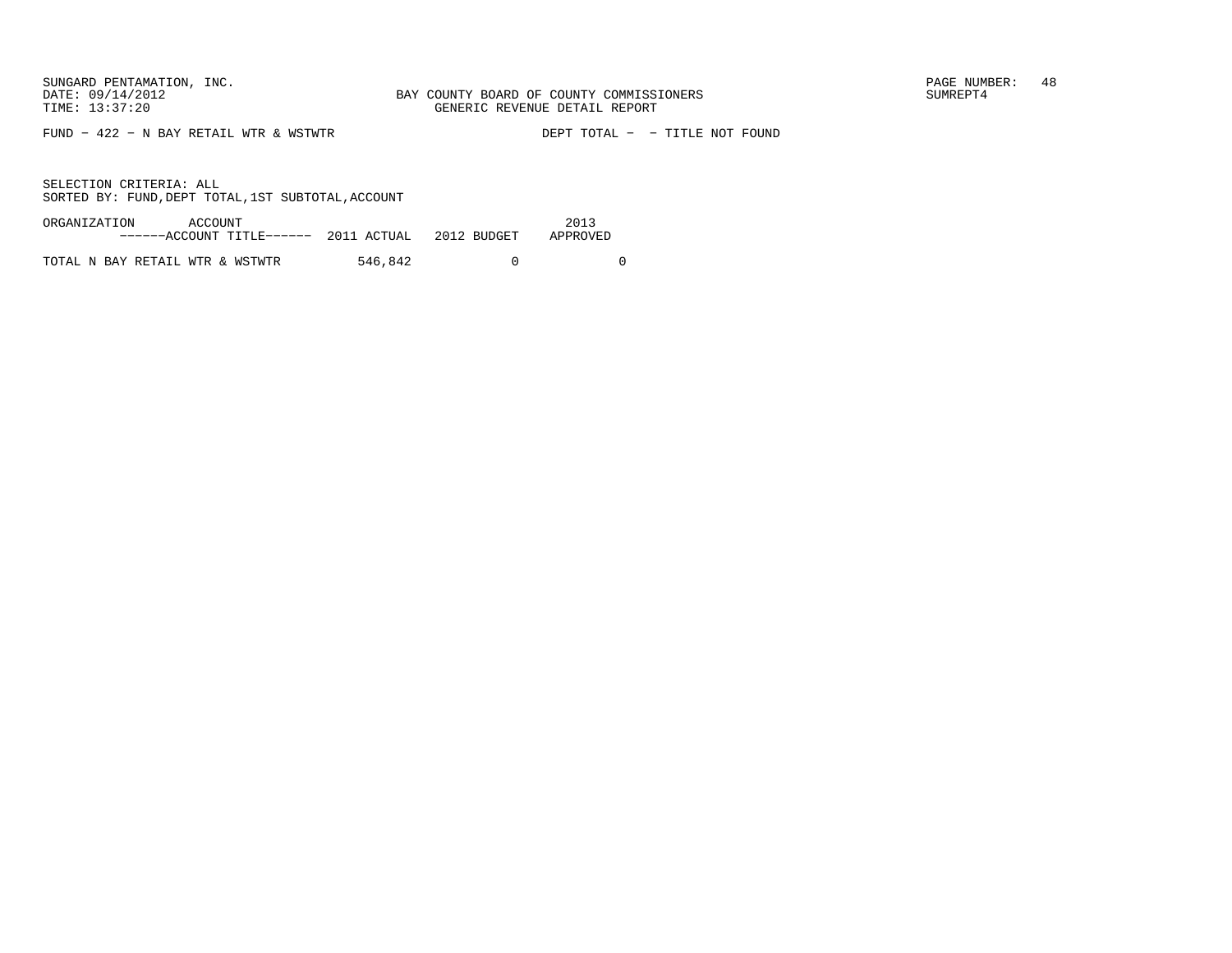SUNGARD PENTAMATION, INC.
DATE: 09/14/2012
TIME: 13:37:20

BAY COUNTY BOARD OF COUNTY COMMISSIONERS
GENERIC REVENUE DETAIL REPORT

SUMREPT4

FUND - 422 - N BAY RETAIL WTR & WSTWTR

DEPT TOTAL - - TITLE NOT FOUND

SELECTION CRITERIA: ALL
SORTED BY: FUND,DEPT TOTAL,1ST SUBTOTAL,ACCOUNT

| ORGANIZATION ACCOUNT ------ACCOUNT TITLE------ | 2011 ACTUAL | 2012 BUDGET | 2013 APPROVED |
|---|---|---|---|
| TOTAL N BAY RETAIL WTR & WSTWTR | 546,842 | 0 | 0 |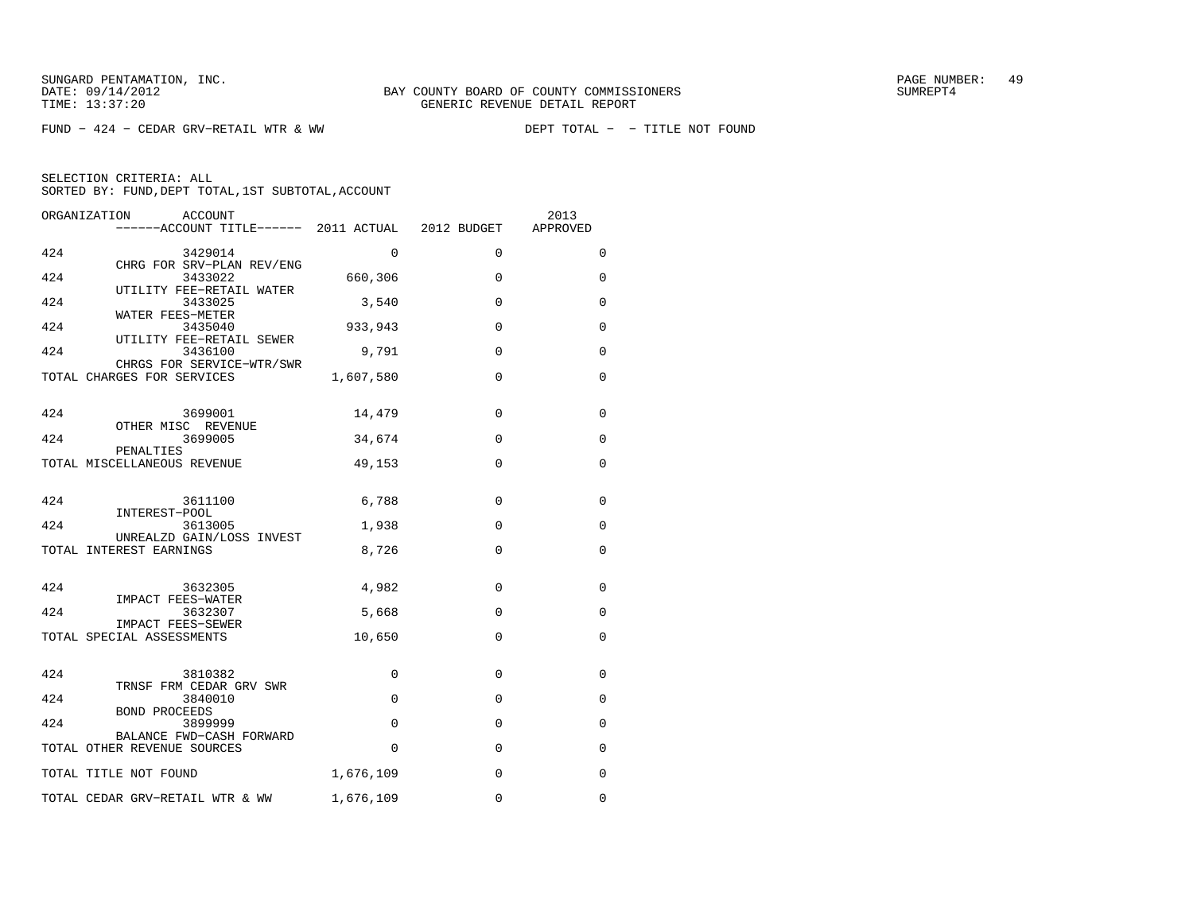SUNGARD PENTAMATION, INC.
DATE: 09/14/2012
TIME: 13:37:20

BAY COUNTY BOARD OF COUNTY COMMISSIONERS
GENERIC REVENUE DETAIL REPORT

SUMREPT4

FUND − 424 − CEDAR GRV−RETAIL WTR & WW

DEPT TOTAL − − TITLE NOT FOUND

SELECTION CRITERIA: ALL
SORTED BY: FUND,DEPT TOTAL,1ST SUBTOTAL,ACCOUNT

| ORGANIZATION | ACCOUNT / ACCOUNT TITLE | 2011 ACTUAL | 2012 BUDGET | 2013 APPROVED |
|---|---|---|---|---|
| 424 | 3429014 CHRG FOR SRV−PLAN REV/ENG | 0 | 0 | 0 |
| 424 | 3433022 UTILITY FEE−RETAIL WATER | 660,306 | 0 | 0 |
| 424 | 3433025 WATER FEES−METER | 3,540 | 0 | 0 |
| 424 | 3435040 UTILITY FEE−RETAIL SEWER | 933,943 | 0 | 0 |
| 424 | 3436100 CHRGS FOR SERVICE−WTR/SWR | 9,791 | 0 | 0 |
| TOTAL CHARGES FOR SERVICES | | 1,607,580 | 0 | 0 |
| 424 | 3699001 OTHER MISC REVENUE | 14,479 | 0 | 0 |
| 424 | 3699005 PENALTIES | 34,674 | 0 | 0 |
| TOTAL MISCELLANEOUS REVENUE | | 49,153 | 0 | 0 |
| 424 | 3611100 INTEREST−POOL | 6,788 | 0 | 0 |
| 424 | 3613005 UNREALZD GAIN/LOSS INVEST | 1,938 | 0 | 0 |
| TOTAL INTEREST EARNINGS | | 8,726 | 0 | 0 |
| 424 | 3632305 IMPACT FEES−WATER | 4,982 | 0 | 0 |
| 424 | 3632307 IMPACT FEES−SEWER | 5,668 | 0 | 0 |
| TOTAL SPECIAL ASSESSMENTS | | 10,650 | 0 | 0 |
| 424 | 3810382 TRNSF FRM CEDAR GRV SWR | 0 | 0 | 0 |
| 424 | 3840010 BOND PROCEEDS | 0 | 0 | 0 |
| 424 | 3899999 BALANCE FWD−CASH FORWARD | 0 | 0 | 0 |
| TOTAL OTHER REVENUE SOURCES | | 0 | 0 | 0 |
| TOTAL TITLE NOT FOUND | | 1,676,109 | 0 | 0 |
| TOTAL CEDAR GRV−RETAIL WTR & WW | | 1,676,109 | 0 | 0 |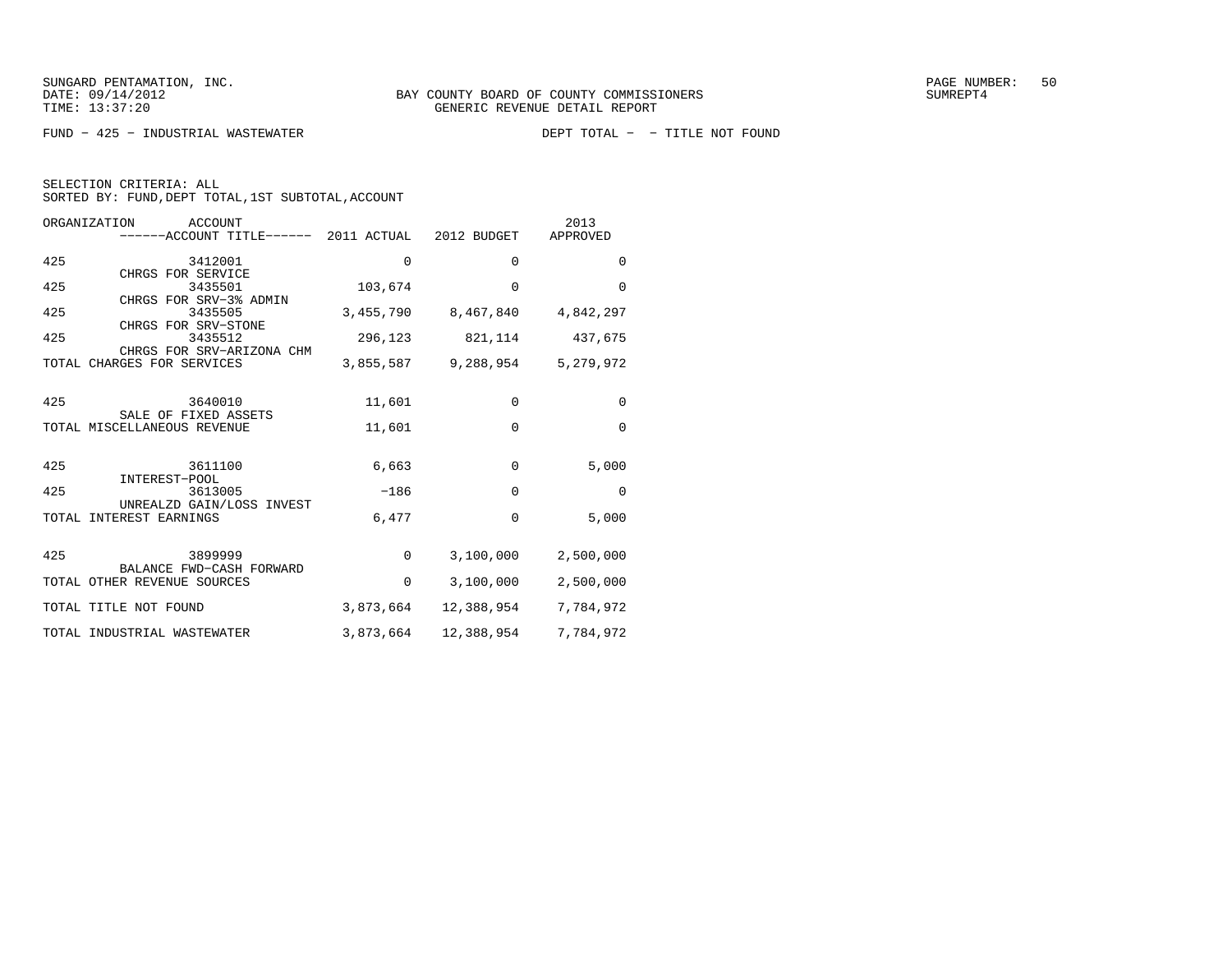SUNGARD PENTAMATION, INC.
DATE: 09/14/2012
TIME: 13:37:20

BAY COUNTY BOARD OF COUNTY COMMISSIONERS
GENERIC REVENUE DETAIL REPORT

SUMREPT4

FUND - 425 - INDUSTRIAL WASTEWATER

DEPT TOTAL - - TITLE NOT FOUND

SELECTION CRITERIA: ALL
SORTED BY: FUND,DEPT TOTAL,1ST SUBTOTAL,ACCOUNT

| ORGANIZATION | ACCOUNT / ------ACCOUNT TITLE------ | 2011 ACTUAL | 2012 BUDGET | 2013 APPROVED |
|---|---|---|---|---|
| 425 | 3412001 CHRGS FOR SERVICE | 0 | 0 | 0 |
| 425 | 3435501 CHRGS FOR SRV-3% ADMIN | 103,674 | 0 | 0 |
| 425 | 3435505 CHRGS FOR SRV-STONE | 3,455,790 | 8,467,840 | 4,842,297 |
| 425 | 3435512 CHRGS FOR SRV-ARIZONA CHM | 296,123 | 821,114 | 437,675 |
| TOTAL CHARGES FOR SERVICES | | 3,855,587 | 9,288,954 | 5,279,972 |
| 425 | 3640010 SALE OF FIXED ASSETS | 11,601 | 0 | 0 |
| TOTAL MISCELLANEOUS REVENUE | | 11,601 | 0 | 0 |
| 425 | 3611100 INTEREST-POOL | 6,663 | 0 | 5,000 |
| 425 | 3613005 UNREALZD GAIN/LOSS INVEST | -186 | 0 | 0 |
| TOTAL INTEREST EARNINGS | | 6,477 | 0 | 5,000 |
| 425 | 3899999 BALANCE FWD-CASH FORWARD | 0 | 3,100,000 | 2,500,000 |
| TOTAL OTHER REVENUE SOURCES | | 0 | 3,100,000 | 2,500,000 |
| TOTAL TITLE NOT FOUND | | 3,873,664 | 12,388,954 | 7,784,972 |
| TOTAL INDUSTRIAL WASTEWATER | | 3,873,664 | 12,388,954 | 7,784,972 |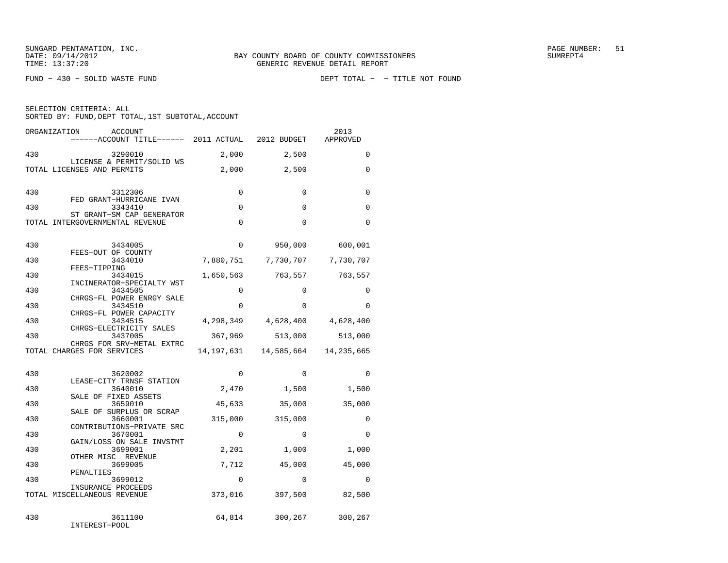SUNGARD PENTAMATION, INC.
DATE: 09/14/2012
TIME: 13:37:20

BAY COUNTY BOARD OF COUNTY COMMISSIONERS
GENERIC REVENUE DETAIL REPORT

SUMREPT4

FUND − 430 − SOLID WASTE FUND

DEPT TOTAL − − TITLE NOT FOUND

SELECTION CRITERIA: ALL
SORTED BY: FUND,DEPT TOTAL,1ST SUBTOTAL,ACCOUNT

| ORGANIZATION | ACCOUNT / ACCOUNT TITLE | 2011 ACTUAL | 2012 BUDGET | 2013 APPROVED |
|---|---|---|---|---|
| 430 | 3290010 LICENSE & PERMIT/SOLID WS | 2,000 | 2,500 | 0 |
| TOTAL LICENSES AND PERMITS | | 2,000 | 2,500 | 0 |
| 430 | 3312306 FED GRANT−HURRICANE IVAN | 0 | 0 | 0 |
| 430 | 3343410 ST GRANT−SM CAP GENERATOR | 0 | 0 | 0 |
| TOTAL INTERGOVERNMENTAL REVENUE | | 0 | 0 | 0 |
| 430 | 3434005 FEES−OUT OF COUNTY | 0 | 950,000 | 600,001 |
| 430 | 3434010 FEES−TIPPING | 7,880,751 | 7,730,707 | 7,730,707 |
| 430 | 3434015 INCINERATOR−SPECIALTY WST | 1,650,563 | 763,557 | 763,557 |
| 430 | 3434505 CHRGS−FL POWER ENRGY SALE | 0 | 0 | 0 |
| 430 | 3434510 CHRGS−FL POWER CAPACITY | 0 | 0 | 0 |
| 430 | 3434515 CHRGS−ELECTRICITY SALES | 4,298,349 | 4,628,400 | 4,628,400 |
| 430 | 3437005 CHRGS FOR SRV−METAL EXTRC | 367,969 | 513,000 | 513,000 |
| TOTAL CHARGES FOR SERVICES | | 14,197,631 | 14,585,664 | 14,235,665 |
| 430 | 3620002 LEASE−CITY TRNSF STATION | 0 | 0 | 0 |
| 430 | 3640010 SALE OF FIXED ASSETS | 2,470 | 1,500 | 1,500 |
| 430 | 3659010 SALE OF SURPLUS OR SCRAP | 45,633 | 35,000 | 35,000 |
| 430 | 3660001 CONTRIBUTIONS−PRIVATE SRC | 315,000 | 315,000 | 0 |
| 430 | 3670001 GAIN/LOSS ON SALE INVSTMT | 0 | 0 | 0 |
| 430 | 3699001 OTHER MISC REVENUE | 2,201 | 1,000 | 1,000 |
| 430 | 3699005 PENALTIES | 7,712 | 45,000 | 45,000 |
| 430 | 3699012 INSURANCE PROCEEDS | 0 | 0 | 0 |
| TOTAL MISCELLANEOUS REVENUE | | 373,016 | 397,500 | 82,500 |
| 430 | 3611100 INTEREST−POOL | 64,814 | 300,267 | 300,267 |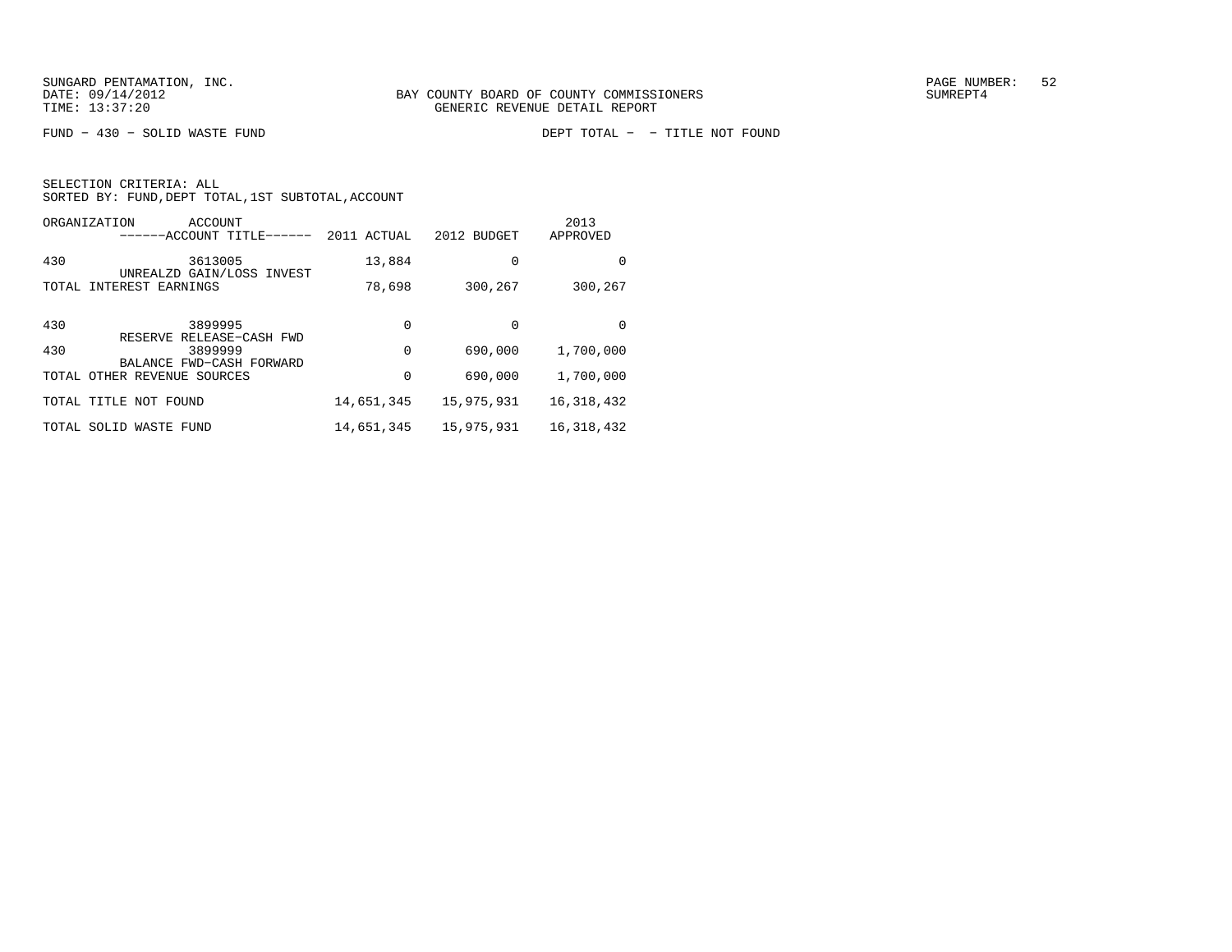SUNGARD PENTAMATION, INC.
DATE: 09/14/2012
TIME: 13:37:20

BAY COUNTY BOARD OF COUNTY COMMISSIONERS
GENERIC REVENUE DETAIL REPORT

SUMREPT4

FUND − 430 − SOLID WASTE FUND

DEPT TOTAL − − TITLE NOT FOUND

SELECTION CRITERIA: ALL
SORTED BY: FUND,DEPT TOTAL,1ST SUBTOTAL,ACCOUNT

| ORGANIZATION | ACCOUNT ------ACCOUNT TITLE------ | 2011 ACTUAL | 2012 BUDGET | 2013 APPROVED |
|---|---|---|---|---|
| 430 | 3613005 UNREALZD GAIN/LOSS INVEST | 13,884 | 0 | 0 |
| TOTAL INTEREST EARNINGS | | 78,698 | 300,267 | 300,267 |
| 430 | 3899995 RESERVE RELEASE−CASH FWD | 0 | 0 | 0 |
| 430 | 3899999 BALANCE FWD−CASH FORWARD | 0 | 690,000 | 1,700,000 |
| TOTAL OTHER REVENUE SOURCES | | 0 | 690,000 | 1,700,000 |
| TOTAL TITLE NOT FOUND | | 14,651,345 | 15,975,931 | 16,318,432 |
| TOTAL SOLID WASTE FUND | | 14,651,345 | 15,975,931 | 16,318,432 |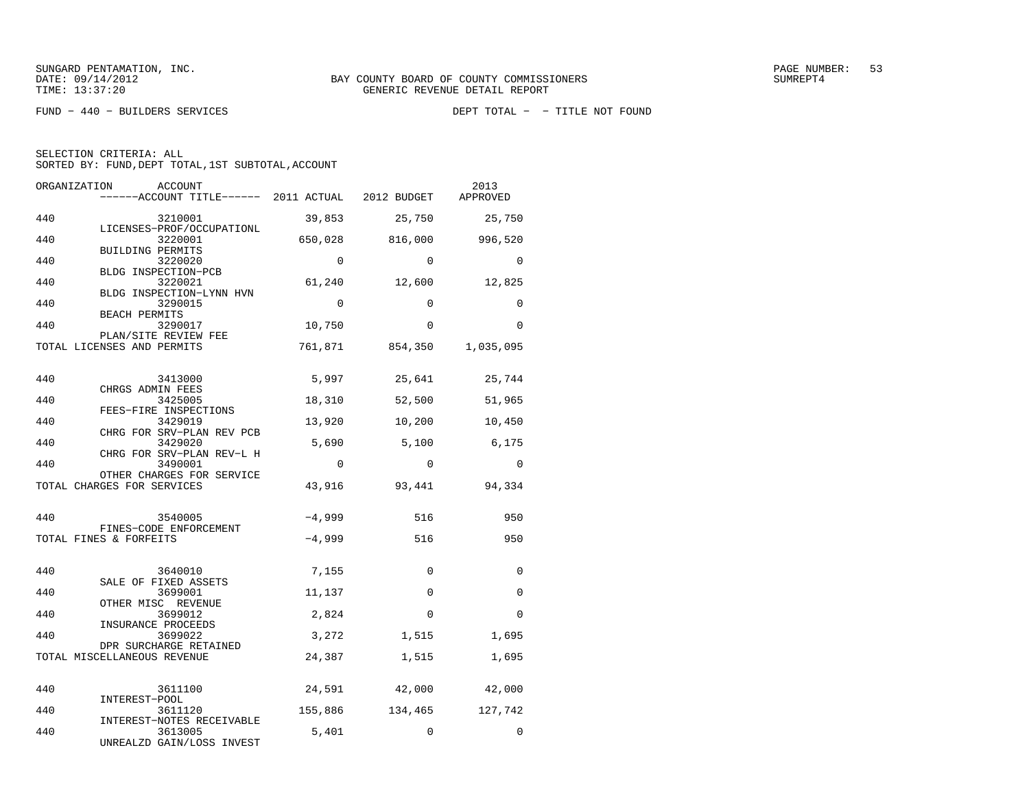SUNGARD PENTAMATION, INC.
DATE: 09/14/2012
TIME: 13:37:20

BAY COUNTY BOARD OF COUNTY COMMISSIONERS
GENERIC REVENUE DETAIL REPORT

SUMREPT4

FUND − 440 − BUILDERS SERVICES

DEPT TOTAL − − TITLE NOT FOUND

SELECTION CRITERIA: ALL
SORTED BY: FUND,DEPT TOTAL,1ST SUBTOTAL,ACCOUNT

| ORGANIZATION | ACCOUNT ------ACCOUNT TITLE------ | 2011 ACTUAL | 2012 BUDGET | 2013 APPROVED |
|---|---|---|---|---|
| 440 | 3210001 LICENSES−PROF/OCCUPATIONL | 39,853 | 25,750 | 25,750 |
| 440 | 3220001 BUILDING PERMITS | 650,028 | 816,000 | 996,520 |
| 440 | 3220020 BLDG INSPECTION−PCB | 0 | 0 | 0 |
| 440 | 3220021 BLDG INSPECTION−LYNN HVN | 61,240 | 12,600 | 12,825 |
| 440 | 3290015 BEACH PERMITS | 0 | 0 | 0 |
| 440 | 3290017 PLAN/SITE REVIEW FEE | 10,750 | 0 | 0 |
| TOTAL LICENSES AND PERMITS | | 761,871 | 854,350 | 1,035,095 |
| 440 | 3413000 CHRGS ADMIN FEES | 5,997 | 25,641 | 25,744 |
| 440 | 3425005 FEES−FIRE INSPECTIONS | 18,310 | 52,500 | 51,965 |
| 440 | 3429019 CHRG FOR SRV−PLAN REV PCB | 13,920 | 10,200 | 10,450 |
| 440 | 3429020 CHRG FOR SRV−PLAN REV−L H | 5,690 | 5,100 | 6,175 |
| 440 | 3490001 OTHER CHARGES FOR SERVICE | 0 | 0 | 0 |
| TOTAL CHARGES FOR SERVICES | | 43,916 | 93,441 | 94,334 |
| 440 | 3540005 FINES−CODE ENFORCEMENT | −4,999 | 516 | 950 |
| TOTAL FINES & FORFEITS | | −4,999 | 516 | 950 |
| 440 | 3640010 SALE OF FIXED ASSETS | 7,155 | 0 | 0 |
| 440 | 3699001 OTHER MISC REVENUE | 11,137 | 0 | 0 |
| 440 | 3699012 INSURANCE PROCEEDS | 2,824 | 0 | 0 |
| 440 | 3699022 DPR SURCHARGE RETAINED | 3,272 | 1,515 | 1,695 |
| TOTAL MISCELLANEOUS REVENUE | | 24,387 | 1,515 | 1,695 |
| 440 | 3611100 INTEREST−POOL | 24,591 | 42,000 | 42,000 |
| 440 | 3611120 INTEREST−NOTES RECEIVABLE | 155,886 | 134,465 | 127,742 |
| 440 | 3613005 UNREALZD GAIN/LOSS INVEST | 5,401 | 0 | 0 |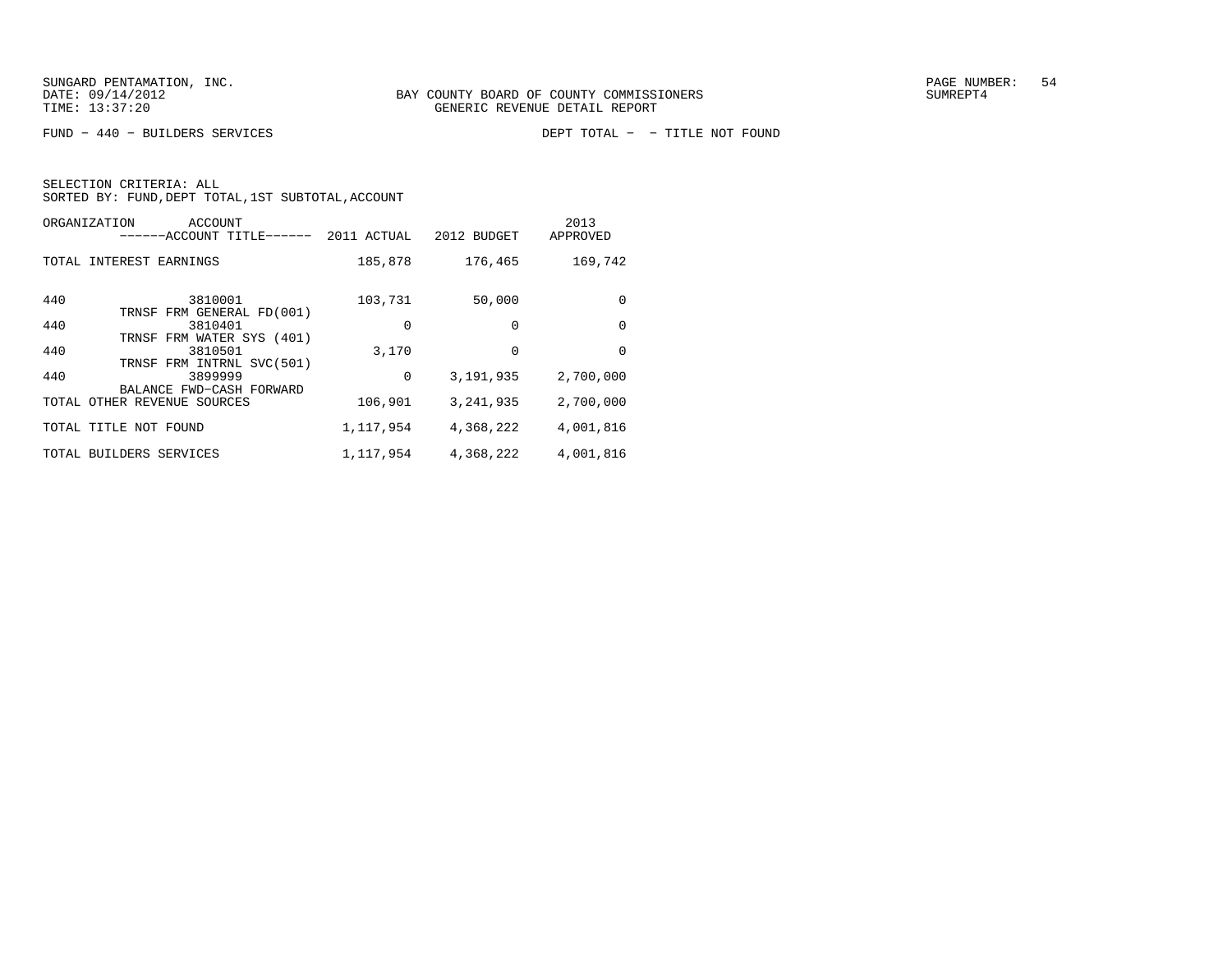SUNGARD PENTAMATION, INC.
DATE: 09/14/2012
TIME: 13:37:20

BAY COUNTY BOARD OF COUNTY COMMISSIONERS
GENERIC REVENUE DETAIL REPORT

PAGE NUMBER: 54
SUMREPT4

FUND − 440 − BUILDERS SERVICES

DEPT TOTAL − − TITLE NOT FOUND

SELECTION CRITERIA: ALL
SORTED BY: FUND,DEPT TOTAL,1ST SUBTOTAL,ACCOUNT

| ORGANIZATION | ACCOUNT ------ACCOUNT TITLE------ | 2011 ACTUAL | 2012 BUDGET | 2013 APPROVED |
|---|---|---|---|---|
| TOTAL INTEREST EARNINGS | | 185,878 | 176,465 | 169,742 |
| 440 | 3810001 TRNSF FRM GENERAL FD(001) | 103,731 | 50,000 | 0 |
| 440 | 3810401 TRNSF FRM WATER SYS (401) | 0 | 0 | 0 |
| 440 | 3810501 TRNSF FRM INTRNL SVC(501) | 3,170 | 0 | 0 |
| 440 | 3899999 BALANCE FWD−CASH FORWARD | 0 | 3,191,935 | 2,700,000 |
| TOTAL OTHER REVENUE SOURCES | | 106,901 | 3,241,935 | 2,700,000 |
| TOTAL TITLE NOT FOUND | | 1,117,954 | 4,368,222 | 4,001,816 |
| TOTAL BUILDERS SERVICES | | 1,117,954 | 4,368,222 | 4,001,816 |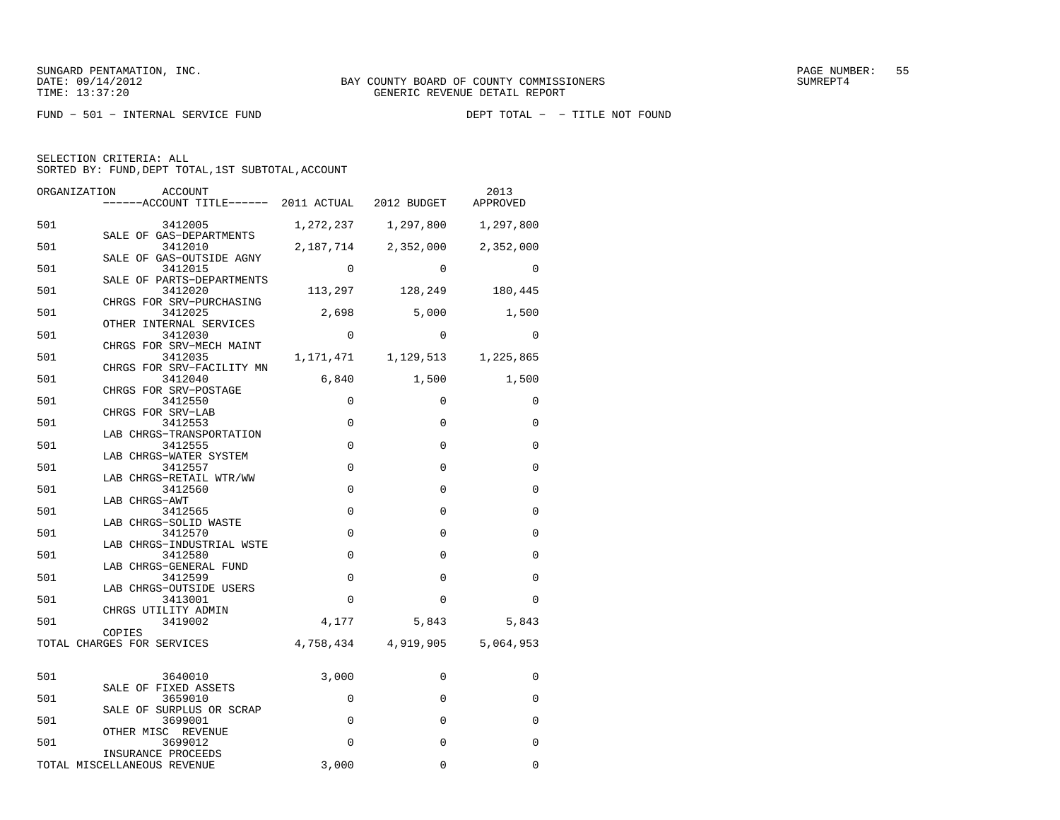SUNGARD PENTAMATION, INC.
DATE: 09/14/2012
TIME: 13:37:20

BAY COUNTY BOARD OF COUNTY COMMISSIONERS
GENERIC REVENUE DETAIL REPORT

SUMREPT4

FUND − 501 − INTERNAL SERVICE FUND

DEPT TOTAL − − TITLE NOT FOUND

SELECTION CRITERIA: ALL
SORTED BY: FUND,DEPT TOTAL,1ST SUBTOTAL,ACCOUNT

| ORGANIZATION | ACCOUNT / ACCOUNT TITLE | 2011 ACTUAL | 2012 BUDGET | 2013 APPROVED |
|---|---|---|---|---|
| 501 | 3412005 SALE OF GAS−DEPARTMENTS | 1,272,237 | 1,297,800 | 1,297,800 |
| 501 | 3412010 SALE OF GAS−OUTSIDE AGNY | 2,187,714 | 2,352,000 | 2,352,000 |
| 501 | 3412015 SALE OF PARTS−DEPARTMENTS | 0 | 0 | 0 |
| 501 | 3412020 CHRGS FOR SRV−PURCHASING | 113,297 | 128,249 | 180,445 |
| 501 | 3412025 OTHER INTERNAL SERVICES | 2,698 | 5,000 | 1,500 |
| 501 | 3412030 CHRGS FOR SRV−MECH MAINT | 0 | 0 | 0 |
| 501 | 3412035 CHRGS FOR SRV−FACILITY MN | 1,171,471 | 1,129,513 | 1,225,865 |
| 501 | 3412040 CHRGS FOR SRV−POSTAGE | 6,840 | 1,500 | 1,500 |
| 501 | 3412550 CHRGS FOR SRV−LAB | 0 | 0 | 0 |
| 501 | 3412553 LAB CHRGS−TRANSPORTATION | 0 | 0 | 0 |
| 501 | 3412555 LAB CHRGS−WATER SYSTEM | 0 | 0 | 0 |
| 501 | 3412557 LAB CHRGS−RETAIL WTR/WW | 0 | 0 | 0 |
| 501 | 3412560 LAB CHRGS−AWT | 0 | 0 | 0 |
| 501 | 3412565 LAB CHRGS−SOLID WASTE | 0 | 0 | 0 |
| 501 | 3412570 LAB CHRGS−INDUSTRIAL WSTE | 0 | 0 | 0 |
| 501 | 3412580 LAB CHRGS−GENERAL FUND | 0 | 0 | 0 |
| 501 | 3412599 LAB CHRGS−OUTSIDE USERS | 0 | 0 | 0 |
| 501 | 3413001 CHRGS UTILITY ADMIN | 0 | 0 | 0 |
| 501 | 3419002 COPIES | 4,177 | 5,843 | 5,843 |
| TOTAL CHARGES FOR SERVICES | | 4,758,434 | 4,919,905 | 5,064,953 |
| 501 | 3640010 SALE OF FIXED ASSETS | 3,000 | 0 | 0 |
| 501 | 3659010 SALE OF SURPLUS OR SCRAP | 0 | 0 | 0 |
| 501 | 3699001 OTHER MISC REVENUE | 0 | 0 | 0 |
| 501 | 3699012 INSURANCE PROCEEDS | 0 | 0 | 0 |
| TOTAL MISCELLANEOUS REVENUE | | 3,000 | 0 | 0 |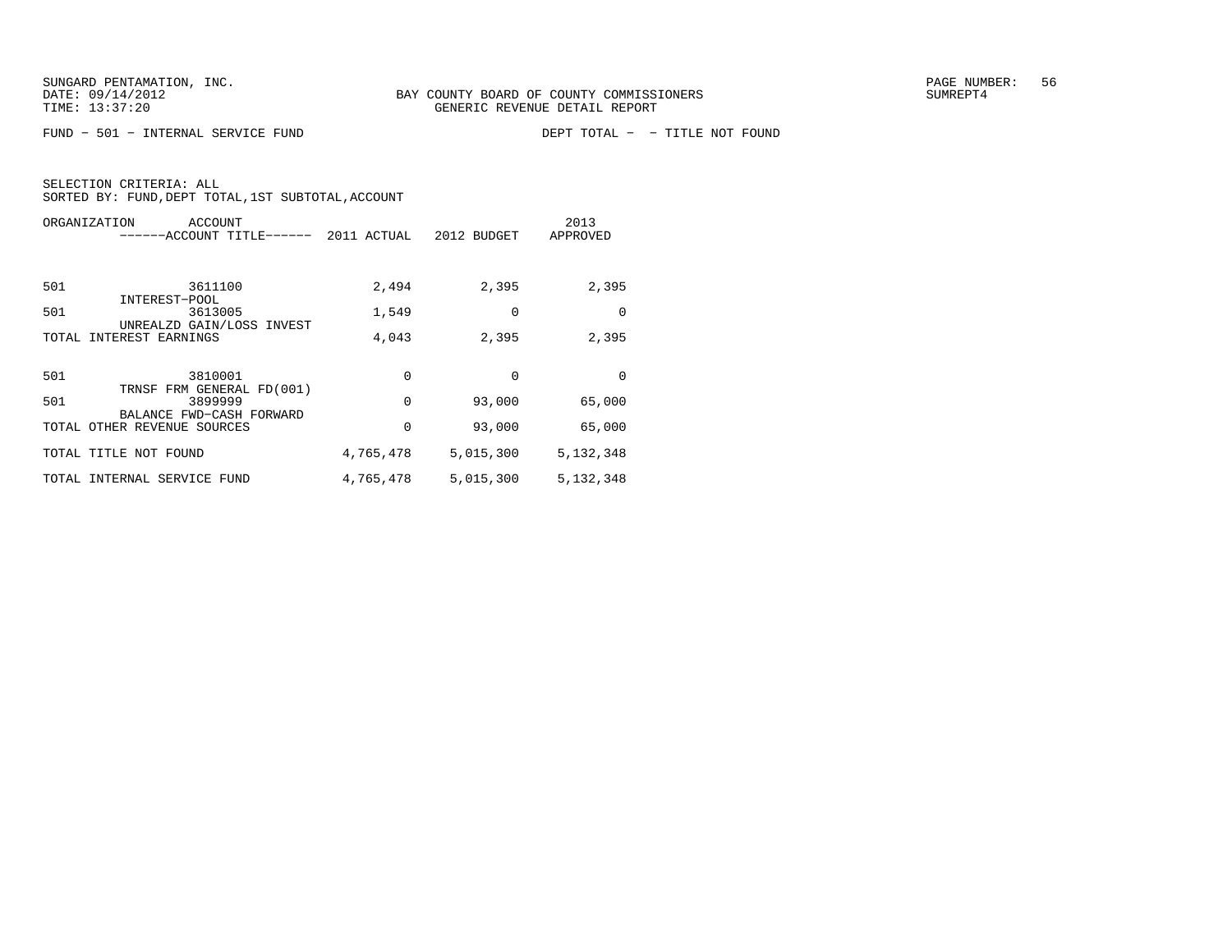SUNGARD PENTAMATION, INC.
DATE: 09/14/2012
TIME: 13:37:20

BAY COUNTY BOARD OF COUNTY COMMISSIONERS
GENERIC REVENUE DETAIL REPORT

SUMREPT4

FUND − 501 − INTERNAL SERVICE FUND    DEPT TOTAL − − TITLE NOT FOUND

SELECTION CRITERIA: ALL
SORTED BY: FUND,DEPT TOTAL,1ST SUBTOTAL,ACCOUNT

| ORGANIZATION | ACCOUNT / ------ACCOUNT TITLE------ | 2011 ACTUAL | 2012 BUDGET | 2013 APPROVED |
|---|---|---|---|---|
| 501 | 3611100 INTEREST−POOL | 2,494 | 2,395 | 2,395 |
| 501 | 3613005 UNREALZD GAIN/LOSS INVEST | 1,549 | 0 | 0 |
| TOTAL INTEREST EARNINGS | | 4,043 | 2,395 | 2,395 |
| 501 | 3810001 TRNSF FRM GENERAL FD(001) | 0 | 0 | 0 |
| 501 | 3899999 BALANCE FWD−CASH FORWARD | 0 | 93,000 | 65,000 |
| TOTAL OTHER REVENUE SOURCES | | 0 | 93,000 | 65,000 |
| TOTAL TITLE NOT FOUND | | 4,765,478 | 5,015,300 | 5,132,348 |
| TOTAL INTERNAL SERVICE FUND | | 4,765,478 | 5,015,300 | 5,132,348 |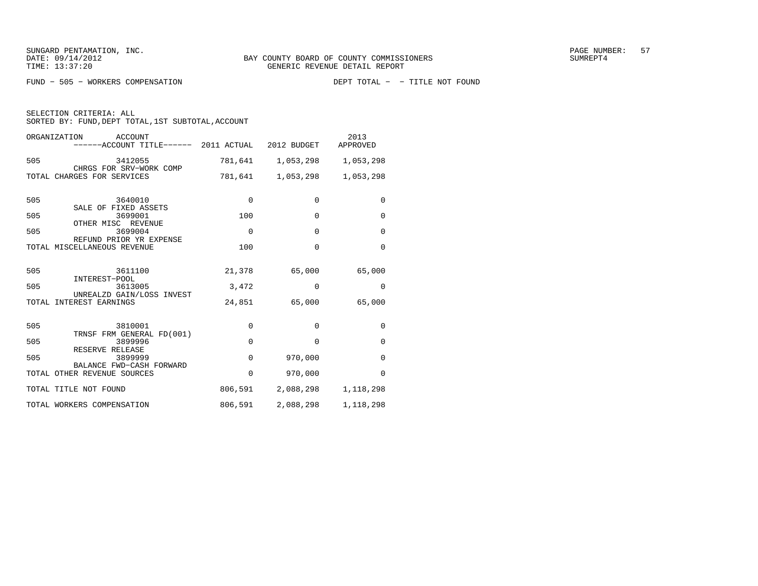BAY COUNTY BOARD OF COUNTY COMMISSIONERS
GENERIC REVENUE DETAIL REPORT

FUND − 505 − WORKERS COMPENSATION    DEPT TOTAL − − TITLE NOT FOUND

SELECTION CRITERIA: ALL
SORTED BY: FUND,DEPT TOTAL,1ST SUBTOTAL,ACCOUNT

| ORGANIZATION | ACCOUNT | ACCOUNT TITLE | 2011 ACTUAL | 2012 BUDGET | 2013 APPROVED |
|---|---|---|---|---|---|
| 505 | 3412055 | CHRGS FOR SRV−WORK COMP | 781,641 | 1,053,298 | 1,053,298 |
| TOTAL CHARGES FOR SERVICES | | | 781,641 | 1,053,298 | 1,053,298 |
| 505 | 3640010 | SALE OF FIXED ASSETS | 0 | 0 | 0 |
| 505 | 3699001 | OTHER MISC REVENUE | 100 | 0 | 0 |
| 505 | 3699004 | REFUND PRIOR YR EXPENSE | 0 | 0 | 0 |
| TOTAL MISCELLANEOUS REVENUE | | | 100 | 0 | 0 |
| 505 | 3611100 | INTEREST−POOL | 21,378 | 65,000 | 65,000 |
| 505 | 3613005 | UNREALZD GAIN/LOSS INVEST | 3,472 | 0 | 0 |
| TOTAL INTEREST EARNINGS | | | 24,851 | 65,000 | 65,000 |
| 505 | 3810001 | TRNSF FRM GENERAL FD(001) | 0 | 0 | 0 |
| 505 | 3899996 | RESERVE RELEASE | 0 | 0 | 0 |
| 505 | 3899999 | BALANCE FWD−CASH FORWARD | 0 | 970,000 | 0 |
| TOTAL OTHER REVENUE SOURCES | | | 0 | 970,000 | 0 |
| TOTAL TITLE NOT FOUND | | | 806,591 | 2,088,298 | 1,118,298 |
| TOTAL WORKERS COMPENSATION | | | 806,591 | 2,088,298 | 1,118,298 |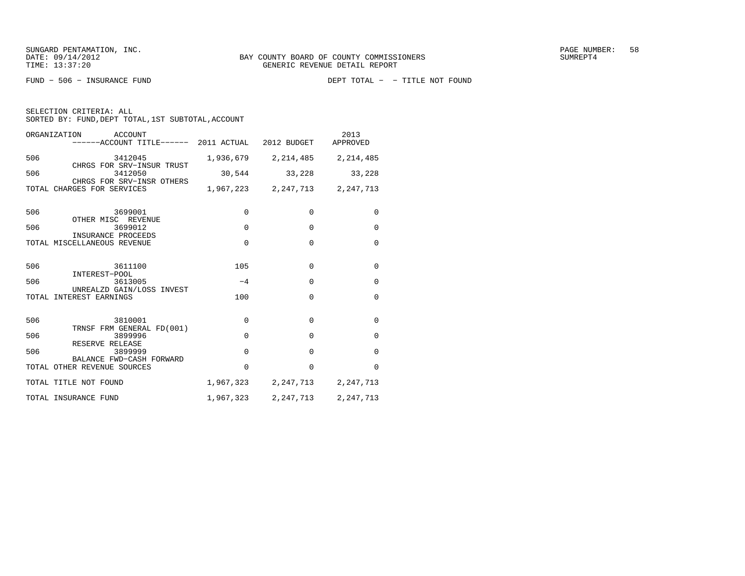SUNGARD PENTAMATION, INC.
DATE: 09/14/2012
TIME: 13:37:20

BAY COUNTY BOARD OF COUNTY COMMISSIONERS
GENERIC REVENUE DETAIL REPORT

SUMREPT4

FUND − 506 − INSURANCE FUND

DEPT TOTAL − − TITLE NOT FOUND

SELECTION CRITERIA: ALL
SORTED BY: FUND,DEPT TOTAL,1ST SUBTOTAL,ACCOUNT

| ORGANIZATION | ACCOUNT / ------ACCOUNT TITLE------ | 2011 ACTUAL | 2012 BUDGET | 2013 APPROVED |
|---|---|---|---|---|
| 506 | 3412045 CHRGS FOR SRV−INSUR TRUST | 1,936,679 | 2,214,485 | 2,214,485 |
| 506 | 3412050 CHRGS FOR SRV−INSR OTHERS | 30,544 | 33,228 | 33,228 |
| TOTAL CHARGES FOR SERVICES | | 1,967,223 | 2,247,713 | 2,247,713 |
| 506 | 3699001 OTHER MISC REVENUE | 0 | 0 | 0 |
| 506 | 3699012 INSURANCE PROCEEDS | 0 | 0 | 0 |
| TOTAL MISCELLANEOUS REVENUE | | 0 | 0 | 0 |
| 506 | 3611100 INTEREST−POOL | 105 | 0 | 0 |
| 506 | 3613005 UNREALZD GAIN/LOSS INVEST | −4 | 0 | 0 |
| TOTAL INTEREST EARNINGS | | 100 | 0 | 0 |
| 506 | 3810001 TRNSF FRM GENERAL FD(001) | 0 | 0 | 0 |
| 506 | 3899996 RESERVE RELEASE | 0 | 0 | 0 |
| 506 | 3899999 BALANCE FWD−CASH FORWARD | 0 | 0 | 0 |
| TOTAL OTHER REVENUE SOURCES | | 0 | 0 | 0 |
| TOTAL TITLE NOT FOUND | | 1,967,323 | 2,247,713 | 2,247,713 |
| TOTAL INSURANCE FUND | | 1,967,323 | 2,247,713 | 2,247,713 |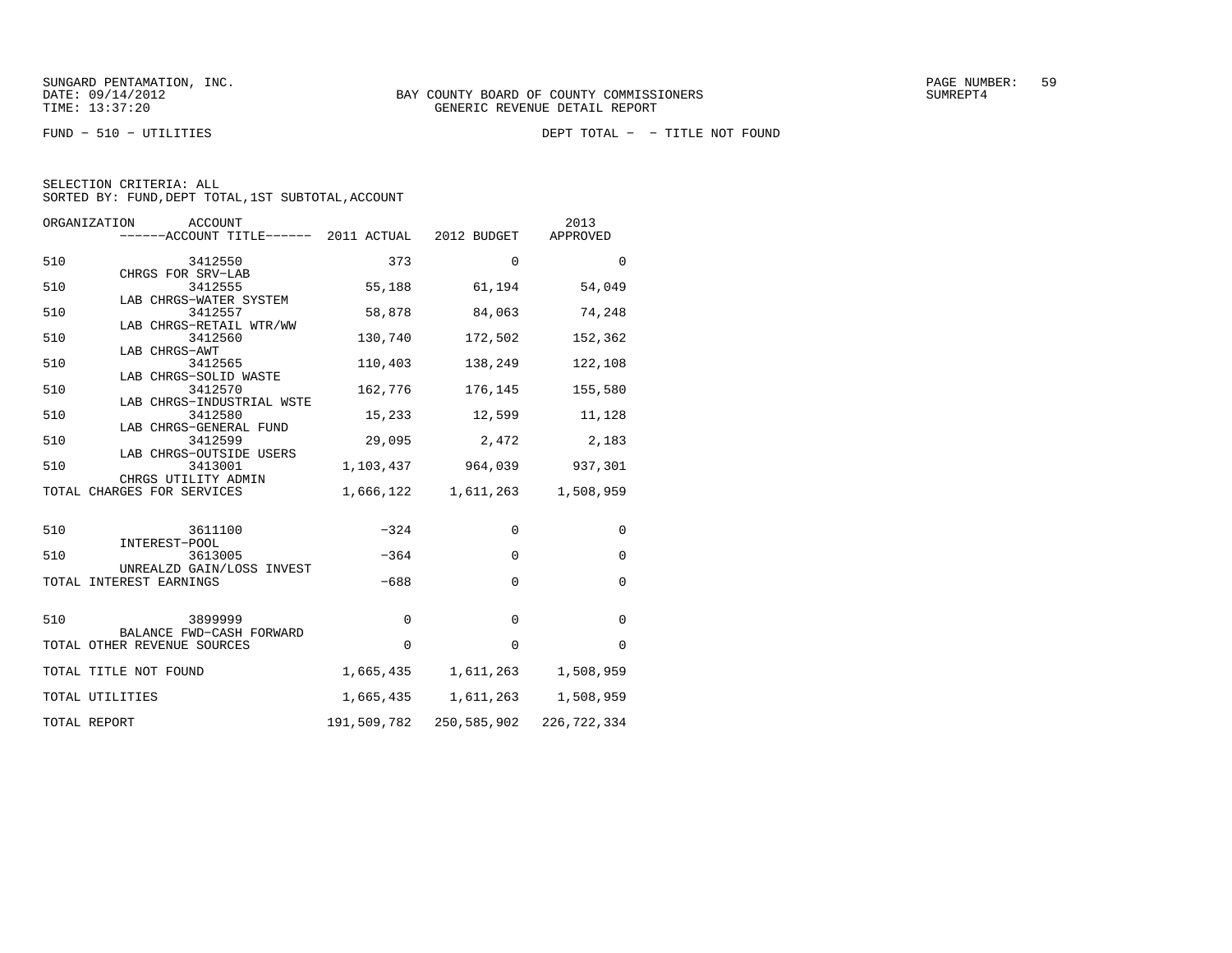SUNGARD PENTAMATION, INC.
DATE: 09/14/2012
TIME: 13:37:20

BAY COUNTY BOARD OF COUNTY COMMISSIONERS
GENERIC REVENUE DETAIL REPORT

PAGE NUMBER: 59
SUMREPT4

FUND - 510 - UTILITIES

DEPT TOTAL - - TITLE NOT FOUND

SELECTION CRITERIA: ALL
SORTED BY: FUND,DEPT TOTAL,1ST SUBTOTAL,ACCOUNT

| ORGANIZATION | ACCOUNT ------ACCOUNT TITLE------ | 2011 ACTUAL | 2012 BUDGET | 2013 APPROVED |
|---|---|---|---|---|
| 510 | 3412550 CHRGS FOR SRV-LAB | 373 | 0 | 0 |
| 510 | 3412555 LAB CHRGS-WATER SYSTEM | 55,188 | 61,194 | 54,049 |
| 510 | 3412557 LAB CHRGS-RETAIL WTR/WW | 58,878 | 84,063 | 74,248 |
| 510 | 3412560 LAB CHRGS-AWT | 130,740 | 172,502 | 152,362 |
| 510 | 3412565 LAB CHRGS-SOLID WASTE | 110,403 | 138,249 | 122,108 |
| 510 | 3412570 LAB CHRGS-INDUSTRIAL WSTE | 162,776 | 176,145 | 155,580 |
| 510 | 3412580 LAB CHRGS-GENERAL FUND | 15,233 | 12,599 | 11,128 |
| 510 | 3412599 LAB CHRGS-OUTSIDE USERS | 29,095 | 2,472 | 2,183 |
| 510 | 3413001 CHRGS UTILITY ADMIN | 1,103,437 | 964,039 | 937,301 |
| TOTAL CHARGES FOR SERVICES | | 1,666,122 | 1,611,263 | 1,508,959 |
| 510 | 3611100 INTEREST-POOL | -324 | 0 | 0 |
| 510 | 3613005 UNREALZD GAIN/LOSS INVEST | -364 | 0 | 0 |
| TOTAL INTEREST EARNINGS | | -688 | 0 | 0 |
| 510 | 3899999 BALANCE FWD-CASH FORWARD | 0 | 0 | 0 |
| TOTAL OTHER REVENUE SOURCES | | 0 | 0 | 0 |
| TOTAL TITLE NOT FOUND | | 1,665,435 | 1,611,263 | 1,508,959 |
| TOTAL UTILITIES | | 1,665,435 | 1,611,263 | 1,508,959 |
| TOTAL REPORT | | 191,509,782 | 250,585,902 | 226,722,334 |